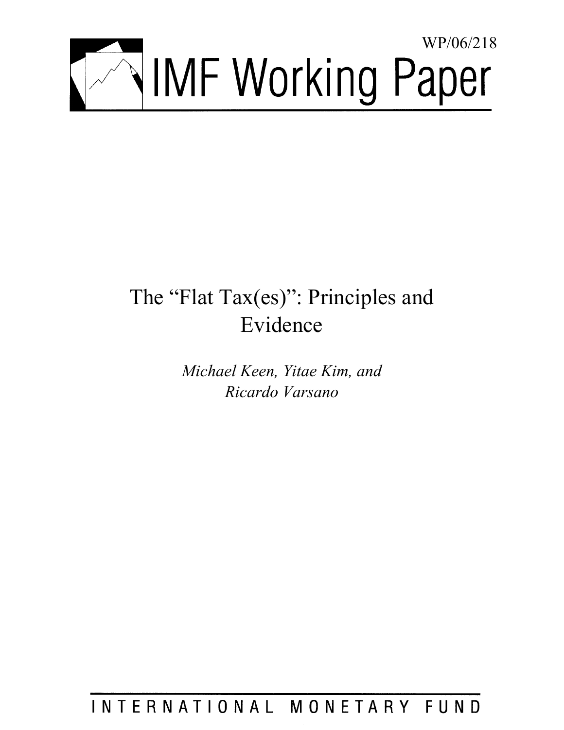WP/06/218

# IMF Working Paper

# The "Flat Tax(es)": Principles and Evidence

*Michael Keen, Yitae Kim, and Ricardo Varsano*

INTERNATIONAL MONETARY FUND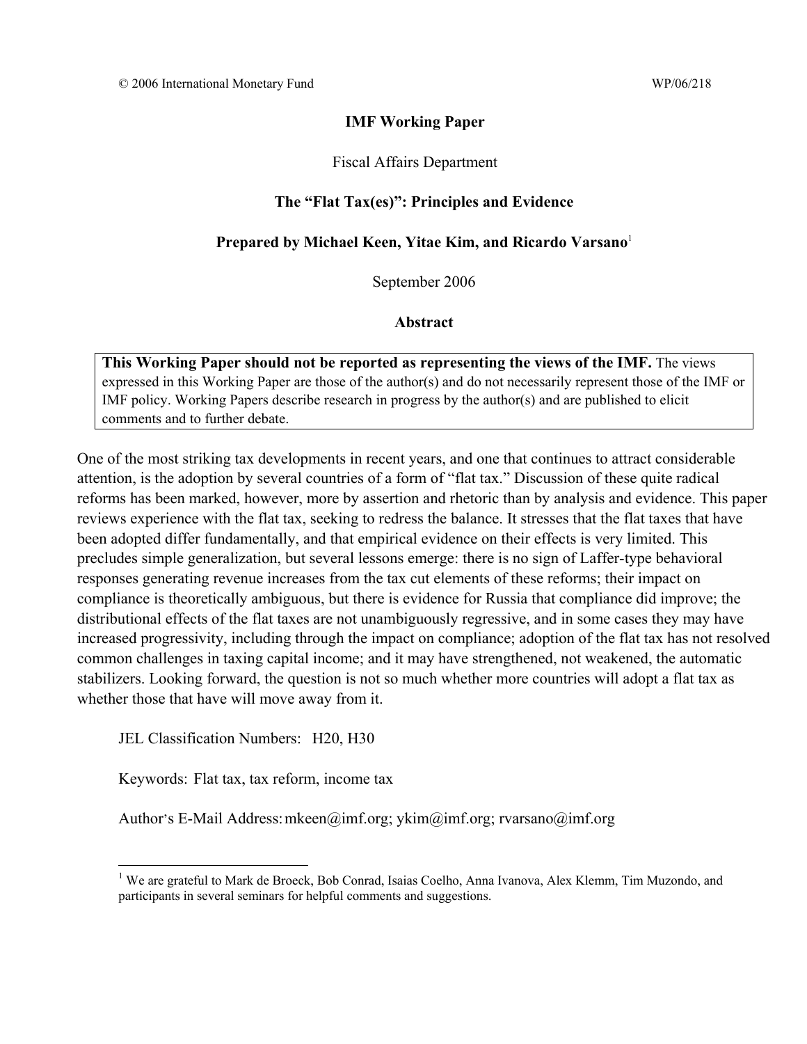© 2006 International Monetary Fund WP/06/218

**IMF Working Paper**

Fiscal Affairs Department

# The "Flat Tax(es)": Principles and Evidence

**Prepared by Michael Keen, Yitae Kim, and Ricardo Varsano**[1]

September 2006

**Abstract**

> **This Working Paper should not be reported as representing the views of the IMF.** The views expressed in this Working Paper are those of the author(s) and do not necessarily represent those of the IMF or IMF policy. Working Papers describe research in progress by the author(s) and are published to elicit comments and to further debate.

One of the most striking tax developments in recent years, and one that continues to attract considerable attention, is the adoption by several countries of a form of "flat tax." Discussion of these quite radical reforms has been marked, however, more by assertion and rhetoric than by analysis and evidence. This paper reviews experience with the flat tax, seeking to redress the balance. It stresses that the flat taxes that have been adopted differ fundamentally, and that empirical evidence on their effects is very limited. This precludes simple generalization, but several lessons emerge: there is no sign of Laffer-type behavioral responses generating revenue increases from the tax cut elements of these reforms; their impact on compliance is theoretically ambiguous, but there is evidence for Russia that compliance did improve; the distributional effects of the flat taxes are not unambiguously regressive, and in some cases they may have increased progressivity, including through the impact on compliance; adoption of the flat tax has not resolved common challenges in taxing capital income; and it may have strengthened, not weakened, the automatic stabilizers. Looking forward, the question is not so much whether more countries will adopt a flat tax as whether those that have will move away from it.

JEL Classification Numbers: H20, H30

Keywords: Flat tax, tax reform, income tax

Author's E-Mail Address: mkeen@imf.org; ykim@imf.org; rvarsano@imf.org

---

[1] We are grateful to Mark de Broeck, Bob Conrad, Isaias Coelho, Anna Ivanova, Alex Klemm, Tim Muzondo, and participants in several seminars for helpful comments and suggestions.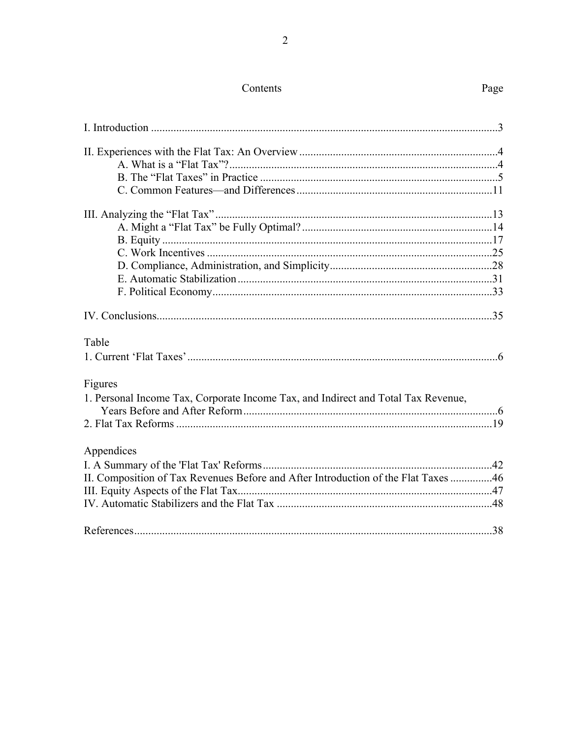# Contents

Page

I. Introduction ..........................................................................................................................3

II. Experiences with the Flat Tax: An Overview......................................................................4
- A. What is a "Flat Tax"?...............................................................................................4
- B. The "Flat Taxes" in Practice ....................................................................................5
- C. Common Features—and Differences .....................................................................11

III. Analyzing the "Flat Tax" ..................................................................................................13
- A. Might a "Flat Tax" be Fully Optimal? ...................................................................14
- B. Equity ....................................................................................................................17
- C. Work Incentives .....................................................................................................25
- D. Compliance, Administration, and Simplicity.........................................................28
- E. Automatic Stabilization ..........................................................................................31
- F. Political Economy...................................................................................................33

IV. Conclusions.......................................................................................................................35

Table

1. Current 'Flat Taxes'.............................................................................................................6

Figures

1. Personal Income Tax, Corporate Income Tax, and Indirect and Total Tax Revenue, Years Before and After Reform..........................................................................................6
2. Flat Tax Reforms ................................................................................................................19

Appendices

I. A Summary of the 'Flat Tax' Reforms.................................................................................42
II. Composition of Tax Revenues Before and After Introduction of the Flat Taxes ...............46
III. Equity Aspects of the Flat Tax..........................................................................................47
IV. Automatic Stabilizers and the Flat Tax ............................................................................48

References...............................................................................................................................38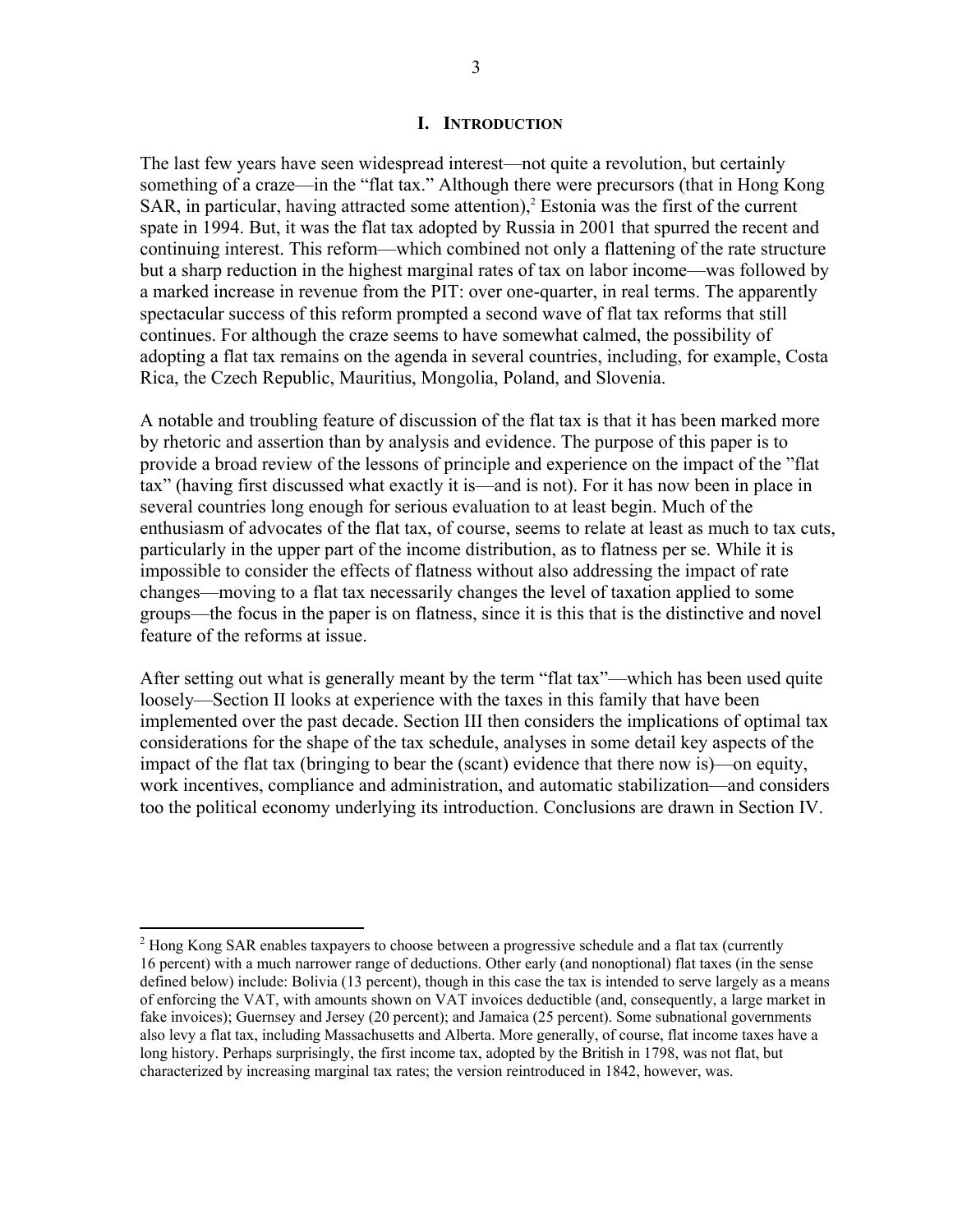## I. INTRODUCTION

The last few years have seen widespread interest—not quite a revolution, but certainly something of a craze—in the "flat tax." Although there were precursors (that in Hong Kong SAR, in particular, having attracted some attention),[2] Estonia was the first of the current spate in 1994. But, it was the flat tax adopted by Russia in 2001 that spurred the recent and continuing interest. This reform—which combined not only a flattening of the rate structure but a sharp reduction in the highest marginal rates of tax on labor income—was followed by a marked increase in revenue from the PIT: over one-quarter, in real terms. The apparently spectacular success of this reform prompted a second wave of flat tax reforms that still continues. For although the craze seems to have somewhat calmed, the possibility of adopting a flat tax remains on the agenda in several countries, including, for example, Costa Rica, the Czech Republic, Mauritius, Mongolia, Poland, and Slovenia.

A notable and troubling feature of discussion of the flat tax is that it has been marked more by rhetoric and assertion than by analysis and evidence. The purpose of this paper is to provide a broad review of the lessons of principle and experience on the impact of the "flat tax" (having first discussed what exactly it is—and is not). For it has now been in place in several countries long enough for serious evaluation to at least begin. Much of the enthusiasm of advocates of the flat tax, of course, seems to relate at least as much to tax cuts, particularly in the upper part of the income distribution, as to flatness per se. While it is impossible to consider the effects of flatness without also addressing the impact of rate changes—moving to a flat tax necessarily changes the level of taxation applied to some groups—the focus in the paper is on flatness, since it is this that is the distinctive and novel feature of the reforms at issue.

After setting out what is generally meant by the term "flat tax"—which has been used quite loosely—Section II looks at experience with the taxes in this family that have been implemented over the past decade. Section III then considers the implications of optimal tax considerations for the shape of the tax schedule, analyses in some detail key aspects of the impact of the flat tax (bringing to bear the (scant) evidence that there now is)—on equity, work incentives, compliance and administration, and automatic stabilization—and considers too the political economy underlying its introduction. Conclusions are drawn in Section IV.

[2] Hong Kong SAR enables taxpayers to choose between a progressive schedule and a flat tax (currently 16 percent) with a much narrower range of deductions. Other early (and nonoptional) flat taxes (in the sense defined below) include: Bolivia (13 percent), though in this case the tax is intended to serve largely as a means of enforcing the VAT, with amounts shown on VAT invoices deductible (and, consequently, a large market in fake invoices); Guernsey and Jersey (20 percent); and Jamaica (25 percent). Some subnational governments also levy a flat tax, including Massachusetts and Alberta. More generally, of course, flat income taxes have a long history. Perhaps surprisingly, the first income tax, adopted by the British in 1798, was not flat, but characterized by increasing marginal tax rates; the version reintroduced in 1842, however, was.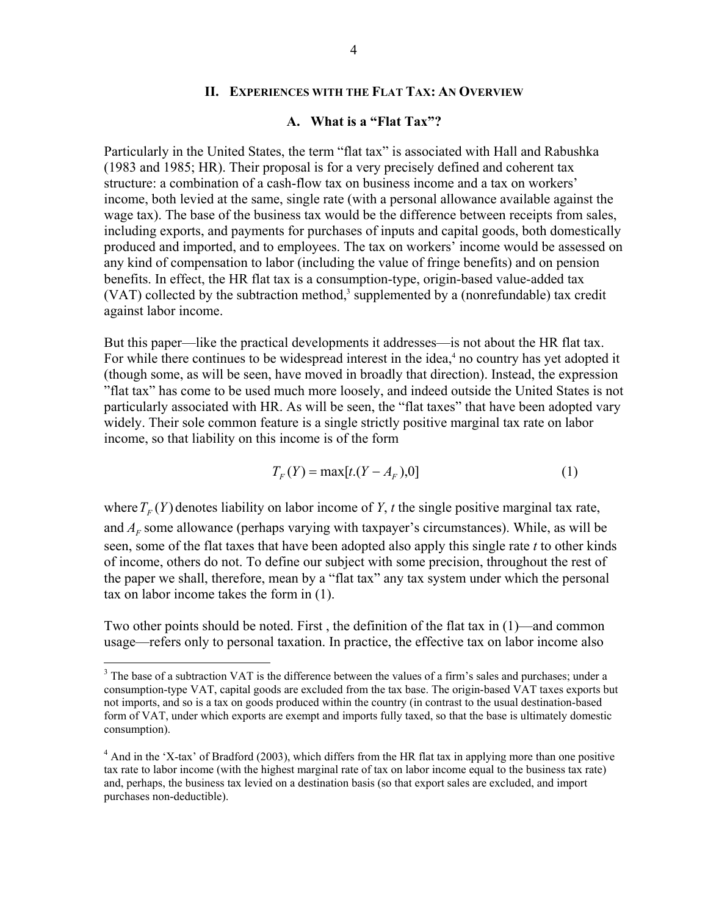## II. Experiences with the Flat Tax: An Overview

### A. What is a "Flat Tax"?

Particularly in the United States, the term "flat tax" is associated with Hall and Rabushka (1983 and 1985; HR). Their proposal is for a very precisely defined and coherent tax structure: a combination of a cash-flow tax on business income and a tax on workers' income, both levied at the same, single rate (with a personal allowance available against the wage tax). The base of the business tax would be the difference between receipts from sales, including exports, and payments for purchases of inputs and capital goods, both domestically produced and imported, and to employees. The tax on workers' income would be assessed on any kind of compensation to labor (including the value of fringe benefits) and on pension benefits. In effect, the HR flat tax is a consumption-type, origin-based value-added tax (VAT) collected by the subtraction method,[3] supplemented by a (nonrefundable) tax credit against labor income.

But this paper—like the practical developments it addresses—is not about the HR flat tax. For while there continues to be widespread interest in the idea,[4] no country has yet adopted it (though some, as will be seen, have moved in broadly that direction). Instead, the expression "flat tax" has come to be used much more loosely, and indeed outside the United States is not particularly associated with HR. As will be seen, the "flat taxes" that have been adopted vary widely. Their sole common feature is a single strictly positive marginal tax rate on labor income, so that liability on this income is of the form

$$T_F(Y) = \max[t.(Y - A_F), 0] \tag{1}$$

where $T_F(Y)$ denotes liability on labor income of $Y$, $t$ the single positive marginal tax rate, and $A_F$ some allowance (perhaps varying with taxpayer's circumstances). While, as will be seen, some of the flat taxes that have been adopted also apply this single rate $t$ to other kinds of income, others do not. To define our subject with some precision, throughout the rest of the paper we shall, therefore, mean by a "flat tax" any tax system under which the personal tax on labor income takes the form in (1).

Two other points should be noted. First , the definition of the flat tax in (1)—and common usage—refers only to personal taxation. In practice, the effective tax on labor income also

---

[3] The base of a subtraction VAT is the difference between the values of a firm's sales and purchases; under a consumption-type VAT, capital goods are excluded from the tax base. The origin-based VAT taxes exports but not imports, and so is a tax on goods produced within the country (in contrast to the usual destination-based form of VAT, under which exports are exempt and imports fully taxed, so that the base is ultimately domestic consumption).

[4] And in the 'X-tax' of Bradford (2003), which differs from the HR flat tax in applying more than one positive tax rate to labor income (with the highest marginal rate of tax on labor income equal to the business tax rate) and, perhaps, the business tax levied on a destination basis (so that export sales are excluded, and import purchases non-deductible).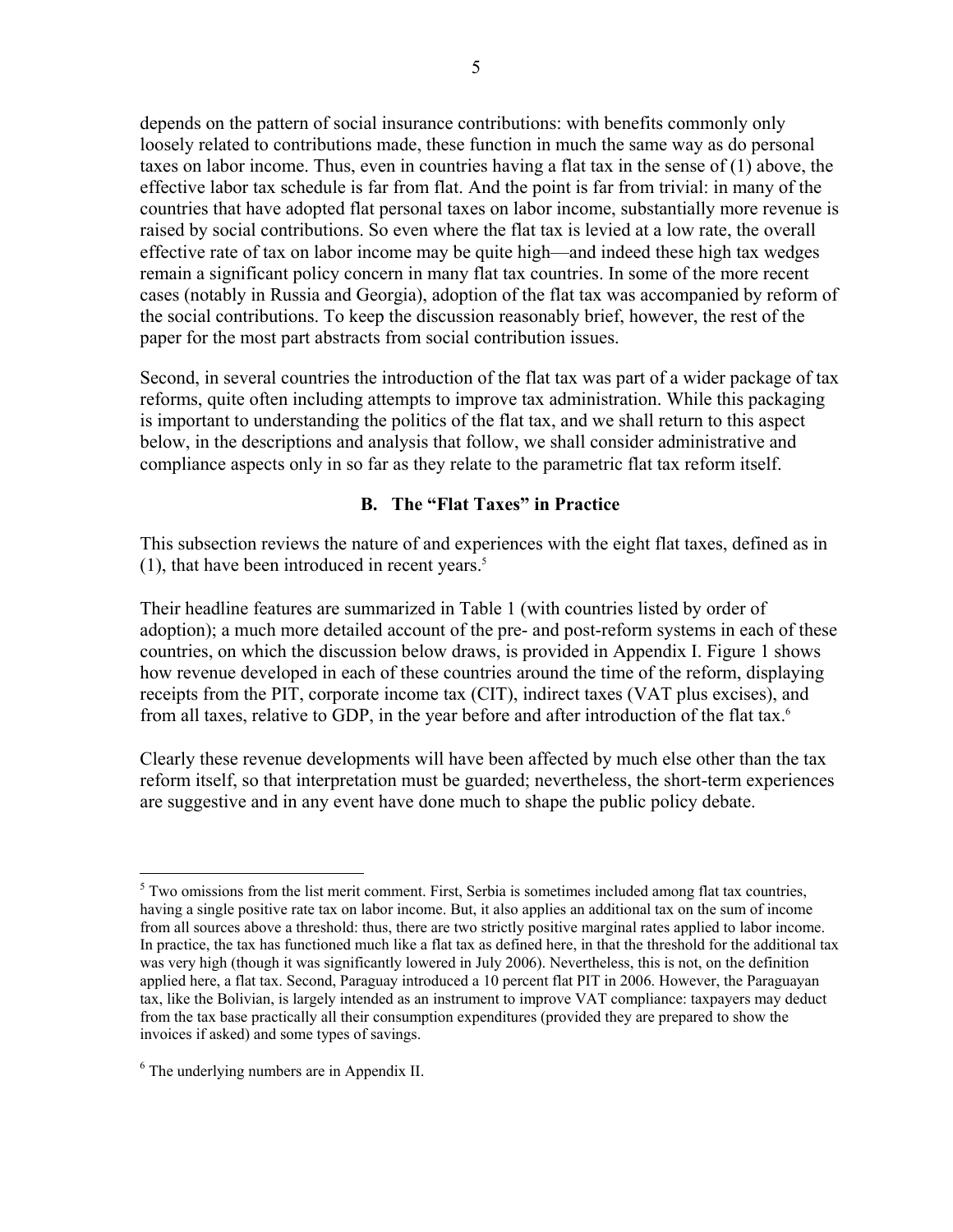depends on the pattern of social insurance contributions: with benefits commonly only loosely related to contributions made, these function in much the same way as do personal taxes on labor income. Thus, even in countries having a flat tax in the sense of (1) above, the effective labor tax schedule is far from flat. And the point is far from trivial: in many of the countries that have adopted flat personal taxes on labor income, substantially more revenue is raised by social contributions. So even where the flat tax is levied at a low rate, the overall effective rate of tax on labor income may be quite high—and indeed these high tax wedges remain a significant policy concern in many flat tax countries. In some of the more recent cases (notably in Russia and Georgia), adoption of the flat tax was accompanied by reform of the social contributions. To keep the discussion reasonably brief, however, the rest of the paper for the most part abstracts from social contribution issues.

Second, in several countries the introduction of the flat tax was part of a wider package of tax reforms, quite often including attempts to improve tax administration. While this packaging is important to understanding the politics of the flat tax, and we shall return to this aspect below, in the descriptions and analysis that follow, we shall consider administrative and compliance aspects only in so far as they relate to the parametric flat tax reform itself.

## B. The "Flat Taxes" in Practice

This subsection reviews the nature of and experiences with the eight flat taxes, defined as in (1), that have been introduced in recent years.[5]

Their headline features are summarized in Table 1 (with countries listed by order of adoption); a much more detailed account of the pre- and post-reform systems in each of these countries, on which the discussion below draws, is provided in Appendix I. Figure 1 shows how revenue developed in each of these countries around the time of the reform, displaying receipts from the PIT, corporate income tax (CIT), indirect taxes (VAT plus excises), and from all taxes, relative to GDP, in the year before and after introduction of the flat tax.[6]

Clearly these revenue developments will have been affected by much else other than the tax reform itself, so that interpretation must be guarded; nevertheless, the short-term experiences are suggestive and in any event have done much to shape the public policy debate.

---

[5] Two omissions from the list merit comment. First, Serbia is sometimes included among flat tax countries, having a single positive rate tax on labor income. But, it also applies an additional tax on the sum of income from all sources above a threshold: thus, there are two strictly positive marginal rates applied to labor income. In practice, the tax has functioned much like a flat tax as defined here, in that the threshold for the additional tax was very high (though it was significantly lowered in July 2006). Nevertheless, this is not, on the definition applied here, a flat tax. Second, Paraguay introduced a 10 percent flat PIT in 2006. However, the Paraguayan tax, like the Bolivian, is largely intended as an instrument to improve VAT compliance: taxpayers may deduct from the tax base practically all their consumption expenditures (provided they are prepared to show the invoices if asked) and some types of savings.

[6] The underlying numbers are in Appendix II.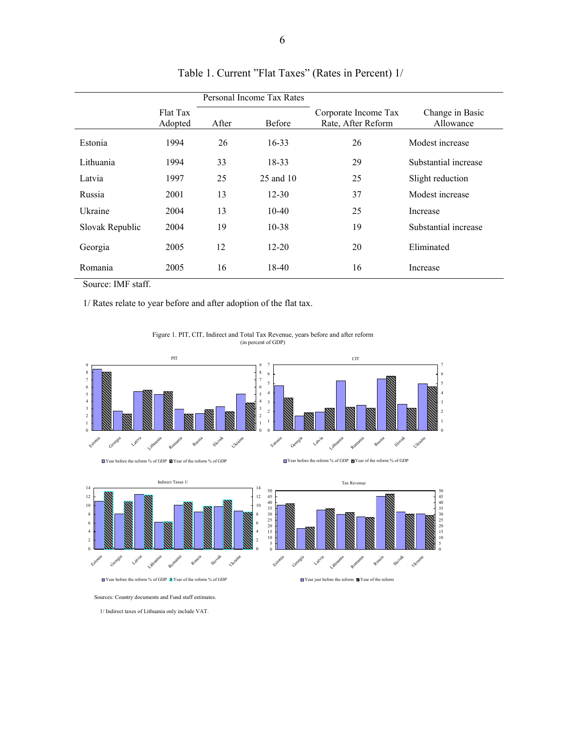Table 1. Current "Flat Taxes" (Rates in Percent) 1/

| | Flat Tax Adopted | Personal Income Tax Rates | | Corporate Income Tax Rate, After Reform | Change in Basic Allowance |
|---|---|---|---|---|---|
| | | After | Before | | |
| Estonia | 1994 | 26 | 16-33 | 26 | Modest increase |
| Lithuania | 1994 | 33 | 18-33 | 29 | Substantial increase |
| Latvia | 1997 | 25 | 25 and 10 | 25 | Slight reduction |
| Russia | 2001 | 13 | 12-30 | 37 | Modest increase |
| Ukraine | 2004 | 13 | 10-40 | 25 | Increase |
| Slovak Republic | 2004 | 19 | 10-38 | 19 | Substantial increase |
| Georgia | 2005 | 12 | 12-20 | 20 | Eliminated |
| Romania | 2005 | 16 | 18-40 | 16 | Increase |

Source: IMF staff.

1/ Rates relate to year before and after adoption of the flat tax.

Figure 1. PIT, CIT, Indirect and Total Tax Revenue, years before and after reform
(in percent of GDP)

Sources: Country documents and Fund staff estimates.

1/ Indirect taxes of Lithuania only include VAT.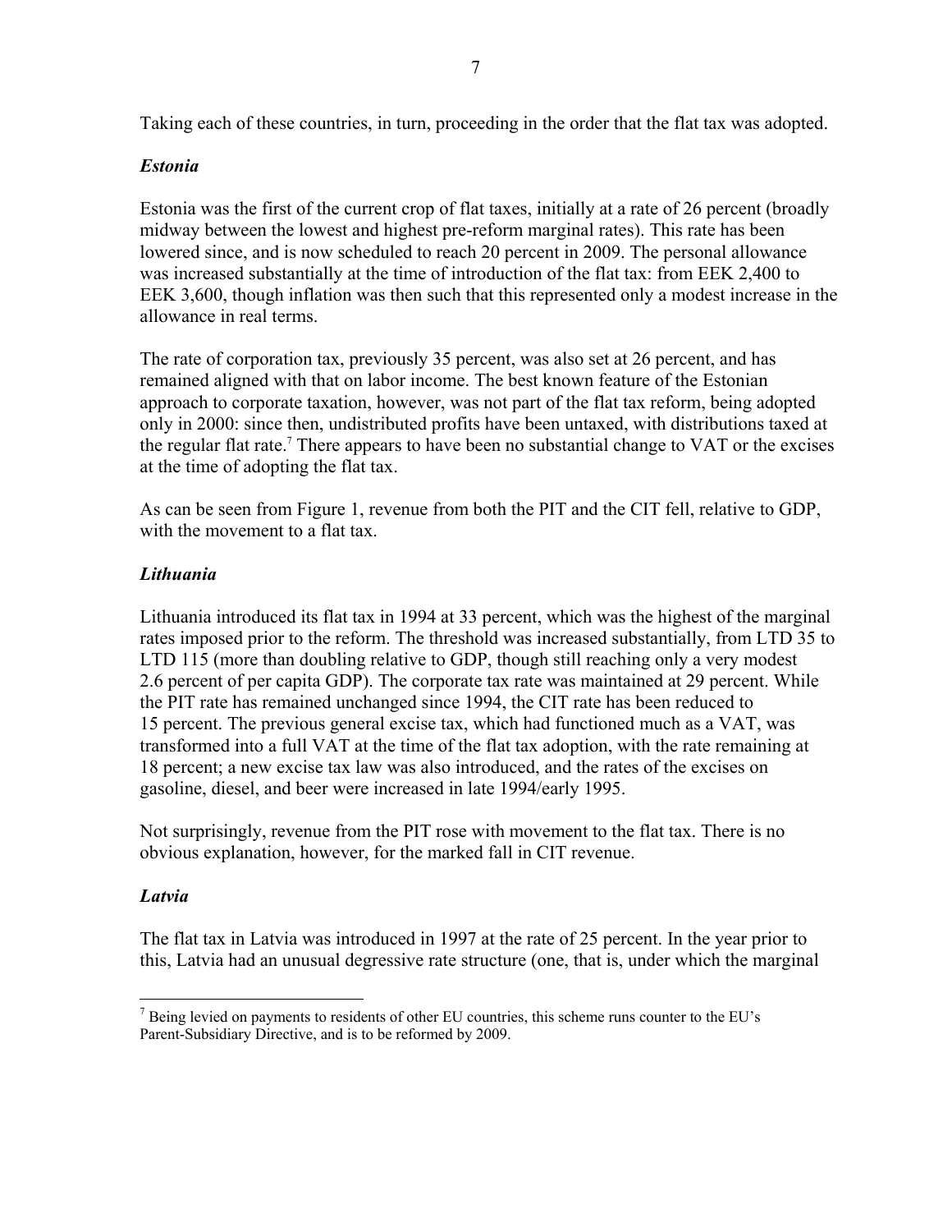Taking each of these countries, in turn, proceeding in the order that the flat tax was adopted.

### *Estonia*

Estonia was the first of the current crop of flat taxes, initially at a rate of 26 percent (broadly midway between the lowest and highest pre-reform marginal rates). This rate has been lowered since, and is now scheduled to reach 20 percent in 2009. The personal allowance was increased substantially at the time of introduction of the flat tax: from EEK 2,400 to EEK 3,600, though inflation was then such that this represented only a modest increase in the allowance in real terms.

The rate of corporation tax, previously 35 percent, was also set at 26 percent, and has remained aligned with that on labor income. The best known feature of the Estonian approach to corporate taxation, however, was not part of the flat tax reform, being adopted only in 2000: since then, undistributed profits have been untaxed, with distributions taxed at the regular flat rate.[7] There appears to have been no substantial change to VAT or the excises at the time of adopting the flat tax.

As can be seen from Figure 1, revenue from both the PIT and the CIT fell, relative to GDP, with the movement to a flat tax.

### *Lithuania*

Lithuania introduced its flat tax in 1994 at 33 percent, which was the highest of the marginal rates imposed prior to the reform. The threshold was increased substantially, from LTD 35 to LTD 115 (more than doubling relative to GDP, though still reaching only a very modest 2.6 percent of per capita GDP). The corporate tax rate was maintained at 29 percent. While the PIT rate has remained unchanged since 1994, the CIT rate has been reduced to 15 percent. The previous general excise tax, which had functioned much as a VAT, was transformed into a full VAT at the time of the flat tax adoption, with the rate remaining at 18 percent; a new excise tax law was also introduced, and the rates of the excises on gasoline, diesel, and beer were increased in late 1994/early 1995.

Not surprisingly, revenue from the PIT rose with movement to the flat tax. There is no obvious explanation, however, for the marked fall in CIT revenue.

### *Latvia*

The flat tax in Latvia was introduced in 1997 at the rate of 25 percent. In the year prior to this, Latvia had an unusual degressive rate structure (one, that is, under which the marginal

---

[7] Being levied on payments to residents of other EU countries, this scheme runs counter to the EU's Parent-Subsidiary Directive, and is to be reformed by 2009.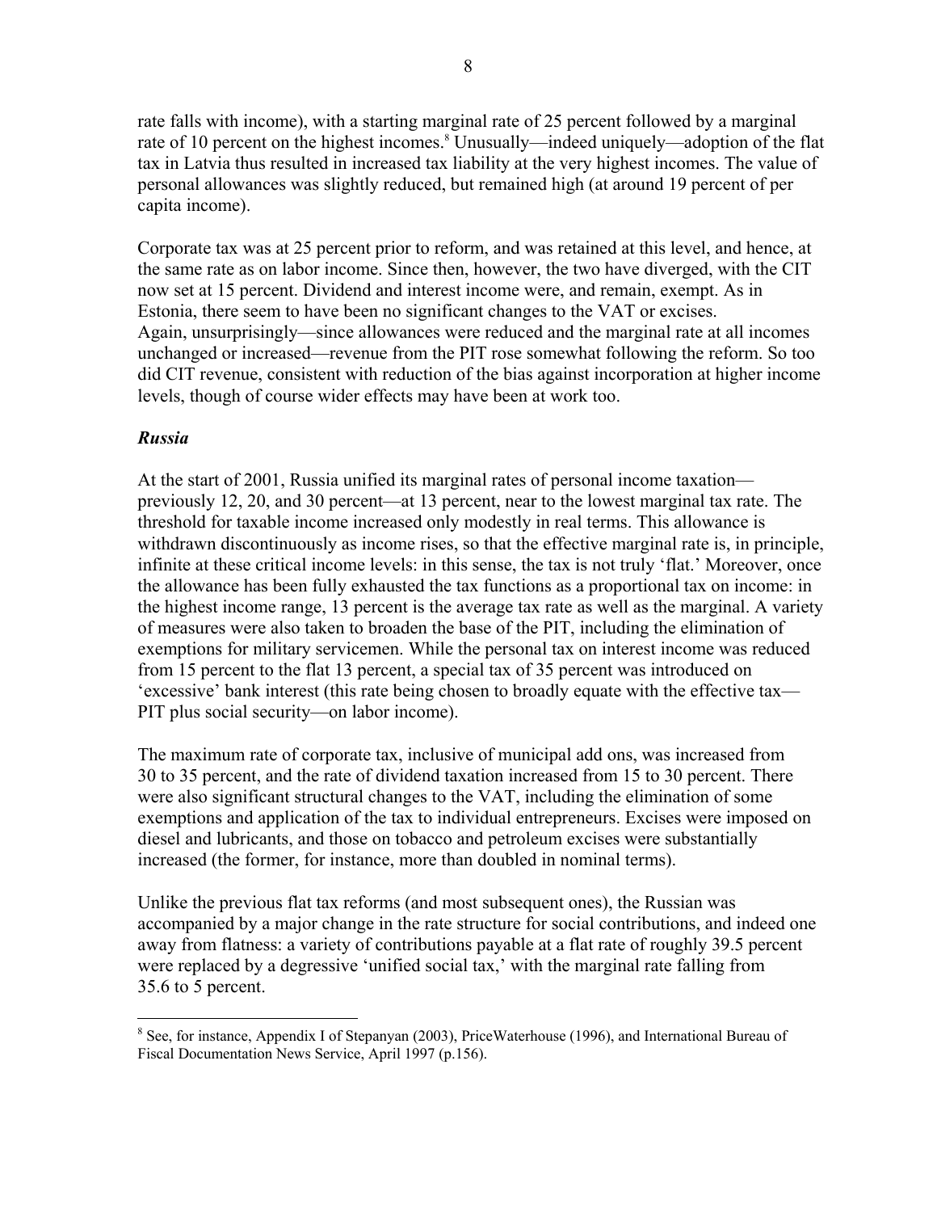rate falls with income), with a starting marginal rate of 25 percent followed by a marginal rate of 10 percent on the highest incomes.[8] Unusually—indeed uniquely—adoption of the flat tax in Latvia thus resulted in increased tax liability at the very highest incomes. The value of personal allowances was slightly reduced, but remained high (at around 19 percent of per capita income).

Corporate tax was at 25 percent prior to reform, and was retained at this level, and hence, at the same rate as on labor income. Since then, however, the two have diverged, with the CIT now set at 15 percent. Dividend and interest income were, and remain, exempt. As in Estonia, there seem to have been no significant changes to the VAT or excises. Again, unsurprisingly—since allowances were reduced and the marginal rate at all incomes unchanged or increased—revenue from the PIT rose somewhat following the reform. So too did CIT revenue, consistent with reduction of the bias against incorporation at higher income levels, though of course wider effects may have been at work too.

### *Russia*

At the start of 2001, Russia unified its marginal rates of personal income taxation—previously 12, 20, and 30 percent—at 13 percent, near to the lowest marginal tax rate. The threshold for taxable income increased only modestly in real terms. This allowance is withdrawn discontinuously as income rises, so that the effective marginal rate is, in principle, infinite at these critical income levels: in this sense, the tax is not truly 'flat.' Moreover, once the allowance has been fully exhausted the tax functions as a proportional tax on income: in the highest income range, 13 percent is the average tax rate as well as the marginal. A variety of measures were also taken to broaden the base of the PIT, including the elimination of exemptions for military servicemen. While the personal tax on interest income was reduced from 15 percent to the flat 13 percent, a special tax of 35 percent was introduced on 'excessive' bank interest (this rate being chosen to broadly equate with the effective tax—PIT plus social security—on labor income).

The maximum rate of corporate tax, inclusive of municipal add ons, was increased from 30 to 35 percent, and the rate of dividend taxation increased from 15 to 30 percent. There were also significant structural changes to the VAT, including the elimination of some exemptions and application of the tax to individual entrepreneurs. Excises were imposed on diesel and lubricants, and those on tobacco and petroleum excises were substantially increased (the former, for instance, more than doubled in nominal terms).

Unlike the previous flat tax reforms (and most subsequent ones), the Russian was accompanied by a major change in the rate structure for social contributions, and indeed one away from flatness: a variety of contributions payable at a flat rate of roughly 39.5 percent were replaced by a degressive 'unified social tax,' with the marginal rate falling from 35.6 to 5 percent.

---

[8] See, for instance, Appendix I of Stepanyan (2003), PriceWaterhouse (1996), and International Bureau of Fiscal Documentation News Service, April 1997 (p.156).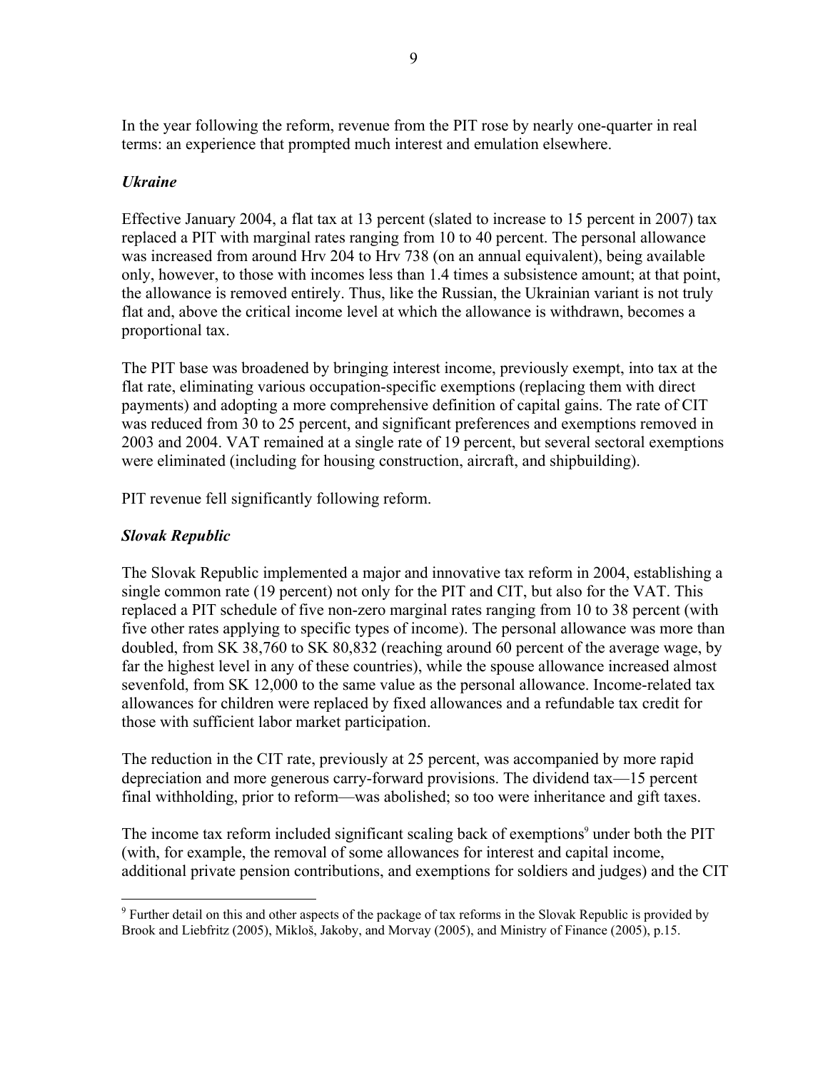In the year following the reform, revenue from the PIT rose by nearly one-quarter in real terms: an experience that prompted much interest and emulation elsewhere.

### *Ukraine*

Effective January 2004, a flat tax at 13 percent (slated to increase to 15 percent in 2007) tax replaced a PIT with marginal rates ranging from 10 to 40 percent. The personal allowance was increased from around Hrv 204 to Hrv 738 (on an annual equivalent), being available only, however, to those with incomes less than 1.4 times a subsistence amount; at that point, the allowance is removed entirely. Thus, like the Russian, the Ukrainian variant is not truly flat and, above the critical income level at which the allowance is withdrawn, becomes a proportional tax.

The PIT base was broadened by bringing interest income, previously exempt, into tax at the flat rate, eliminating various occupation-specific exemptions (replacing them with direct payments) and adopting a more comprehensive definition of capital gains. The rate of CIT was reduced from 30 to 25 percent, and significant preferences and exemptions removed in 2003 and 2004. VAT remained at a single rate of 19 percent, but several sectoral exemptions were eliminated (including for housing construction, aircraft, and shipbuilding).

PIT revenue fell significantly following reform.

### *Slovak Republic*

The Slovak Republic implemented a major and innovative tax reform in 2004, establishing a single common rate (19 percent) not only for the PIT and CIT, but also for the VAT. This replaced a PIT schedule of five non-zero marginal rates ranging from 10 to 38 percent (with five other rates applying to specific types of income). The personal allowance was more than doubled, from SK 38,760 to SK 80,832 (reaching around 60 percent of the average wage, by far the highest level in any of these countries), while the spouse allowance increased almost sevenfold, from SK 12,000 to the same value as the personal allowance. Income-related tax allowances for children were replaced by fixed allowances and a refundable tax credit for those with sufficient labor market participation.

The reduction in the CIT rate, previously at 25 percent, was accompanied by more rapid depreciation and more generous carry-forward provisions. The dividend tax—15 percent final withholding, prior to reform—was abolished; so too were inheritance and gift taxes.

The income tax reform included significant scaling back of exemptions[9] under both the PIT (with, for example, the removal of some allowances for interest and capital income, additional private pension contributions, and exemptions for soldiers and judges) and the CIT

---

[9] Further detail on this and other aspects of the package of tax reforms in the Slovak Republic is provided by Brook and Liebfritz (2005), Mikloš, Jakoby, and Morvay (2005), and Ministry of Finance (2005), p.15.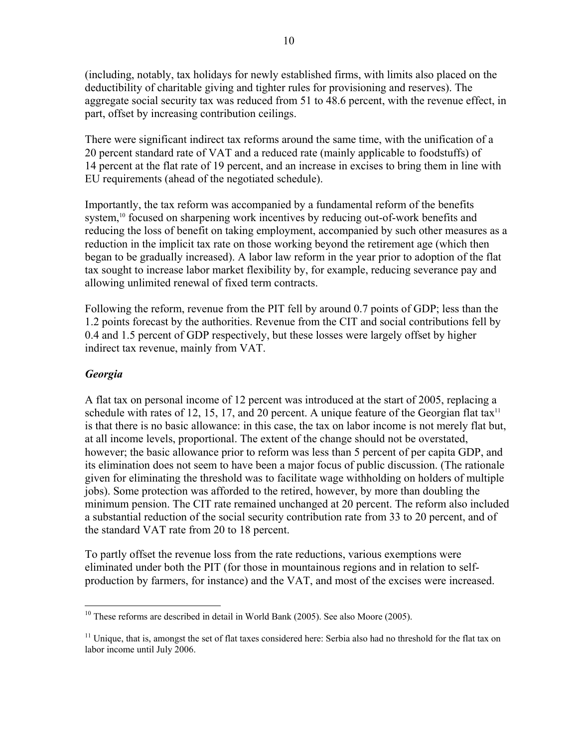(including, notably, tax holidays for newly established firms, with limits also placed on the deductibility of charitable giving and tighter rules for provisioning and reserves). The aggregate social security tax was reduced from 51 to 48.6 percent, with the revenue effect, in part, offset by increasing contribution ceilings.

There were significant indirect tax reforms around the same time, with the unification of a 20 percent standard rate of VAT and a reduced rate (mainly applicable to foodstuffs) of 14 percent at the flat rate of 19 percent, and an increase in excises to bring them in line with EU requirements (ahead of the negotiated schedule).

Importantly, the tax reform was accompanied by a fundamental reform of the benefits system,[10] focused on sharpening work incentives by reducing out-of-work benefits and reducing the loss of benefit on taking employment, accompanied by such other measures as a reduction in the implicit tax rate on those working beyond the retirement age (which then began to be gradually increased). A labor law reform in the year prior to adoption of the flat tax sought to increase labor market flexibility by, for example, reducing severance pay and allowing unlimited renewal of fixed term contracts.

Following the reform, revenue from the PIT fell by around 0.7 points of GDP; less than the 1.2 points forecast by the authorities. Revenue from the CIT and social contributions fell by 0.4 and 1.5 percent of GDP respectively, but these losses were largely offset by higher indirect tax revenue, mainly from VAT.

### *Georgia*

A flat tax on personal income of 12 percent was introduced at the start of 2005, replacing a schedule with rates of 12, 15, 17, and 20 percent. A unique feature of the Georgian flat tax[11] is that there is no basic allowance: in this case, the tax on labor income is not merely flat but, at all income levels, proportional. The extent of the change should not be overstated, however; the basic allowance prior to reform was less than 5 percent of per capita GDP, and its elimination does not seem to have been a major focus of public discussion. (The rationale given for eliminating the threshold was to facilitate wage withholding on holders of multiple jobs). Some protection was afforded to the retired, however, by more than doubling the minimum pension. The CIT rate remained unchanged at 20 percent. The reform also included a substantial reduction of the social security contribution rate from 33 to 20 percent, and of the standard VAT rate from 20 to 18 percent.

To partly offset the revenue loss from the rate reductions, various exemptions were eliminated under both the PIT (for those in mountainous regions and in relation to self-production by farmers, for instance) and the VAT, and most of the excises were increased.

---

[10] These reforms are described in detail in World Bank (2005). See also Moore (2005).

[11] Unique, that is, amongst the set of flat taxes considered here: Serbia also had no threshold for the flat tax on labor income until July 2006.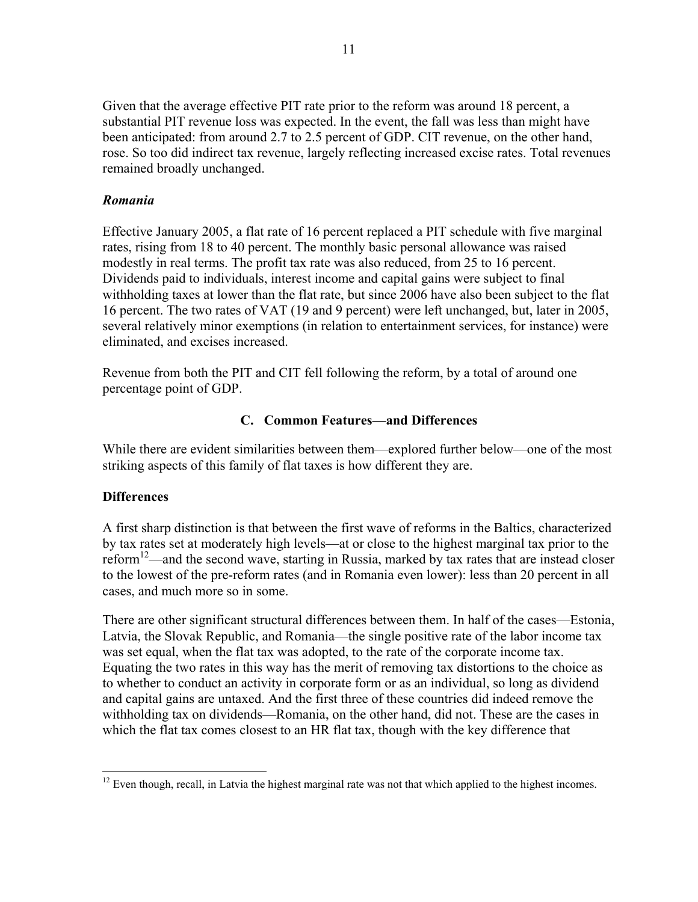Given that the average effective PIT rate prior to the reform was around 18 percent, a substantial PIT revenue loss was expected. In the event, the fall was less than might have been anticipated: from around 2.7 to 2.5 percent of GDP. CIT revenue, on the other hand, rose. So too did indirect tax revenue, largely reflecting increased excise rates. Total revenues remained broadly unchanged.

### *Romania*

Effective January 2005, a flat rate of 16 percent replaced a PIT schedule with five marginal rates, rising from 18 to 40 percent. The monthly basic personal allowance was raised modestly in real terms. The profit tax rate was also reduced, from 25 to 16 percent. Dividends paid to individuals, interest income and capital gains were subject to final withholding taxes at lower than the flat rate, but since 2006 have also been subject to the flat 16 percent. The two rates of VAT (19 and 9 percent) were left unchanged, but, later in 2005, several relatively minor exemptions (in relation to entertainment services, for instance) were eliminated, and excises increased.

Revenue from both the PIT and CIT fell following the reform, by a total of around one percentage point of GDP.

## C. Common Features—and Differences

While there are evident similarities between them—explored further below—one of the most striking aspects of this family of flat taxes is how different they are.

### Differences

A first sharp distinction is that between the first wave of reforms in the Baltics, characterized by tax rates set at moderately high levels—at or close to the highest marginal tax prior to the reform[12]—and the second wave, starting in Russia, marked by tax rates that are instead closer to the lowest of the pre-reform rates (and in Romania even lower): less than 20 percent in all cases, and much more so in some.

There are other significant structural differences between them. In half of the cases—Estonia, Latvia, the Slovak Republic, and Romania—the single positive rate of the labor income tax was set equal, when the flat tax was adopted, to the rate of the corporate income tax. Equating the two rates in this way has the merit of removing tax distortions to the choice as to whether to conduct an activity in corporate form or as an individual, so long as dividend and capital gains are untaxed. And the first three of these countries did indeed remove the withholding tax on dividends—Romania, on the other hand, did not. These are the cases in which the flat tax comes closest to an HR flat tax, though with the key difference that

[12] Even though, recall, in Latvia the highest marginal rate was not that which applied to the highest incomes.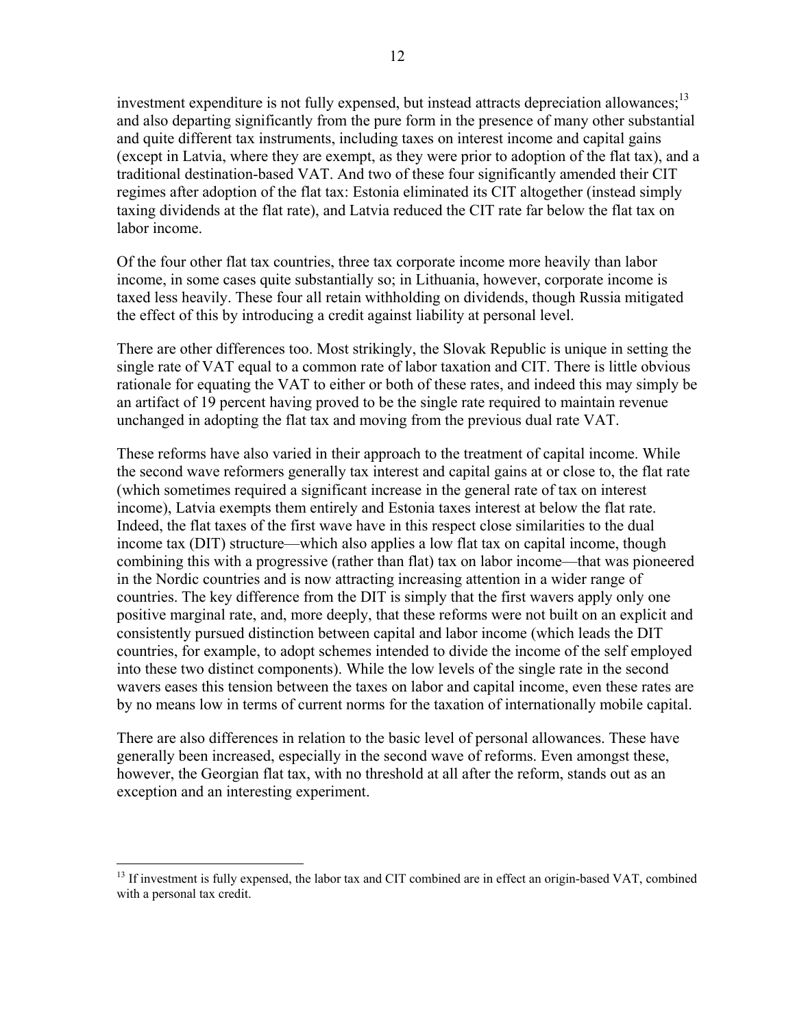investment expenditure is not fully expensed, but instead attracts depreciation allowances;[13] and also departing significantly from the pure form in the presence of many other substantial and quite different tax instruments, including taxes on interest income and capital gains (except in Latvia, where they are exempt, as they were prior to adoption of the flat tax), and a traditional destination-based VAT. And two of these four significantly amended their CIT regimes after adoption of the flat tax: Estonia eliminated its CIT altogether (instead simply taxing dividends at the flat rate), and Latvia reduced the CIT rate far below the flat tax on labor income.

Of the four other flat tax countries, three tax corporate income more heavily than labor income, in some cases quite substantially so; in Lithuania, however, corporate income is taxed less heavily. These four all retain withholding on dividends, though Russia mitigated the effect of this by introducing a credit against liability at personal level.

There are other differences too. Most strikingly, the Slovak Republic is unique in setting the single rate of VAT equal to a common rate of labor taxation and CIT. There is little obvious rationale for equating the VAT to either or both of these rates, and indeed this may simply be an artifact of 19 percent having proved to be the single rate required to maintain revenue unchanged in adopting the flat tax and moving from the previous dual rate VAT.

These reforms have also varied in their approach to the treatment of capital income. While the second wave reformers generally tax interest and capital gains at or close to, the flat rate (which sometimes required a significant increase in the general rate of tax on interest income), Latvia exempts them entirely and Estonia taxes interest at below the flat rate. Indeed, the flat taxes of the first wave have in this respect close similarities to the dual income tax (DIT) structure—which also applies a low flat tax on capital income, though combining this with a progressive (rather than flat) tax on labor income—that was pioneered in the Nordic countries and is now attracting increasing attention in a wider range of countries. The key difference from the DIT is simply that the first wavers apply only one positive marginal rate, and, more deeply, that these reforms were not built on an explicit and consistently pursued distinction between capital and labor income (which leads the DIT countries, for example, to adopt schemes intended to divide the income of the self employed into these two distinct components). While the low levels of the single rate in the second wavers eases this tension between the taxes on labor and capital income, even these rates are by no means low in terms of current norms for the taxation of internationally mobile capital.

There are also differences in relation to the basic level of personal allowances. These have generally been increased, especially in the second wave of reforms. Even amongst these, however, the Georgian flat tax, with no threshold at all after the reform, stands out as an exception and an interesting experiment.

[13] If investment is fully expensed, the labor tax and CIT combined are in effect an origin-based VAT, combined with a personal tax credit.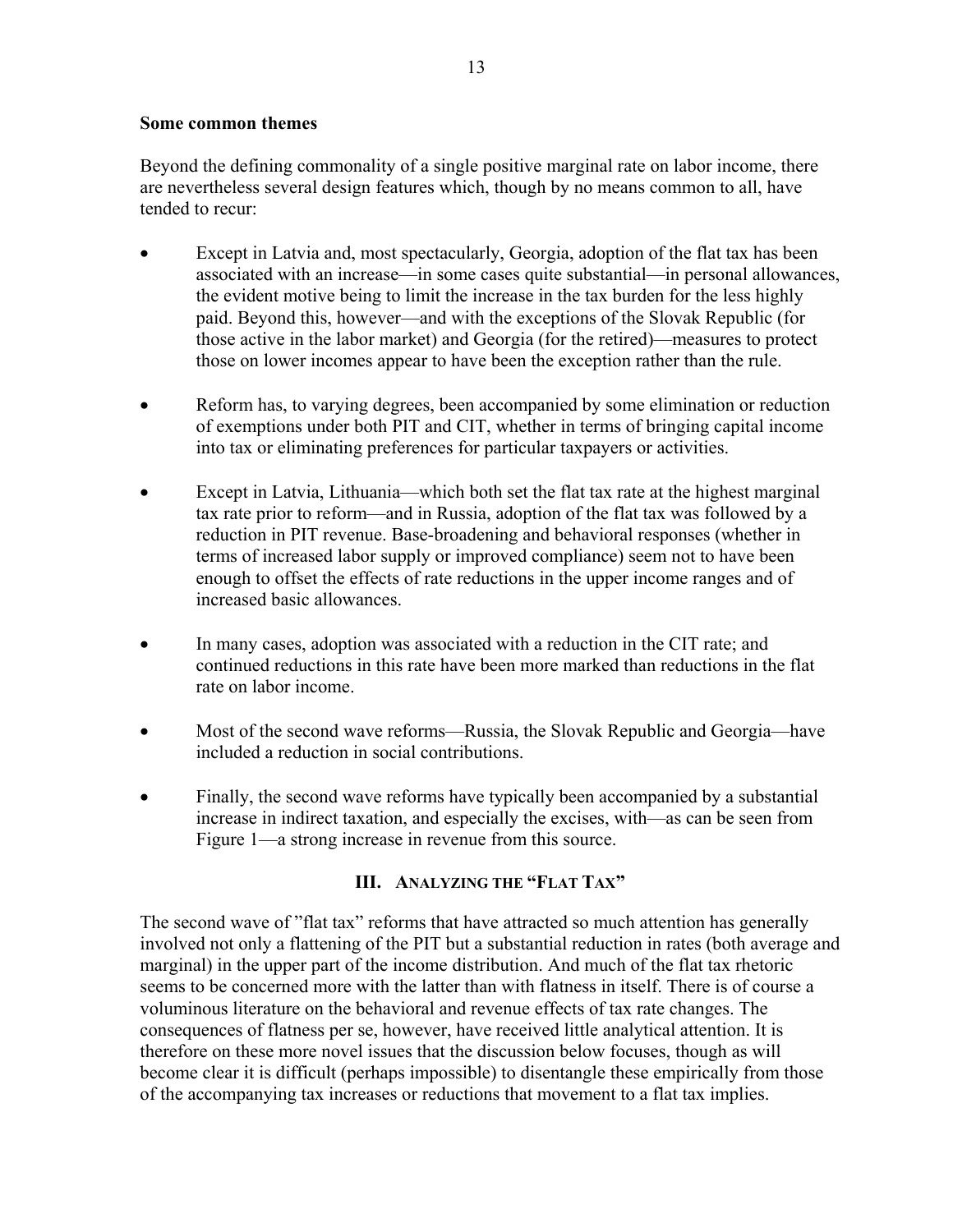**Some common themes**

Beyond the defining commonality of a single positive marginal rate on labor income, there are nevertheless several design features which, though by no means common to all, have tended to recur:

- Except in Latvia and, most spectacularly, Georgia, adoption of the flat tax has been associated with an increase—in some cases quite substantial—in personal allowances, the evident motive being to limit the increase in the tax burden for the less highly paid. Beyond this, however—and with the exceptions of the Slovak Republic (for those active in the labor market) and Georgia (for the retired)—measures to protect those on lower incomes appear to have been the exception rather than the rule.

- Reform has, to varying degrees, been accompanied by some elimination or reduction of exemptions under both PIT and CIT, whether in terms of bringing capital income into tax or eliminating preferences for particular taxpayers or activities.

- Except in Latvia, Lithuania—which both set the flat tax rate at the highest marginal tax rate prior to reform—and in Russia, adoption of the flat tax was followed by a reduction in PIT revenue. Base-broadening and behavioral responses (whether in terms of increased labor supply or improved compliance) seem not to have been enough to offset the effects of rate reductions in the upper income ranges and of increased basic allowances.

- In many cases, adoption was associated with a reduction in the CIT rate; and continued reductions in this rate have been more marked than reductions in the flat rate on labor income.

- Most of the second wave reforms—Russia, the Slovak Republic and Georgia—have included a reduction in social contributions.

- Finally, the second wave reforms have typically been accompanied by a substantial increase in indirect taxation, and especially the excises, with—as can be seen from Figure 1—a strong increase in revenue from this source.

## III. Analyzing the "Flat Tax"

The second wave of "flat tax" reforms that have attracted so much attention has generally involved not only a flattening of the PIT but a substantial reduction in rates (both average and marginal) in the upper part of the income distribution. And much of the flat tax rhetoric seems to be concerned more with the latter than with flatness in itself. There is of course a voluminous literature on the behavioral and revenue effects of tax rate changes. The consequences of flatness per se, however, have received little analytical attention. It is therefore on these more novel issues that the discussion below focuses, though as will become clear it is difficult (perhaps impossible) to disentangle these empirically from those of the accompanying tax increases or reductions that movement to a flat tax implies.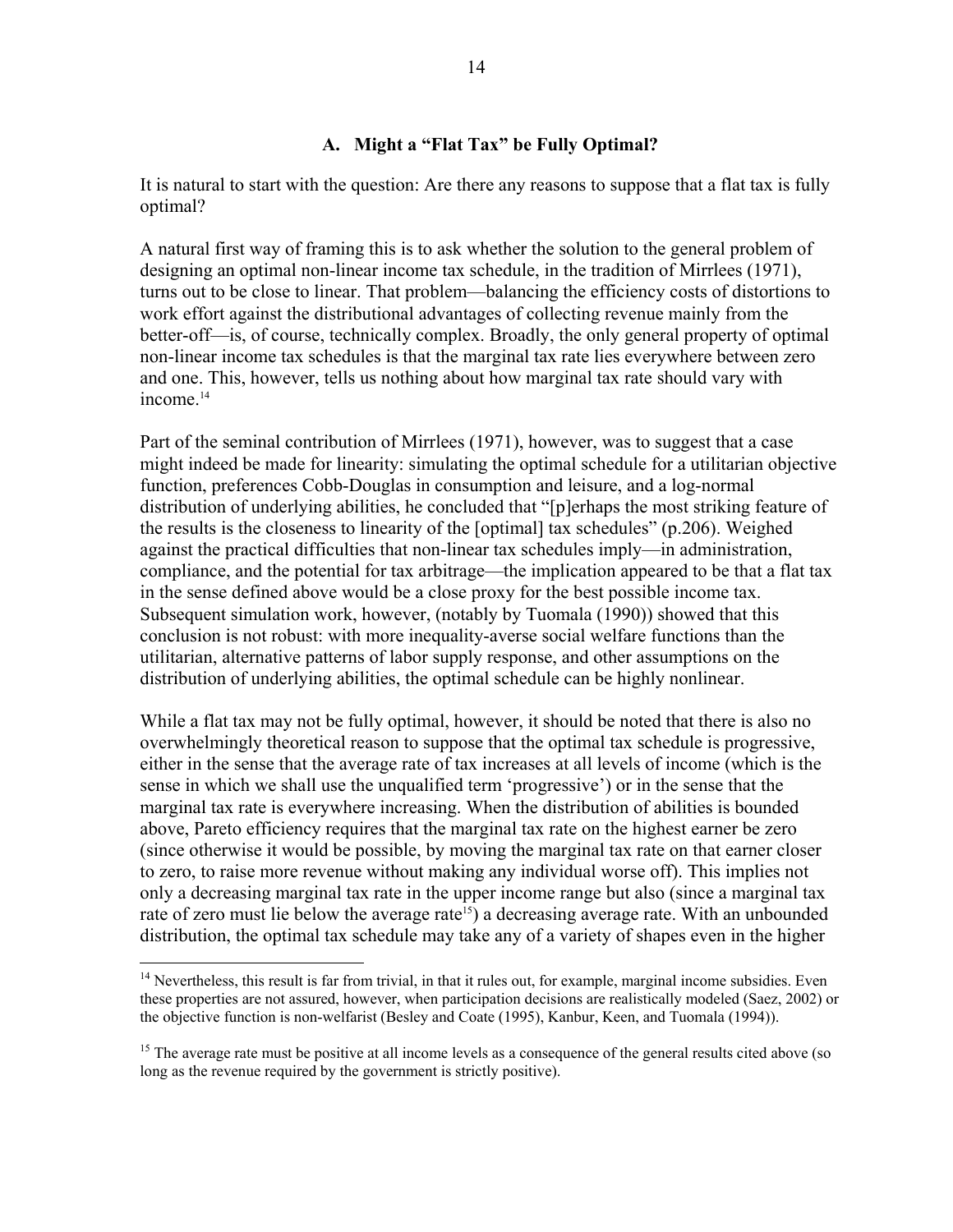### A. Might a "Flat Tax" be Fully Optimal?

It is natural to start with the question: Are there any reasons to suppose that a flat tax is fully optimal?

A natural first way of framing this is to ask whether the solution to the general problem of designing an optimal non-linear income tax schedule, in the tradition of Mirrlees (1971), turns out to be close to linear. That problem—balancing the efficiency costs of distortions to work effort against the distributional advantages of collecting revenue mainly from the better-off—is, of course, technically complex. Broadly, the only general property of optimal non-linear income tax schedules is that the marginal tax rate lies everywhere between zero and one. This, however, tells us nothing about how marginal tax rate should vary with income.[14]

Part of the seminal contribution of Mirrlees (1971), however, was to suggest that a case might indeed be made for linearity: simulating the optimal schedule for a utilitarian objective function, preferences Cobb-Douglas in consumption and leisure, and a log-normal distribution of underlying abilities, he concluded that "[p]erhaps the most striking feature of the results is the closeness to linearity of the [optimal] tax schedules" (p.206). Weighed against the practical difficulties that non-linear tax schedules imply—in administration, compliance, and the potential for tax arbitrage—the implication appeared to be that a flat tax in the sense defined above would be a close proxy for the best possible income tax. Subsequent simulation work, however, (notably by Tuomala (1990)) showed that this conclusion is not robust: with more inequality-averse social welfare functions than the utilitarian, alternative patterns of labor supply response, and other assumptions on the distribution of underlying abilities, the optimal schedule can be highly nonlinear.

While a flat tax may not be fully optimal, however, it should be noted that there is also no overwhelmingly theoretical reason to suppose that the optimal tax schedule is progressive, either in the sense that the average rate of tax increases at all levels of income (which is the sense in which we shall use the unqualified term 'progressive') or in the sense that the marginal tax rate is everywhere increasing. When the distribution of abilities is bounded above, Pareto efficiency requires that the marginal tax rate on the highest earner be zero (since otherwise it would be possible, by moving the marginal tax rate on that earner closer to zero, to raise more revenue without making any individual worse off). This implies not only a decreasing marginal tax rate in the upper income range but also (since a marginal tax rate of zero must lie below the average rate[15]) a decreasing average rate. With an unbounded distribution, the optimal tax schedule may take any of a variety of shapes even in the higher

[14] Nevertheless, this result is far from trivial, in that it rules out, for example, marginal income subsidies. Even these properties are not assured, however, when participation decisions are realistically modeled (Saez, 2002) or the objective function is non-welfarist (Besley and Coate (1995), Kanbur, Keen, and Tuomala (1994)).

[15] The average rate must be positive at all income levels as a consequence of the general results cited above (so long as the revenue required by the government is strictly positive).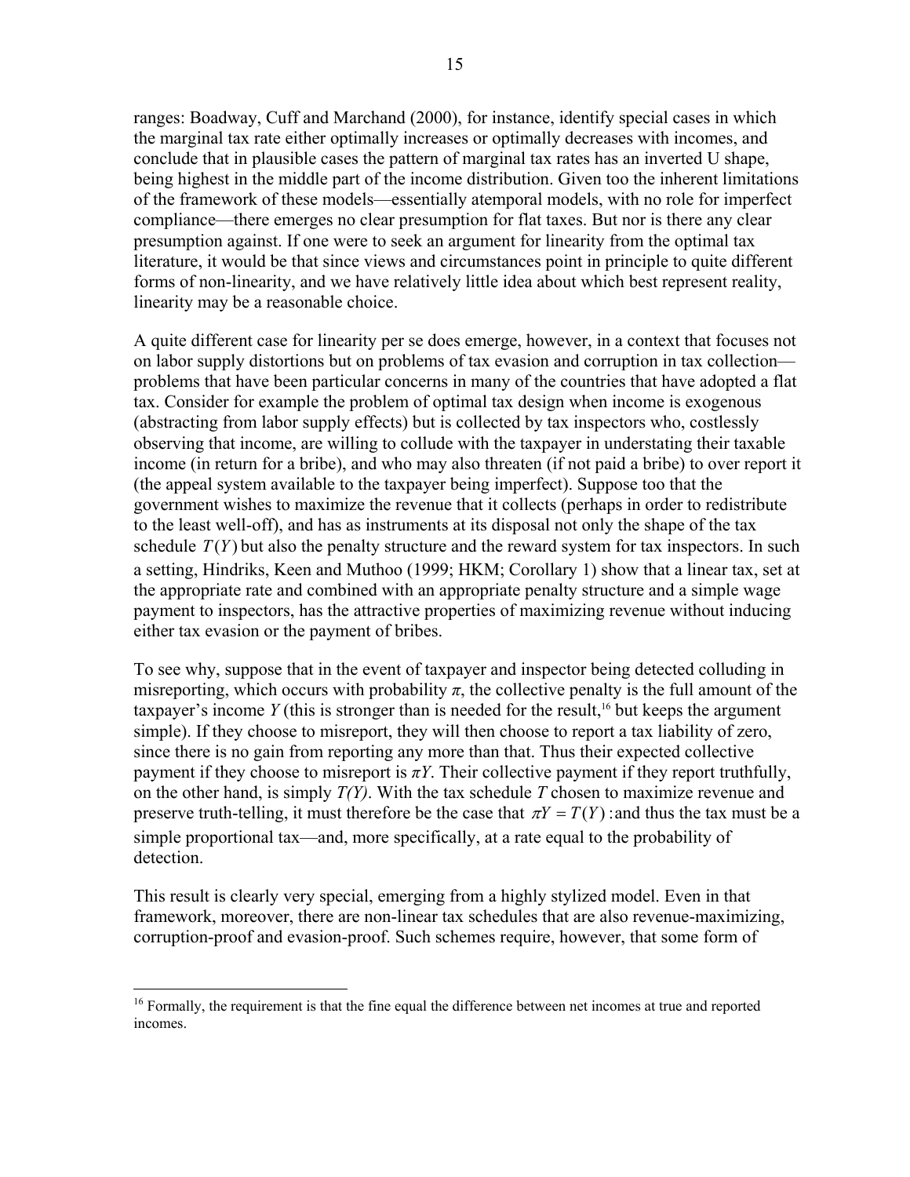ranges: Boadway, Cuff and Marchand (2000), for instance, identify special cases in which the marginal tax rate either optimally increases or optimally decreases with incomes, and conclude that in plausible cases the pattern of marginal tax rates has an inverted U shape, being highest in the middle part of the income distribution. Given too the inherent limitations of the framework of these models—essentially atemporal models, with no role for imperfect compliance—there emerges no clear presumption for flat taxes. But nor is there any clear presumption against. If one were to seek an argument for linearity from the optimal tax literature, it would be that since views and circumstances point in principle to quite different forms of non-linearity, and we have relatively little idea about which best represent reality, linearity may be a reasonable choice.

A quite different case for linearity per se does emerge, however, in a context that focuses not on labor supply distortions but on problems of tax evasion and corruption in tax collection—problems that have been particular concerns in many of the countries that have adopted a flat tax. Consider for example the problem of optimal tax design when income is exogenous (abstracting from labor supply effects) but is collected by tax inspectors who, costlessly observing that income, are willing to collude with the taxpayer in understating their taxable income (in return for a bribe), and who may also threaten (if not paid a bribe) to over report it (the appeal system available to the taxpayer being imperfect). Suppose too that the government wishes to maximize the revenue that it collects (perhaps in order to redistribute to the least well-off), and has as instruments at its disposal not only the shape of the tax schedule $T(Y)$ but also the penalty structure and the reward system for tax inspectors. In such a setting, Hindriks, Keen and Muthoo (1999; HKM; Corollary 1) show that a linear tax, set at the appropriate rate and combined with an appropriate penalty structure and a simple wage payment to inspectors, has the attractive properties of maximizing revenue without inducing either tax evasion or the payment of bribes.

To see why, suppose that in the event of taxpayer and inspector being detected colluding in misreporting, which occurs with probability $\pi$, the collective penalty is the full amount of the taxpayer's income $Y$ (this is stronger than is needed for the result,[16] but keeps the argument simple). If they choose to misreport, they will then choose to report a tax liability of zero, since there is no gain from reporting any more than that. Thus their expected collective payment if they choose to misreport is $\pi Y$. Their collective payment if they report truthfully, on the other hand, is simply $T(Y)$. With the tax schedule $T$ chosen to maximize revenue and preserve truth-telling, it must therefore be the case that $\pi Y = T(Y)$ : and thus the tax must be a simple proportional tax—and, more specifically, at a rate equal to the probability of detection.

This result is clearly very special, emerging from a highly stylized model. Even in that framework, moreover, there are non-linear tax schedules that are also revenue-maximizing, corruption-proof and evasion-proof. Such schemes require, however, that some form of

[16] Formally, the requirement is that the fine equal the difference between net incomes at true and reported incomes.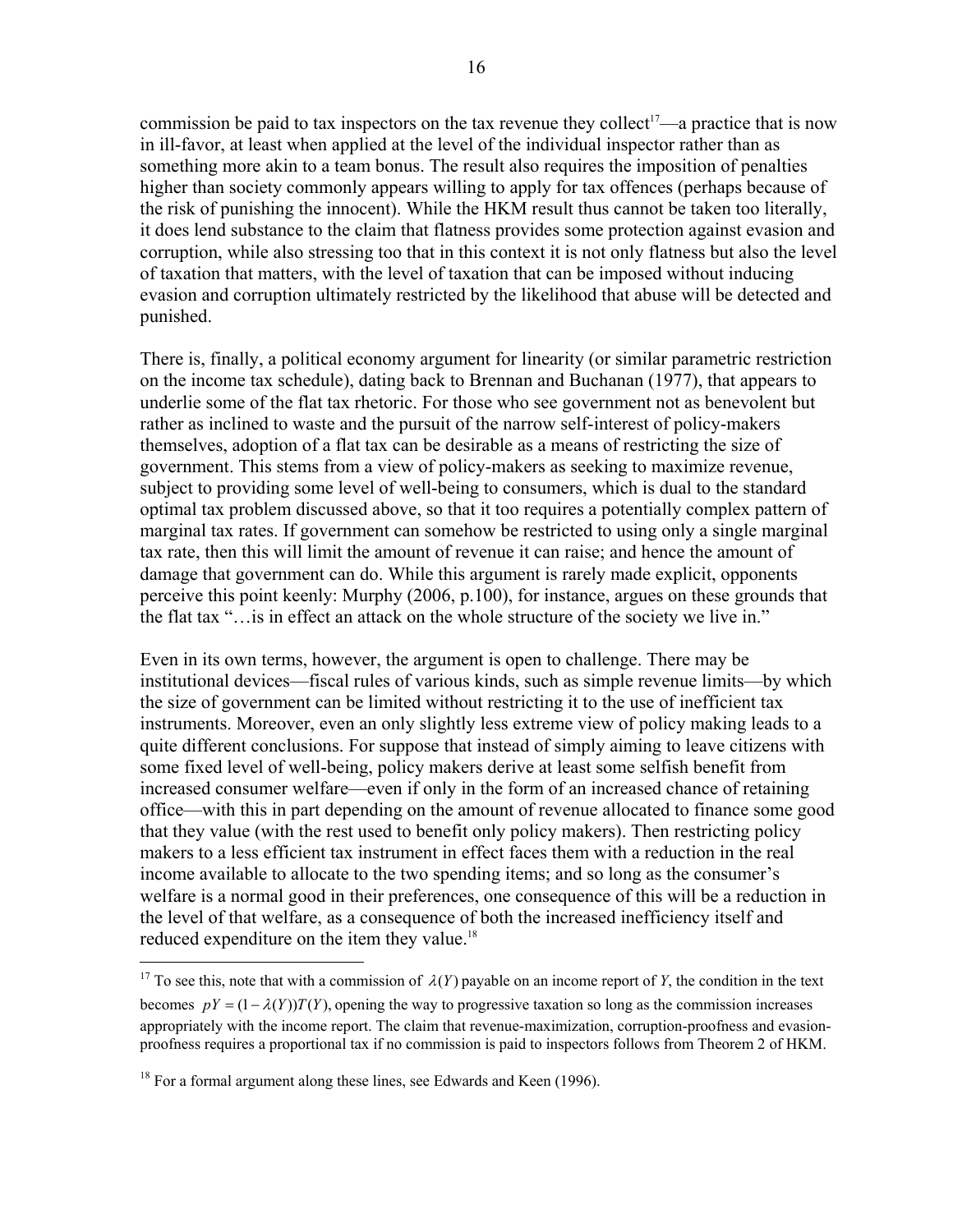commission be paid to tax inspectors on the tax revenue they collect[17]—a practice that is now in ill-favor, at least when applied at the level of the individual inspector rather than as something more akin to a team bonus. The result also requires the imposition of penalties higher than society commonly appears willing to apply for tax offences (perhaps because of the risk of punishing the innocent). While the HKM result thus cannot be taken too literally, it does lend substance to the claim that flatness provides some protection against evasion and corruption, while also stressing too that in this context it is not only flatness but also the level of taxation that matters, with the level of taxation that can be imposed without inducing evasion and corruption ultimately restricted by the likelihood that abuse will be detected and punished.

There is, finally, a political economy argument for linearity (or similar parametric restriction on the income tax schedule), dating back to Brennan and Buchanan (1977), that appears to underlie some of the flat tax rhetoric. For those who see government not as benevolent but rather as inclined to waste and the pursuit of the narrow self-interest of policy-makers themselves, adoption of a flat tax can be desirable as a means of restricting the size of government. This stems from a view of policy-makers as seeking to maximize revenue, subject to providing some level of well-being to consumers, which is dual to the standard optimal tax problem discussed above, so that it too requires a potentially complex pattern of marginal tax rates. If government can somehow be restricted to using only a single marginal tax rate, then this will limit the amount of revenue it can raise; and hence the amount of damage that government can do. While this argument is rarely made explicit, opponents perceive this point keenly: Murphy (2006, p.100), for instance, argues on these grounds that the flat tax "…is in effect an attack on the whole structure of the society we live in."

Even in its own terms, however, the argument is open to challenge. There may be institutional devices—fiscal rules of various kinds, such as simple revenue limits—by which the size of government can be limited without restricting it to the use of inefficient tax instruments. Moreover, even an only slightly less extreme view of policy making leads to a quite different conclusions. For suppose that instead of simply aiming to leave citizens with some fixed level of well-being, policy makers derive at least some selfish benefit from increased consumer welfare—even if only in the form of an increased chance of retaining office—with this in part depending on the amount of revenue allocated to finance some good that they value (with the rest used to benefit only policy makers). Then restricting policy makers to a less efficient tax instrument in effect faces them with a reduction in the real income available to allocate to the two spending items; and so long as the consumer's welfare is a normal good in their preferences, one consequence of this will be a reduction in the level of that welfare, as a consequence of both the increased inefficiency itself and reduced expenditure on the item they value.[18]

---

[17] To see this, note that with a commission of $\lambda(Y)$ payable on an income report of $Y$, the condition in the text becomes $pY = (1 - \lambda(Y))T(Y)$, opening the way to progressive taxation so long as the commission increases appropriately with the income report. The claim that revenue-maximization, corruption-proofness and evasion-proofness requires a proportional tax if no commission is paid to inspectors follows from Theorem 2 of HKM.

[18] For a formal argument along these lines, see Edwards and Keen (1996).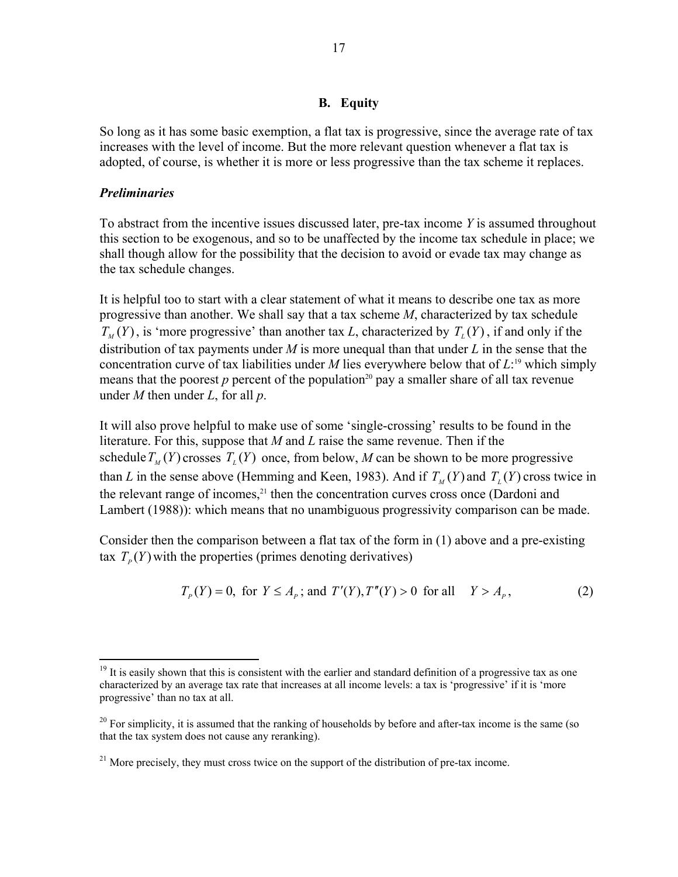## B. Equity

So long as it has some basic exemption, a flat tax is progressive, since the average rate of tax increases with the level of income. But the more relevant question whenever a flat tax is adopted, of course, is whether it is more or less progressive than the tax scheme it replaces.

***Preliminaries***

To abstract from the incentive issues discussed later, pre-tax income $Y$ is assumed throughout this section to be exogenous, and so to be unaffected by the income tax schedule in place; we shall though allow for the possibility that the decision to avoid or evade tax may change as the tax schedule changes.

It is helpful too to start with a clear statement of what it means to describe one tax as more progressive than another. We shall say that a tax scheme *M*, characterized by tax schedule $T_M(Y)$, is 'more progressive' than another tax *L*, characterized by $T_L(Y)$, if and only if the distribution of tax payments under *M* is more unequal than that under *L* in the sense that the concentration curve of tax liabilities under *M* lies everywhere below that of *L*:[19] which simply means that the poorest *p* percent of the population[20] pay a smaller share of all tax revenue under *M* then under *L*, for all *p*.

It will also prove helpful to make use of some 'single-crossing' results to be found in the literature. For this, suppose that *M* and *L* raise the same revenue. Then if the schedule $T_M(Y)$ crosses $T_L(Y)$ once, from below, *M* can be shown to be more progressive than *L* in the sense above (Hemming and Keen, 1983). And if $T_M(Y)$ and $T_L(Y)$ cross twice in the relevant range of incomes,[21] then the concentration curves cross once (Dardoni and Lambert (1988)): which means that no unambiguous progressivity comparison can be made.

Consider then the comparison between a flat tax of the form in (1) above and a pre-existing tax $T_P(Y)$ with the properties (primes denoting derivatives)

$$T_P(Y) = 0, \text{ for } Y \le A_P \text{; and } T'(Y), T''(Y) > 0 \text{ for all } \quad Y > A_P, \tag{2}$$

[19] It is easily shown that this is consistent with the earlier and standard definition of a progressive tax as one characterized by an average tax rate that increases at all income levels: a tax is 'progressive' if it is 'more progressive' than no tax at all.

[20] For simplicity, it is assumed that the ranking of households by before and after-tax income is the same (so that the tax system does not cause any reranking).

[21] More precisely, they must cross twice on the support of the distribution of pre-tax income.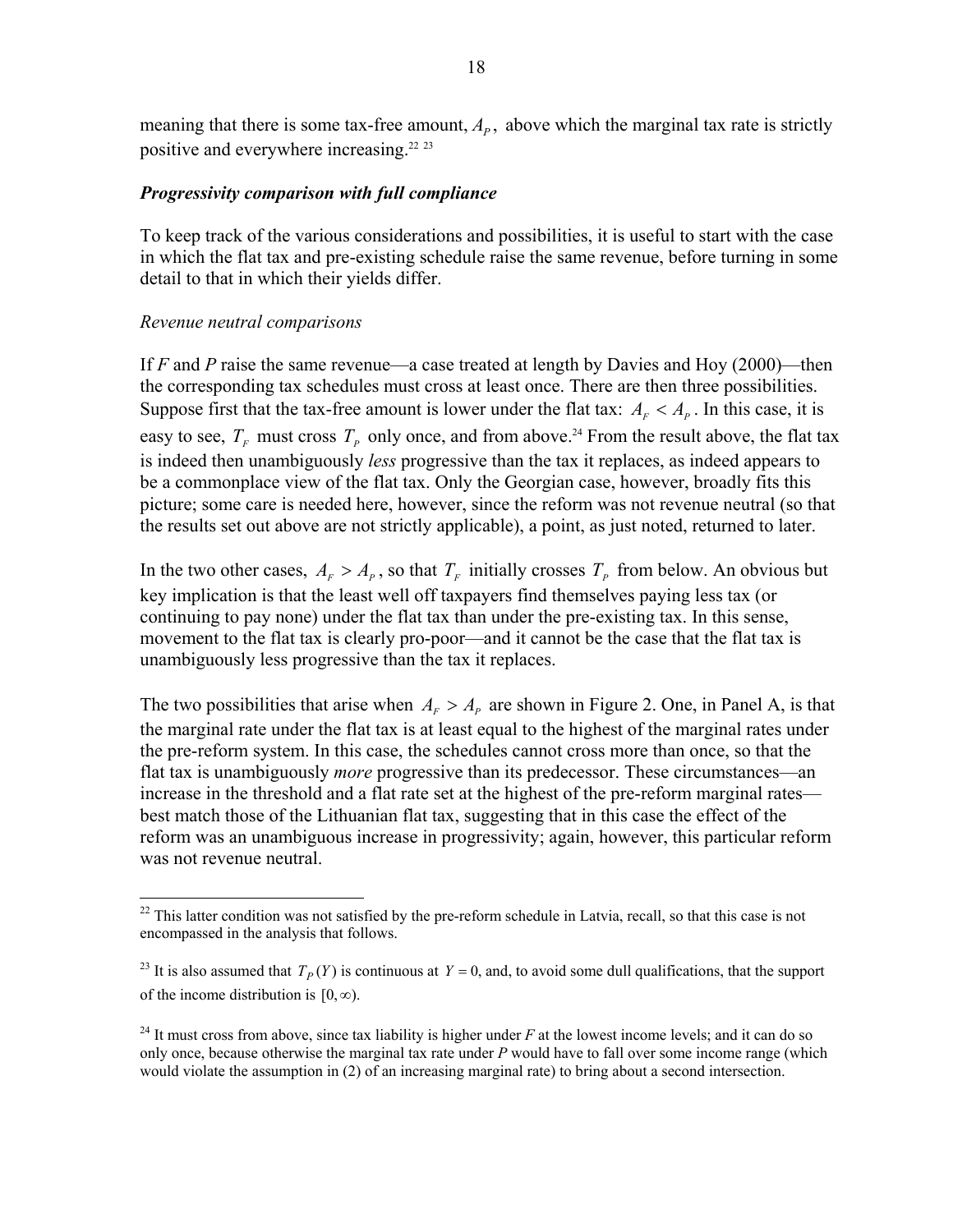meaning that there is some tax-free amount, $A_P$, above which the marginal tax rate is strictly positive and everywhere increasing.[22] [23]

***Progressivity comparison with full compliance***

To keep track of the various considerations and possibilities, it is useful to start with the case in which the flat tax and pre-existing schedule raise the same revenue, before turning in some detail to that in which their yields differ.

*Revenue neutral comparisons*

If *F* and *P* raise the same revenue—a case treated at length by Davies and Hoy (2000)—then the corresponding tax schedules must cross at least once. There are then three possibilities. Suppose first that the tax-free amount is lower under the flat tax: $A_F < A_P$. In this case, it is easy to see, $T_F$ must cross $T_P$ only once, and from above.[24] From the result above, the flat tax is indeed then unambiguously *less* progressive than the tax it replaces, as indeed appears to be a commonplace view of the flat tax. Only the Georgian case, however, broadly fits this picture; some care is needed here, however, since the reform was not revenue neutral (so that the results set out above are not strictly applicable), a point, as just noted, returned to later.

In the two other cases, $A_F > A_P$, so that $T_F$ initially crosses $T_P$ from below. An obvious but key implication is that the least well off taxpayers find themselves paying less tax (or continuing to pay none) under the flat tax than under the pre-existing tax. In this sense, movement to the flat tax is clearly pro-poor—and it cannot be the case that the flat tax is unambiguously less progressive than the tax it replaces.

The two possibilities that arise when $A_F > A_P$ are shown in Figure 2. One, in Panel A, is that the marginal rate under the flat tax is at least equal to the highest of the marginal rates under the pre-reform system. In this case, the schedules cannot cross more than once, so that the flat tax is unambiguously *more* progressive than its predecessor. These circumstances—an increase in the threshold and a flat rate set at the highest of the pre-reform marginal rates—best match those of the Lithuanian flat tax, suggesting that in this case the effect of the reform was an unambiguous increase in progressivity; again, however, this particular reform was not revenue neutral.

---

[22] This latter condition was not satisfied by the pre-reform schedule in Latvia, recall, so that this case is not encompassed in the analysis that follows.

[23] It is also assumed that $T_P(Y)$ is continuous at $Y = 0$, and, to avoid some dull qualifications, that the support of the income distribution is $[0, \infty)$.

[24] It must cross from above, since tax liability is higher under *F* at the lowest income levels; and it can do so only once, because otherwise the marginal tax rate under *P* would have to fall over some income range (which would violate the assumption in (2) of an increasing marginal rate) to bring about a second intersection.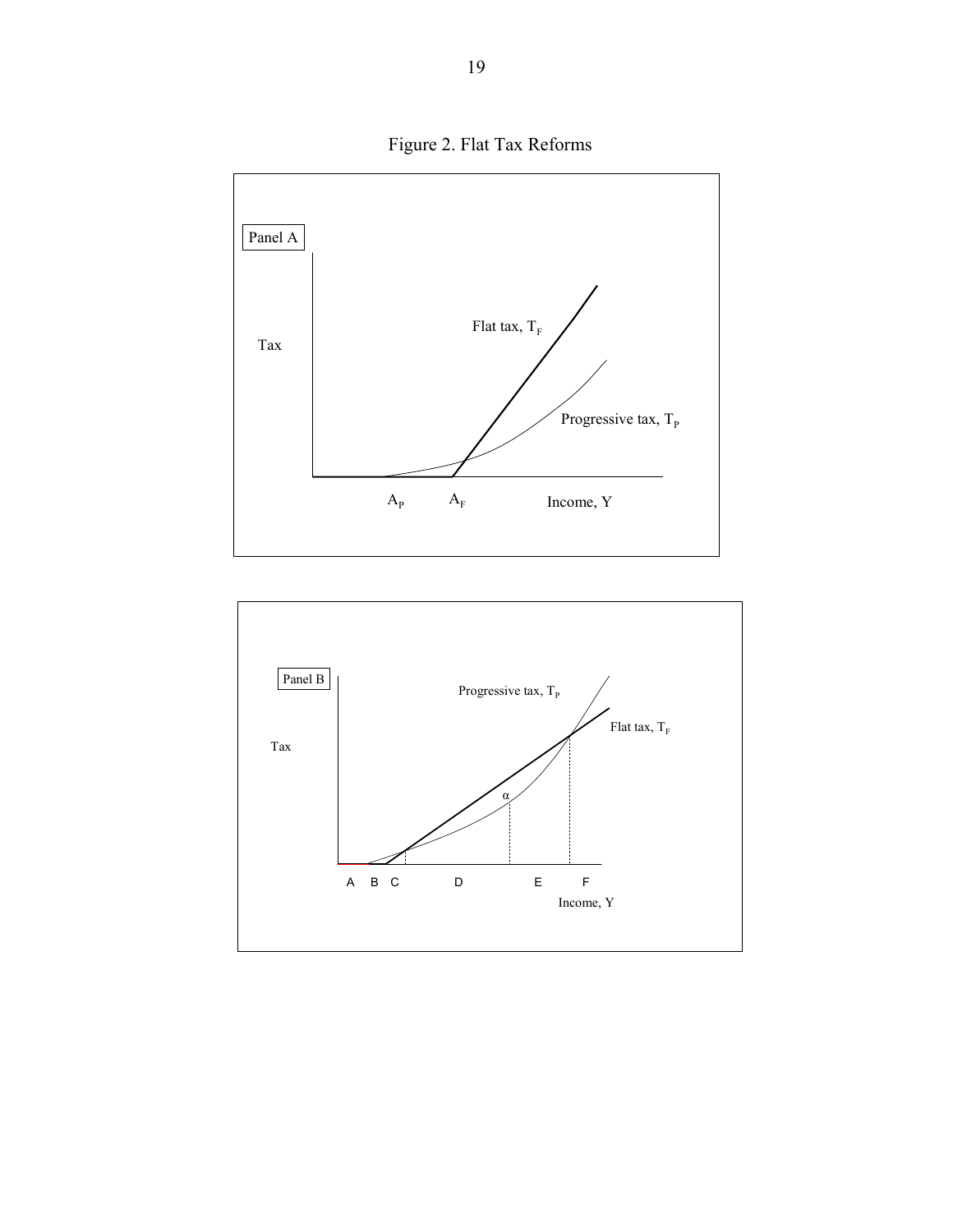Figure 2. Flat Tax Reforms

Panel A

Tax

Flat tax, $T_F$

Progressive tax, $T_P$

$A_P$ $A_F$ Income, Y

Panel B

Tax

Progressive tax, $T_P$

Flat tax, $T_F$

$\alpha$

A B C D E F

Income, Y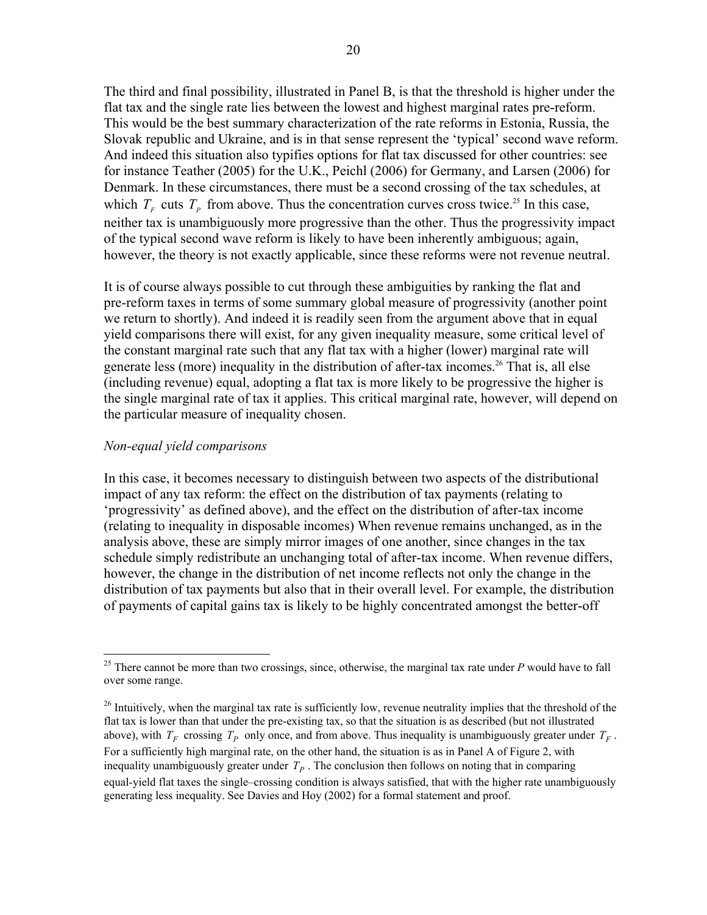The third and final possibility, illustrated in Panel B, is that the threshold is higher under the flat tax and the single rate lies between the lowest and highest marginal rates pre-reform. This would be the best summary characterization of the rate reforms in Estonia, Russia, the Slovak republic and Ukraine, and is in that sense represent the 'typical' second wave reform. And indeed this situation also typifies options for flat tax discussed for other countries: see for instance Teather (2005) for the U.K., Peichl (2006) for Germany, and Larsen (2006) for Denmark. In these circumstances, there must be a second crossing of the tax schedules, at which $T_F$ cuts $T_P$ from above. Thus the concentration curves cross twice.[25] In this case, neither tax is unambiguously more progressive than the other. Thus the progressivity impact of the typical second wave reform is likely to have been inherently ambiguous; again, however, the theory is not exactly applicable, since these reforms were not revenue neutral.

It is of course always possible to cut through these ambiguities by ranking the flat and pre-reform taxes in terms of some summary global measure of progressivity (another point we return to shortly). And indeed it is readily seen from the argument above that in equal yield comparisons there will exist, for any given inequality measure, some critical level of the constant marginal rate such that any flat tax with a higher (lower) marginal rate will generate less (more) inequality in the distribution of after-tax incomes.[26] That is, all else (including revenue) equal, adopting a flat tax is more likely to be progressive the higher is the single marginal rate of tax it applies. This critical marginal rate, however, will depend on the particular measure of inequality chosen.

*Non-equal yield comparisons*

In this case, it becomes necessary to distinguish between two aspects of the distributional impact of any tax reform: the effect on the distribution of tax payments (relating to 'progressivity' as defined above), and the effect on the distribution of after-tax income (relating to inequality in disposable incomes) When revenue remains unchanged, as in the analysis above, these are simply mirror images of one another, since changes in the tax schedule simply redistribute an unchanging total of after-tax income. When revenue differs, however, the change in the distribution of net income reflects not only the change in the distribution of tax payments but also that in their overall level. For example, the distribution of payments of capital gains tax is likely to be highly concentrated amongst the better-off

---

[25] There cannot be more than two crossings, since, otherwise, the marginal tax rate under *P* would have to fall over some range.

[26] Intuitively, when the marginal tax rate is sufficiently low, revenue neutrality implies that the threshold of the flat tax is lower than that under the pre-existing tax, so that the situation is as described (but not illustrated above), with $T_F$ crossing $T_P$ only once, and from above. Thus inequality is unambiguously greater under $T_F$. For a sufficiently high marginal rate, on the other hand, the situation is as in Panel A of Figure 2, with inequality unambiguously greater under $T_P$. The conclusion then follows on noting that in comparing equal-yield flat taxes the single–crossing condition is always satisfied, that with the higher rate unambiguously generating less inequality. See Davies and Hoy (2002) for a formal statement and proof.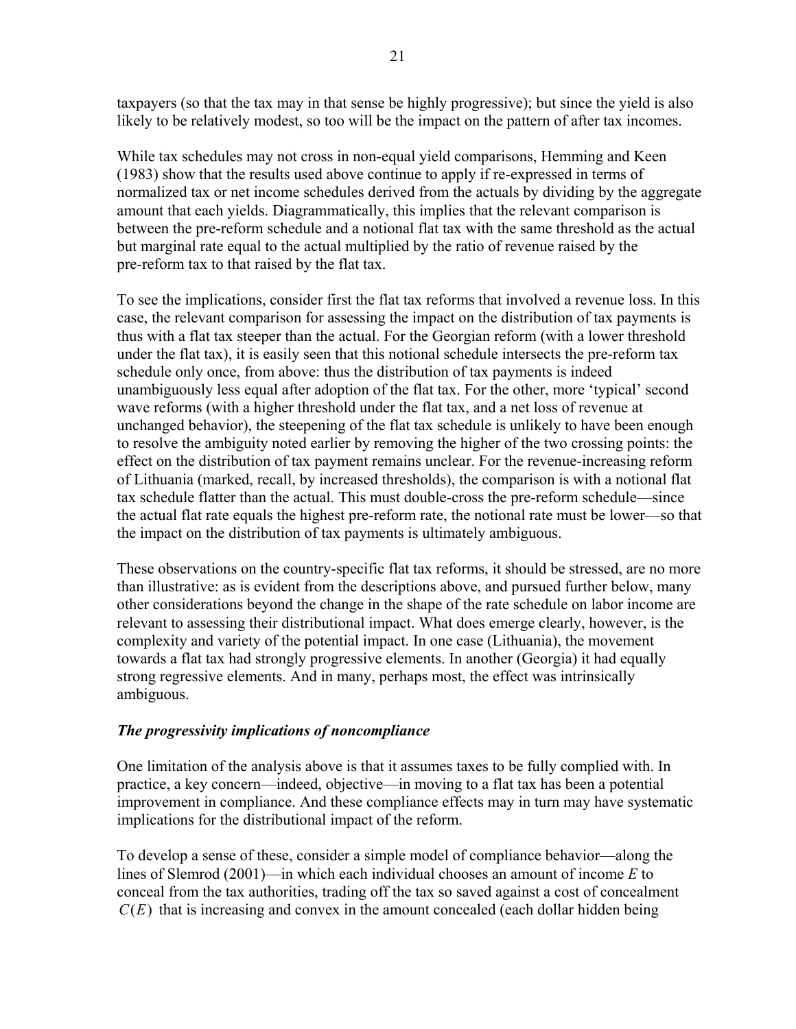taxpayers (so that the tax may in that sense be highly progressive); but since the yield is also likely to be relatively modest, so too will be the impact on the pattern of after tax incomes.

While tax schedules may not cross in non-equal yield comparisons, Hemming and Keen (1983) show that the results used above continue to apply if re-expressed in terms of normalized tax or net income schedules derived from the actuals by dividing by the aggregate amount that each yields. Diagrammatically, this implies that the relevant comparison is between the pre-reform schedule and a notional flat tax with the same threshold as the actual but marginal rate equal to the actual multiplied by the ratio of revenue raised by the pre-reform tax to that raised by the flat tax.

To see the implications, consider first the flat tax reforms that involved a revenue loss. In this case, the relevant comparison for assessing the impact on the distribution of tax payments is thus with a flat tax steeper than the actual. For the Georgian reform (with a lower threshold under the flat tax), it is easily seen that this notional schedule intersects the pre-reform tax schedule only once, from above: thus the distribution of tax payments is indeed unambiguously less equal after adoption of the flat tax. For the other, more 'typical' second wave reforms (with a higher threshold under the flat tax, and a net loss of revenue at unchanged behavior), the steepening of the flat tax schedule is unlikely to have been enough to resolve the ambiguity noted earlier by removing the higher of the two crossing points: the effect on the distribution of tax payment remains unclear. For the revenue-increasing reform of Lithuania (marked, recall, by increased thresholds), the comparison is with a notional flat tax schedule flatter than the actual. This must double-cross the pre-reform schedule—since the actual flat rate equals the highest pre-reform rate, the notional rate must be lower—so that the impact on the distribution of tax payments is ultimately ambiguous.

These observations on the country-specific flat tax reforms, it should be stressed, are no more than illustrative: as is evident from the descriptions above, and pursued further below, many other considerations beyond the change in the shape of the rate schedule on labor income are relevant to assessing their distributional impact. What does emerge clearly, however, is the complexity and variety of the potential impact. In one case (Lithuania), the movement towards a flat tax had strongly progressive elements. In another (Georgia) it had equally strong regressive elements. And in many, perhaps most, the effect was intrinsically ambiguous.

***The progressivity implications of noncompliance***

One limitation of the analysis above is that it assumes taxes to be fully complied with. In practice, a key concern—indeed, objective—in moving to a flat tax has been a potential improvement in compliance. And these compliance effects may in turn may have systematic implications for the distributional impact of the reform.

To develop a sense of these, consider a simple model of compliance behavior—along the lines of Slemrod (2001)—in which each individual chooses an amount of income $E$ to conceal from the tax authorities, trading off the tax so saved against a cost of concealment $C(E)$ that is increasing and convex in the amount concealed (each dollar hidden being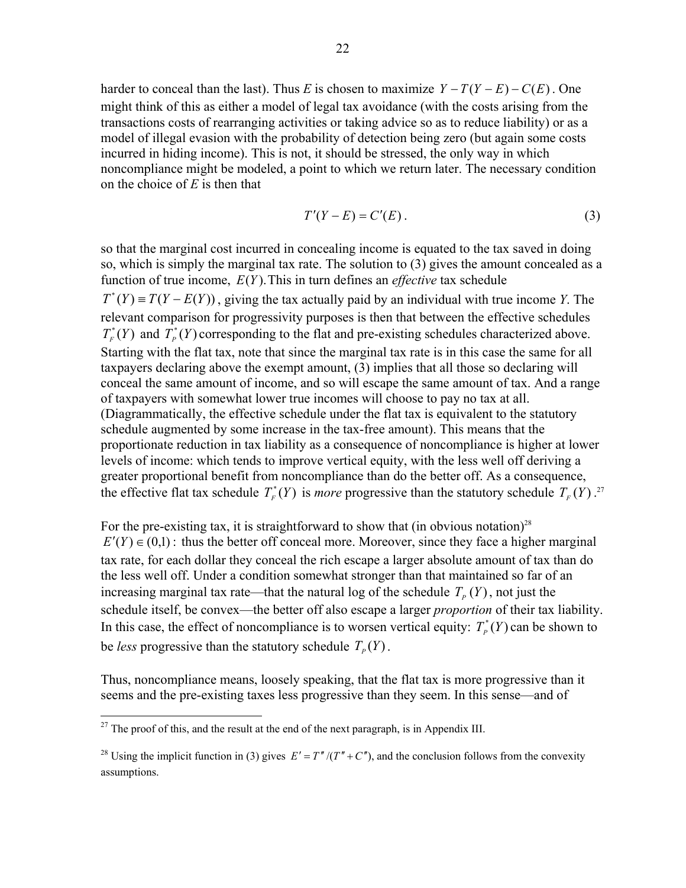harder to conceal than the last). Thus $E$ is chosen to maximize $Y - T(Y-E) - C(E)$. One might think of this as either a model of legal tax avoidance (with the costs arising from the transactions costs of rearranging activities or taking advice so as to reduce liability) or as a model of illegal evasion with the probability of detection being zero (but again some costs incurred in hiding income). This is not, it should be stressed, the only way in which noncompliance might be modeled, a point to which we return later. The necessary condition on the choice of $E$ is then that

$$T'(Y-E) = C'(E)\,. \tag{3}$$

so that the marginal cost incurred in concealing income is equated to the tax saved in doing so, which is simply the marginal tax rate. The solution to (3) gives the amount concealed as a function of true income, $E(Y)$. This in turn defines an *effective* tax schedule $T^*(Y) \equiv T(Y - E(Y))$, giving the tax actually paid by an individual with true income $Y$. The relevant comparison for progressivity purposes is then that between the effective schedules $T_F^*(Y)$ and $T_P^*(Y)$ corresponding to the flat and pre-existing schedules characterized above. Starting with the flat tax, note that since the marginal tax rate is in this case the same for all taxpayers declaring above the exempt amount, (3) implies that all those so declaring will conceal the same amount of income, and so will escape the same amount of tax. And a range of taxpayers with somewhat lower true incomes will choose to pay no tax at all. (Diagrammatically, the effective schedule under the flat tax is equivalent to the statutory schedule augmented by some increase in the tax-free amount). This means that the proportionate reduction in tax liability as a consequence of noncompliance is higher at lower levels of income: which tends to improve vertical equity, with the less well off deriving a greater proportional benefit from noncompliance than do the better off. As a consequence, the effective flat tax schedule $T_F^*(Y)$ is *more* progressive than the statutory schedule $T_F(Y)$.[27]

For the pre-existing tax, it is straightforward to show that (in obvious notation)[28] $E'(Y) \in (0,1)$: thus the better off conceal more. Moreover, since they face a higher marginal tax rate, for each dollar they conceal the rich escape a larger absolute amount of tax than do the less well off. Under a condition somewhat stronger than that maintained so far of an increasing marginal tax rate—that the natural log of the schedule $T_P(Y)$, not just the schedule itself, be convex—the better off also escape a larger *proportion* of their tax liability. In this case, the effect of noncompliance is to worsen vertical equity: $T_P^*(Y)$ can be shown to be *less* progressive than the statutory schedule $T_P(Y)$.

Thus, noncompliance means, loosely speaking, that the flat tax is more progressive than it seems and the pre-existing taxes less progressive than they seem. In this sense—and of

[27] The proof of this, and the result at the end of the next paragraph, is in Appendix III.

[28] Using the implicit function in (3) gives $E' = T''/(T'' + C'')$, and the conclusion follows from the convexity assumptions.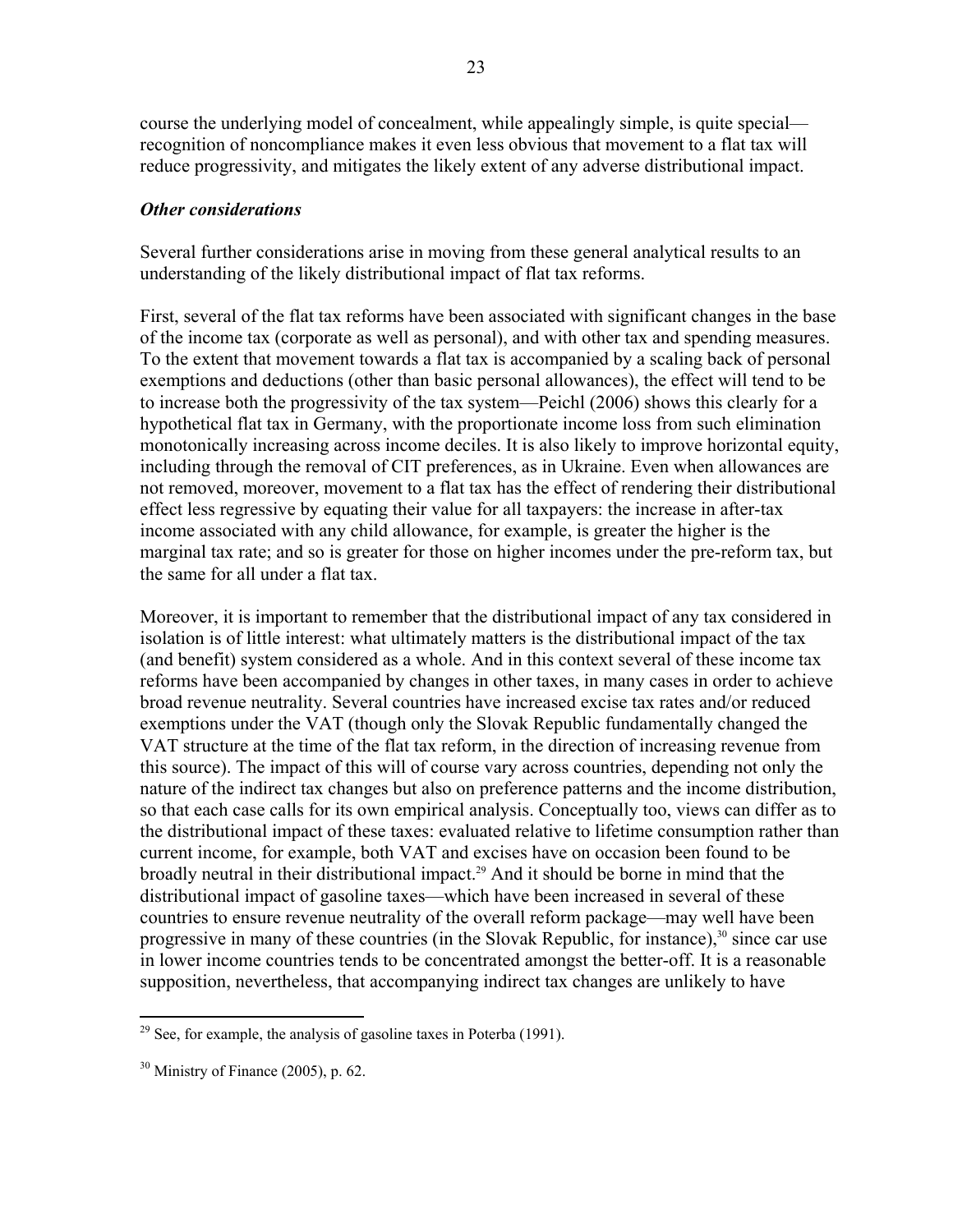course the underlying model of concealment, while appealingly simple, is quite special—recognition of noncompliance makes it even less obvious that movement to a flat tax will reduce progressivity, and mitigates the likely extent of any adverse distributional impact.

### *Other considerations*

Several further considerations arise in moving from these general analytical results to an understanding of the likely distributional impact of flat tax reforms.

First, several of the flat tax reforms have been associated with significant changes in the base of the income tax (corporate as well as personal), and with other tax and spending measures. To the extent that movement towards a flat tax is accompanied by a scaling back of personal exemptions and deductions (other than basic personal allowances), the effect will tend to be to increase both the progressivity of the tax system—Peichl (2006) shows this clearly for a hypothetical flat tax in Germany, with the proportionate income loss from such elimination monotonically increasing across income deciles. It is also likely to improve horizontal equity, including through the removal of CIT preferences, as in Ukraine. Even when allowances are not removed, moreover, movement to a flat tax has the effect of rendering their distributional effect less regressive by equating their value for all taxpayers: the increase in after-tax income associated with any child allowance, for example, is greater the higher is the marginal tax rate; and so is greater for those on higher incomes under the pre-reform tax, but the same for all under a flat tax.

Moreover, it is important to remember that the distributional impact of any tax considered in isolation is of little interest: what ultimately matters is the distributional impact of the tax (and benefit) system considered as a whole. And in this context several of these income tax reforms have been accompanied by changes in other taxes, in many cases in order to achieve broad revenue neutrality. Several countries have increased excise tax rates and/or reduced exemptions under the VAT (though only the Slovak Republic fundamentally changed the VAT structure at the time of the flat tax reform, in the direction of increasing revenue from this source). The impact of this will of course vary across countries, depending not only the nature of the indirect tax changes but also on preference patterns and the income distribution, so that each case calls for its own empirical analysis. Conceptually too, views can differ as to the distributional impact of these taxes: evaluated relative to lifetime consumption rather than current income, for example, both VAT and excises have on occasion been found to be broadly neutral in their distributional impact.[29] And it should be borne in mind that the distributional impact of gasoline taxes—which have been increased in several of these countries to ensure revenue neutrality of the overall reform package—may well have been progressive in many of these countries (in the Slovak Republic, for instance),[30] since car use in lower income countries tends to be concentrated amongst the better-off. It is a reasonable supposition, nevertheless, that accompanying indirect tax changes are unlikely to have

---

[29] See, for example, the analysis of gasoline taxes in Poterba (1991).

[30] Ministry of Finance (2005), p. 62.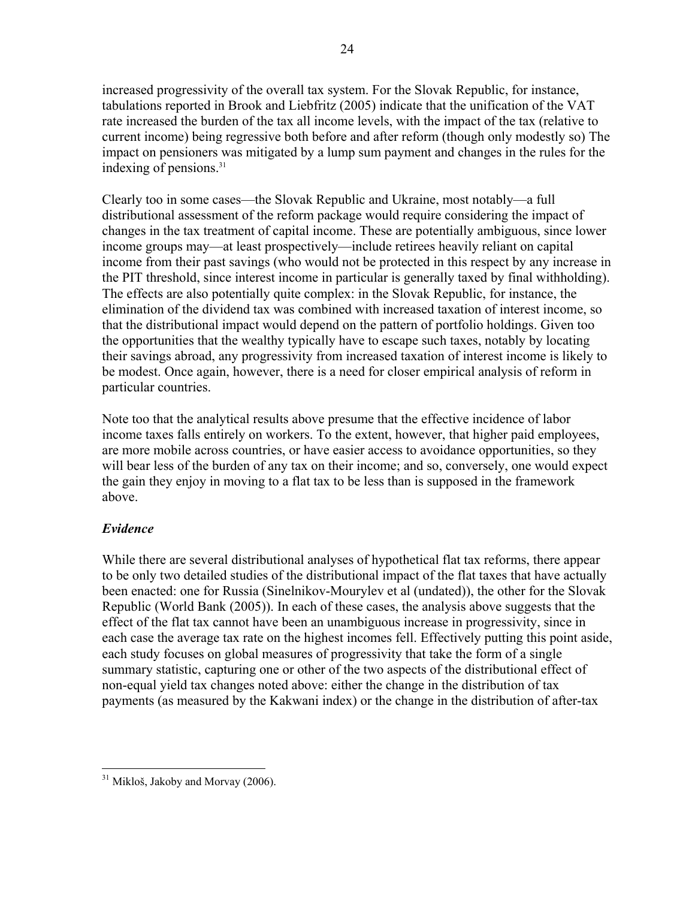increased progressivity of the overall tax system. For the Slovak Republic, for instance, tabulations reported in Brook and Liebfritz (2005) indicate that the unification of the VAT rate increased the burden of the tax all income levels, with the impact of the tax (relative to current income) being regressive both before and after reform (though only modestly so) The impact on pensioners was mitigated by a lump sum payment and changes in the rules for the indexing of pensions.[31]

Clearly too in some cases—the Slovak Republic and Ukraine, most notably—a full distributional assessment of the reform package would require considering the impact of changes in the tax treatment of capital income. These are potentially ambiguous, since lower income groups may—at least prospectively—include retirees heavily reliant on capital income from their past savings (who would not be protected in this respect by any increase in the PIT threshold, since interest income in particular is generally taxed by final withholding). The effects are also potentially quite complex: in the Slovak Republic, for instance, the elimination of the dividend tax was combined with increased taxation of interest income, so that the distributional impact would depend on the pattern of portfolio holdings. Given too the opportunities that the wealthy typically have to escape such taxes, notably by locating their savings abroad, any progressivity from increased taxation of interest income is likely to be modest. Once again, however, there is a need for closer empirical analysis of reform in particular countries.

Note too that the analytical results above presume that the effective incidence of labor income taxes falls entirely on workers. To the extent, however, that higher paid employees, are more mobile across countries, or have easier access to avoidance opportunities, so they will bear less of the burden of any tax on their income; and so, conversely, one would expect the gain they enjoy in moving to a flat tax to be less than is supposed in the framework above.

### *Evidence*

While there are several distributional analyses of hypothetical flat tax reforms, there appear to be only two detailed studies of the distributional impact of the flat taxes that have actually been enacted: one for Russia (Sinelnikov-Mourylev et al (undated)), the other for the Slovak Republic (World Bank (2005)). In each of these cases, the analysis above suggests that the effect of the flat tax cannot have been an unambiguous increase in progressivity, since in each case the average tax rate on the highest incomes fell. Effectively putting this point aside, each study focuses on global measures of progressivity that take the form of a single summary statistic, capturing one or other of the two aspects of the distributional effect of non-equal yield tax changes noted above: either the change in the distribution of tax payments (as measured by the Kakwani index) or the change in the distribution of after-tax

---

[31] Mikloš, Jakoby and Morvay (2006).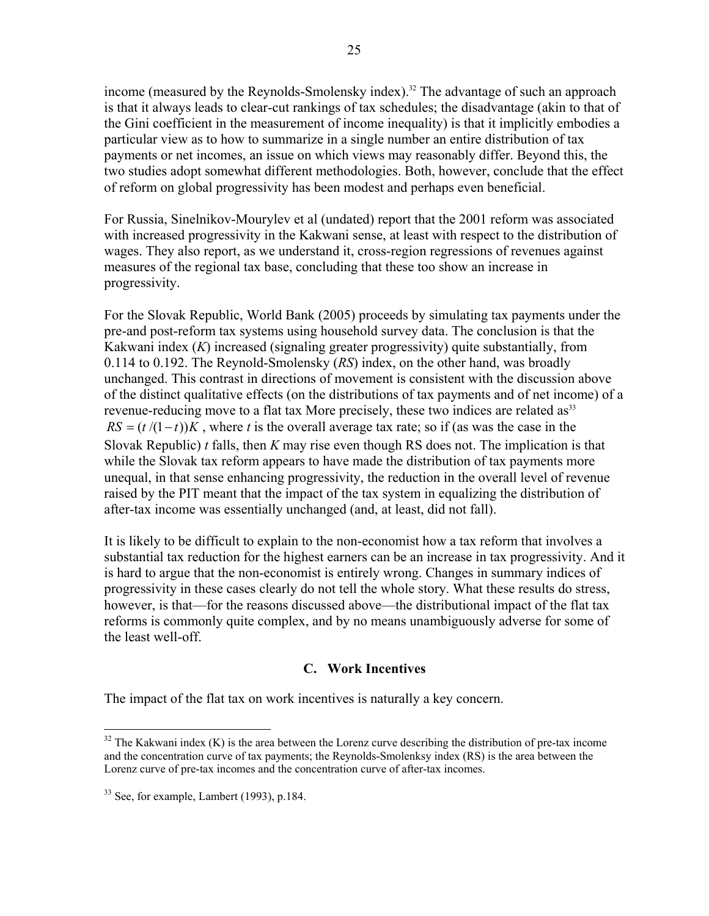income (measured by the Reynolds-Smolensky index).[32] The advantage of such an approach is that it always leads to clear-cut rankings of tax schedules; the disadvantage (akin to that of the Gini coefficient in the measurement of income inequality) is that it implicitly embodies a particular view as to how to summarize in a single number an entire distribution of tax payments or net incomes, an issue on which views may reasonably differ. Beyond this, the two studies adopt somewhat different methodologies. Both, however, conclude that the effect of reform on global progressivity has been modest and perhaps even beneficial.

For Russia, Sinelnikov-Mourylev et al (undated) report that the 2001 reform was associated with increased progressivity in the Kakwani sense, at least with respect to the distribution of wages. They also report, as we understand it, cross-region regressions of revenues against measures of the regional tax base, concluding that these too show an increase in progressivity.

For the Slovak Republic, World Bank (2005) proceeds by simulating tax payments under the pre-and post-reform tax systems using household survey data. The conclusion is that the Kakwani index (*K*) increased (signaling greater progressivity) quite substantially, from 0.114 to 0.192. The Reynold-Smolensky (*RS*) index, on the other hand, was broadly unchanged. This contrast in directions of movement is consistent with the discussion above of the distinct qualitative effects (on the distributions of tax payments and of net income) of a revenue-reducing move to a flat tax More precisely, these two indices are related as[33] $RS = (t/(1-t))K$ , where *t* is the overall average tax rate; so if (as was the case in the Slovak Republic) *t* falls, then *K* may rise even though RS does not. The implication is that while the Slovak tax reform appears to have made the distribution of tax payments more unequal, in that sense enhancing progressivity, the reduction in the overall level of revenue raised by the PIT meant that the impact of the tax system in equalizing the distribution of after-tax income was essentially unchanged (and, at least, did not fall).

It is likely to be difficult to explain to the non-economist how a tax reform that involves a substantial tax reduction for the highest earners can be an increase in tax progressivity. And it is hard to argue that the non-economist is entirely wrong. Changes in summary indices of progressivity in these cases clearly do not tell the whole story. What these results do stress, however, is that—for the reasons discussed above—the distributional impact of the flat tax reforms is commonly quite complex, and by no means unambiguously adverse for some of the least well-off.

### C. Work Incentives

The impact of the flat tax on work incentives is naturally a key concern.

---

[32] The Kakwani index (K) is the area between the Lorenz curve describing the distribution of pre-tax income and the concentration curve of tax payments; the Reynolds-Smolenksy index (RS) is the area between the Lorenz curve of pre-tax incomes and the concentration curve of after-tax incomes.

[33] See, for example, Lambert (1993), p.184.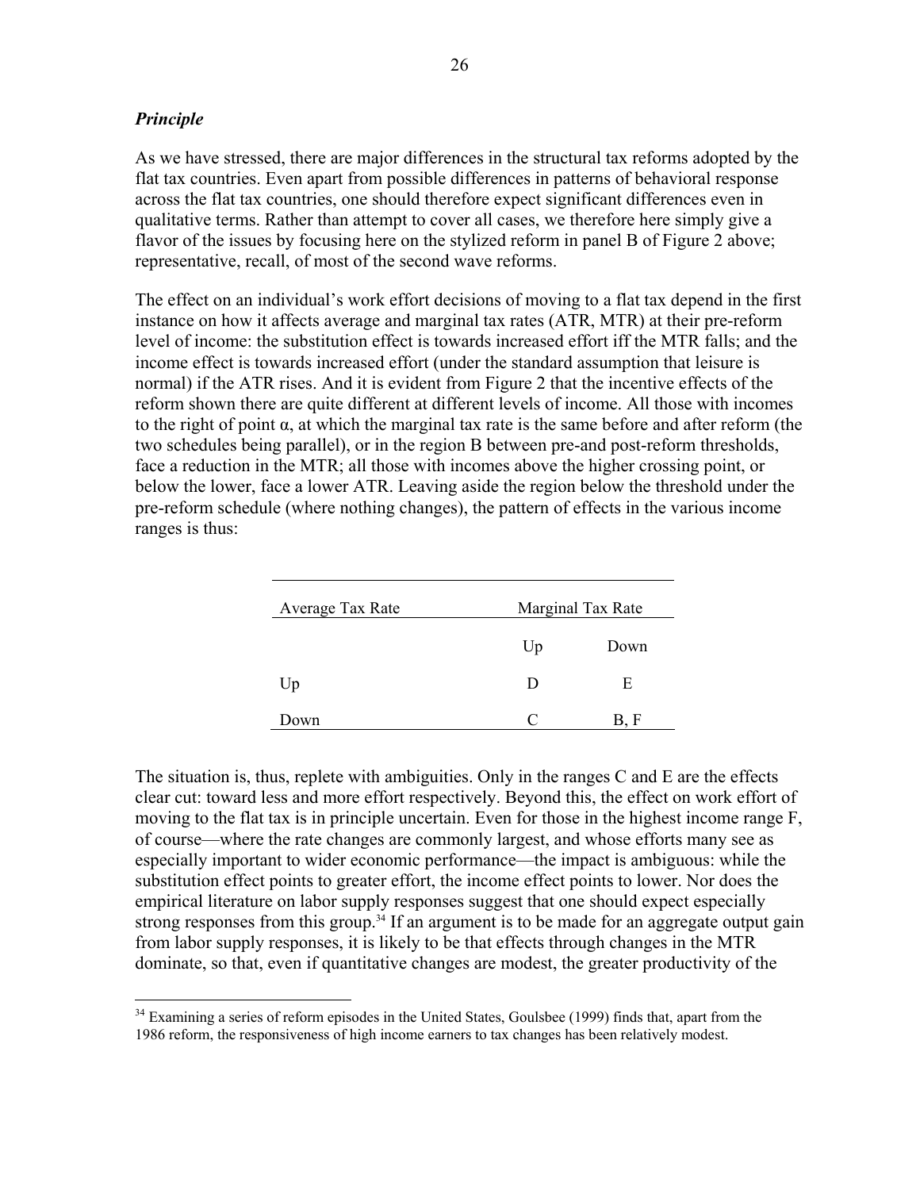### *Principle*

As we have stressed, there are major differences in the structural tax reforms adopted by the flat tax countries. Even apart from possible differences in patterns of behavioral response across the flat tax countries, one should therefore expect significant differences even in qualitative terms. Rather than attempt to cover all cases, we therefore here simply give a flavor of the issues by focusing here on the stylized reform in panel B of Figure 2 above; representative, recall, of most of the second wave reforms.

The effect on an individual's work effort decisions of moving to a flat tax depend in the first instance on how it affects average and marginal tax rates (ATR, MTR) at their pre-reform level of income: the substitution effect is towards increased effort iff the MTR falls; and the income effect is towards increased effort (under the standard assumption that leisure is normal) if the ATR rises. And it is evident from Figure 2 that the incentive effects of the reform shown there are quite different at different levels of income. All those with incomes to the right of point α, at which the marginal tax rate is the same before and after reform (the two schedules being parallel), or in the region B between pre-and post-reform thresholds, face a reduction in the MTR; all those with incomes above the higher crossing point, or below the lower, face a lower ATR. Leaving aside the region below the threshold under the pre-reform schedule (where nothing changes), the pattern of effects in the various income ranges is thus:

| Average Tax Rate | Marginal Tax Rate | |
|---|---|---|
| | Up | Down |
| Up | D | E |
| Down | C | B, F |

The situation is, thus, replete with ambiguities. Only in the ranges C and E are the effects clear cut: toward less and more effort respectively. Beyond this, the effect on work effort of moving to the flat tax is in principle uncertain. Even for those in the highest income range F, of course—where the rate changes are commonly largest, and whose efforts many see as especially important to wider economic performance—the impact is ambiguous: while the substitution effect points to greater effort, the income effect points to lower. Nor does the empirical literature on labor supply responses suggest that one should expect especially strong responses from this group.[34] If an argument is to be made for an aggregate output gain from labor supply responses, it is likely to be that effects through changes in the MTR dominate, so that, even if quantitative changes are modest, the greater productivity of the

[34] Examining a series of reform episodes in the United States, Goulsbee (1999) finds that, apart from the 1986 reform, the responsiveness of high income earners to tax changes has been relatively modest.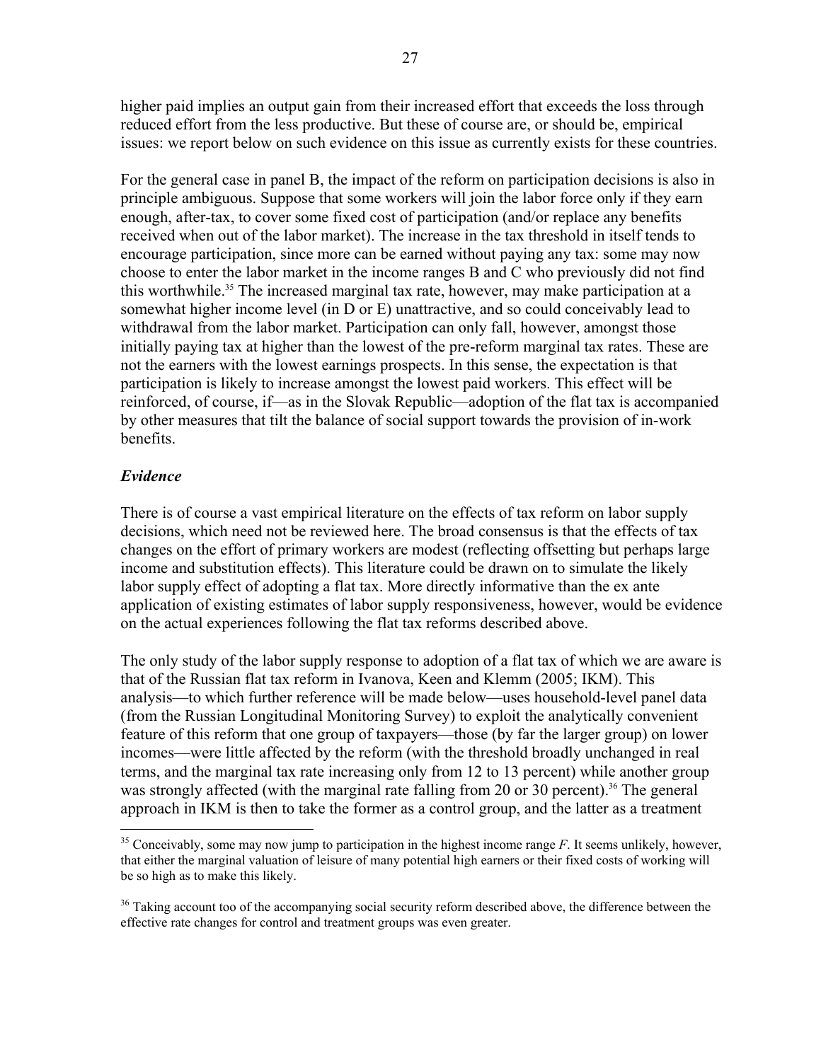higher paid implies an output gain from their increased effort that exceeds the loss through reduced effort from the less productive. But these of course are, or should be, empirical issues: we report below on such evidence on this issue as currently exists for these countries.

For the general case in panel B, the impact of the reform on participation decisions is also in principle ambiguous. Suppose that some workers will join the labor force only if they earn enough, after-tax, to cover some fixed cost of participation (and/or replace any benefits received when out of the labor market). The increase in the tax threshold in itself tends to encourage participation, since more can be earned without paying any tax: some may now choose to enter the labor market in the income ranges B and C who previously did not find this worthwhile.[35] The increased marginal tax rate, however, may make participation at a somewhat higher income level (in D or E) unattractive, and so could conceivably lead to withdrawal from the labor market. Participation can only fall, however, amongst those initially paying tax at higher than the lowest of the pre-reform marginal tax rates. These are not the earners with the lowest earnings prospects. In this sense, the expectation is that participation is likely to increase amongst the lowest paid workers. This effect will be reinforced, of course, if—as in the Slovak Republic—adoption of the flat tax is accompanied by other measures that tilt the balance of social support towards the provision of in-work benefits.

### *Evidence*

There is of course a vast empirical literature on the effects of tax reform on labor supply decisions, which need not be reviewed here. The broad consensus is that the effects of tax changes on the effort of primary workers are modest (reflecting offsetting but perhaps large income and substitution effects). This literature could be drawn on to simulate the likely labor supply effect of adopting a flat tax. More directly informative than the ex ante application of existing estimates of labor supply responsiveness, however, would be evidence on the actual experiences following the flat tax reforms described above.

The only study of the labor supply response to adoption of a flat tax of which we are aware is that of the Russian flat tax reform in Ivanova, Keen and Klemm (2005; IKM). This analysis—to which further reference will be made below—uses household-level panel data (from the Russian Longitudinal Monitoring Survey) to exploit the analytically convenient feature of this reform that one group of taxpayers—those (by far the larger group) on lower incomes—were little affected by the reform (with the threshold broadly unchanged in real terms, and the marginal tax rate increasing only from 12 to 13 percent) while another group was strongly affected (with the marginal rate falling from 20 or 30 percent).[36] The general approach in IKM is then to take the former as a control group, and the latter as a treatment

---

[35] Conceivably, some may now jump to participation in the highest income range *F*. It seems unlikely, however, that either the marginal valuation of leisure of many potential high earners or their fixed costs of working will be so high as to make this likely.

[36] Taking account too of the accompanying social security reform described above, the difference between the effective rate changes for control and treatment groups was even greater.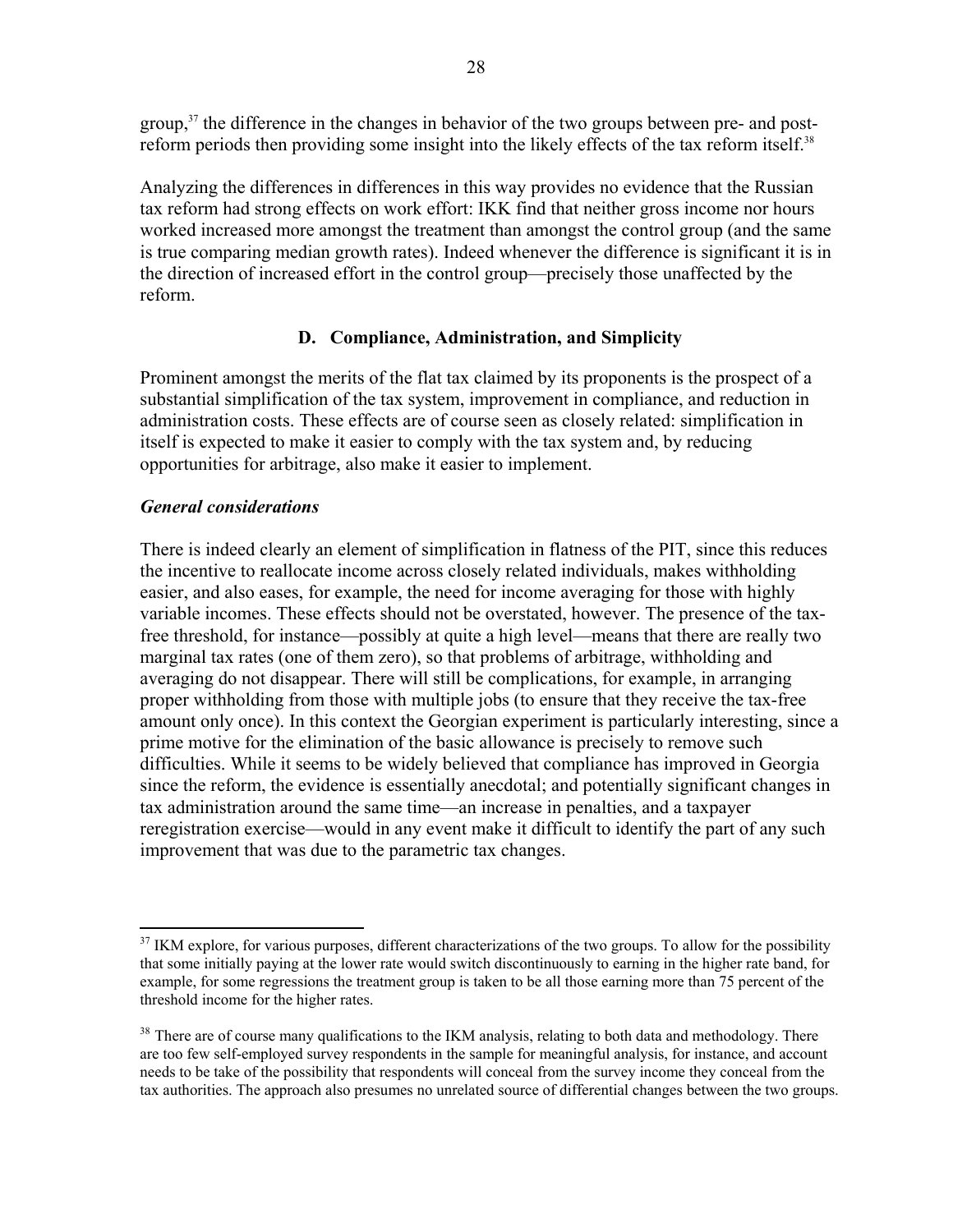group,[37] the difference in the changes in behavior of the two groups between pre- and post-reform periods then providing some insight into the likely effects of the tax reform itself.[38]

Analyzing the differences in differences in this way provides no evidence that the Russian tax reform had strong effects on work effort: IKK find that neither gross income nor hours worked increased more amongst the treatment than amongst the control group (and the same is true comparing median growth rates). Indeed whenever the difference is significant it is in the direction of increased effort in the control group—precisely those unaffected by the reform.

### D. Compliance, Administration, and Simplicity

Prominent amongst the merits of the flat tax claimed by its proponents is the prospect of a substantial simplification of the tax system, improvement in compliance, and reduction in administration costs. These effects are of course seen as closely related: simplification in itself is expected to make it easier to comply with the tax system and, by reducing opportunities for arbitrage, also make it easier to implement.

#### *General considerations*

There is indeed clearly an element of simplification in flatness of the PIT, since this reduces the incentive to reallocate income across closely related individuals, makes withholding easier, and also eases, for example, the need for income averaging for those with highly variable incomes. These effects should not be overstated, however. The presence of the tax-free threshold, for instance—possibly at quite a high level—means that there are really two marginal tax rates (one of them zero), so that problems of arbitrage, withholding and averaging do not disappear. There will still be complications, for example, in arranging proper withholding from those with multiple jobs (to ensure that they receive the tax-free amount only once). In this context the Georgian experiment is particularly interesting, since a prime motive for the elimination of the basic allowance is precisely to remove such difficulties. While it seems to be widely believed that compliance has improved in Georgia since the reform, the evidence is essentially anecdotal; and potentially significant changes in tax administration around the same time—an increase in penalties, and a taxpayer reregistration exercise—would in any event make it difficult to identify the part of any such improvement that was due to the parametric tax changes.

---

[37] IKM explore, for various purposes, different characterizations of the two groups. To allow for the possibility that some initially paying at the lower rate would switch discontinuously to earning in the higher rate band, for example, for some regressions the treatment group is taken to be all those earning more than 75 percent of the threshold income for the higher rates.

[38] There are of course many qualifications to the IKM analysis, relating to both data and methodology. There are too few self-employed survey respondents in the sample for meaningful analysis, for instance, and account needs to be take of the possibility that respondents will conceal from the survey income they conceal from the tax authorities. The approach also presumes no unrelated source of differential changes between the two groups.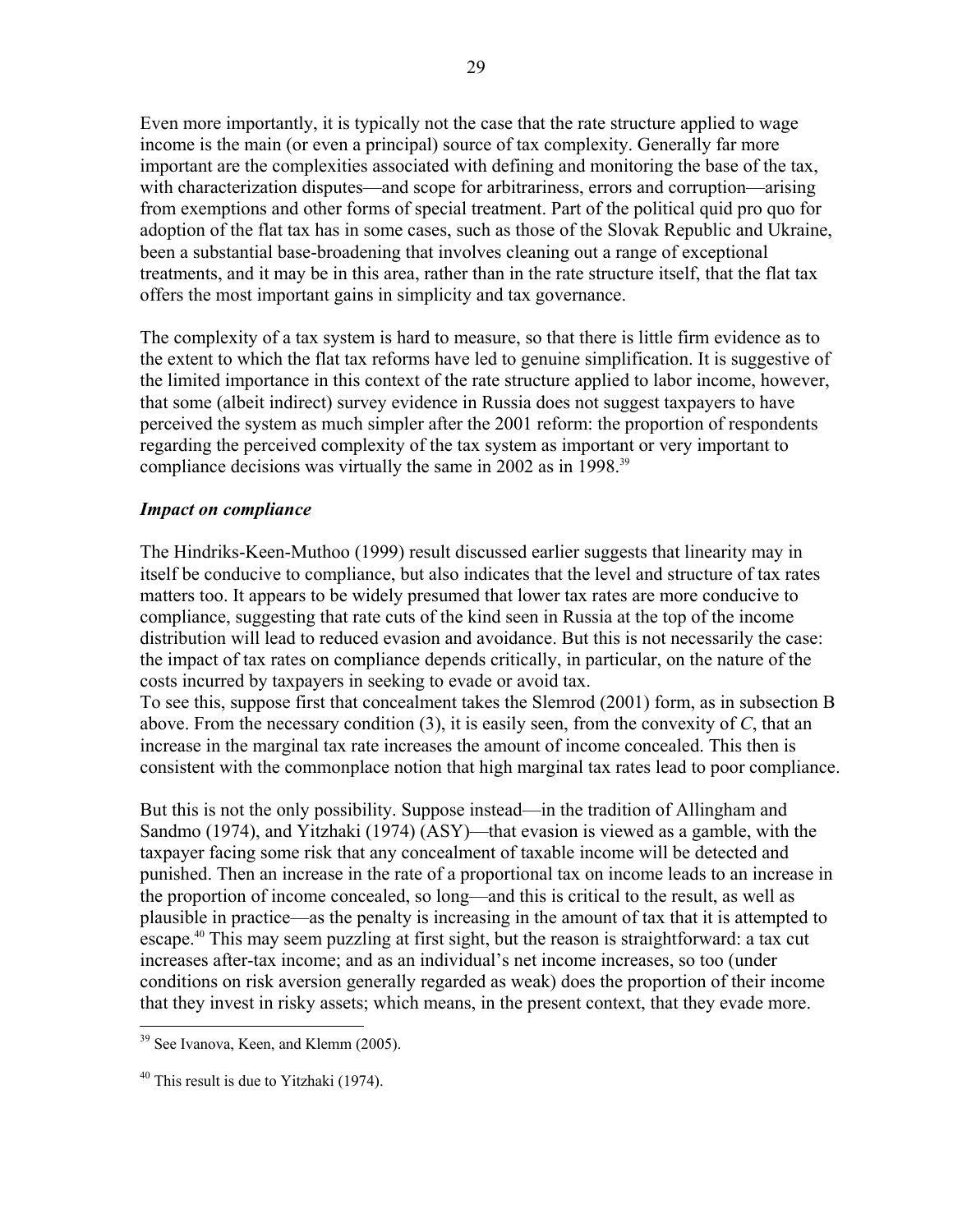Even more importantly, it is typically not the case that the rate structure applied to wage income is the main (or even a principal) source of tax complexity. Generally far more important are the complexities associated with defining and monitoring the base of the tax, with characterization disputes—and scope for arbitrariness, errors and corruption—arising from exemptions and other forms of special treatment. Part of the political quid pro quo for adoption of the flat tax has in some cases, such as those of the Slovak Republic and Ukraine, been a substantial base-broadening that involves cleaning out a range of exceptional treatments, and it may be in this area, rather than in the rate structure itself, that the flat tax offers the most important gains in simplicity and tax governance.

The complexity of a tax system is hard to measure, so that there is little firm evidence as to the extent to which the flat tax reforms have led to genuine simplification. It is suggestive of the limited importance in this context of the rate structure applied to labor income, however, that some (albeit indirect) survey evidence in Russia does not suggest taxpayers to have perceived the system as much simpler after the 2001 reform: the proportion of respondents regarding the perceived complexity of the tax system as important or very important to compliance decisions was virtually the same in 2002 as in 1998.[39]

### *Impact on compliance*

The Hindriks-Keen-Muthoo (1999) result discussed earlier suggests that linearity may in itself be conducive to compliance, but also indicates that the level and structure of tax rates matters too. It appears to be widely presumed that lower tax rates are more conducive to compliance, suggesting that rate cuts of the kind seen in Russia at the top of the income distribution will lead to reduced evasion and avoidance. But this is not necessarily the case: the impact of tax rates on compliance depends critically, in particular, on the nature of the costs incurred by taxpayers in seeking to evade or avoid tax.

To see this, suppose first that concealment takes the Slemrod (2001) form, as in subsection B above. From the necessary condition (3), it is easily seen, from the convexity of $C$, that an increase in the marginal tax rate increases the amount of income concealed. This then is consistent with the commonplace notion that high marginal tax rates lead to poor compliance.

But this is not the only possibility. Suppose instead—in the tradition of Allingham and Sandmo (1974), and Yitzhaki (1974) (ASY)—that evasion is viewed as a gamble, with the taxpayer facing some risk that any concealment of taxable income will be detected and punished. Then an increase in the rate of a proportional tax on income leads to an increase in the proportion of income concealed, so long—and this is critical to the result, as well as plausible in practice—as the penalty is increasing in the amount of tax that it is attempted to escape.[40] This may seem puzzling at first sight, but the reason is straightforward: a tax cut increases after-tax income; and as an individual's net income increases, so too (under conditions on risk aversion generally regarded as weak) does the proportion of their income that they invest in risky assets; which means, in the present context, that they evade more.

---

[39] See Ivanova, Keen, and Klemm (2005).

[40] This result is due to Yitzhaki (1974).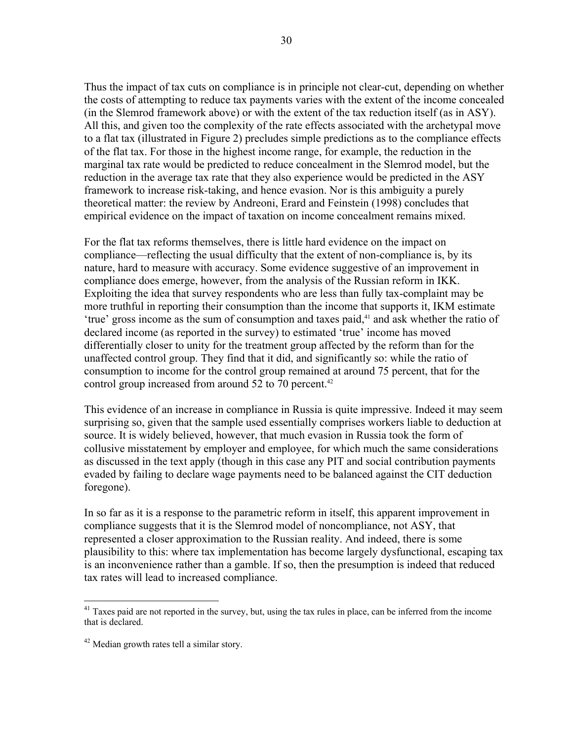Thus the impact of tax cuts on compliance is in principle not clear-cut, depending on whether the costs of attempting to reduce tax payments varies with the extent of the income concealed (in the Slemrod framework above) or with the extent of the tax reduction itself (as in ASY). All this, and given too the complexity of the rate effects associated with the archetypal move to a flat tax (illustrated in Figure 2) precludes simple predictions as to the compliance effects of the flat tax. For those in the highest income range, for example, the reduction in the marginal tax rate would be predicted to reduce concealment in the Slemrod model, but the reduction in the average tax rate that they also experience would be predicted in the ASY framework to increase risk-taking, and hence evasion. Nor is this ambiguity a purely theoretical matter: the review by Andreoni, Erard and Feinstein (1998) concludes that empirical evidence on the impact of taxation on income concealment remains mixed.

For the flat tax reforms themselves, there is little hard evidence on the impact on compliance—reflecting the usual difficulty that the extent of non-compliance is, by its nature, hard to measure with accuracy. Some evidence suggestive of an improvement in compliance does emerge, however, from the analysis of the Russian reform in IKK. Exploiting the idea that survey respondents who are less than fully tax-complaint may be more truthful in reporting their consumption than the income that supports it, IKM estimate 'true' gross income as the sum of consumption and taxes paid,[41] and ask whether the ratio of declared income (as reported in the survey) to estimated 'true' income has moved differentially closer to unity for the treatment group affected by the reform than for the unaffected control group. They find that it did, and significantly so: while the ratio of consumption to income for the control group remained at around 75 percent, that for the control group increased from around 52 to 70 percent.[42]

This evidence of an increase in compliance in Russia is quite impressive. Indeed it may seem surprising so, given that the sample used essentially comprises workers liable to deduction at source. It is widely believed, however, that much evasion in Russia took the form of collusive misstatement by employer and employee, for which much the same considerations as discussed in the text apply (though in this case any PIT and social contribution payments evaded by failing to declare wage payments need to be balanced against the CIT deduction foregone).

In so far as it is a response to the parametric reform in itself, this apparent improvement in compliance suggests that it is the Slemrod model of noncompliance, not ASY, that represented a closer approximation to the Russian reality. And indeed, there is some plausibility to this: where tax implementation has become largely dysfunctional, escaping tax is an inconvenience rather than a gamble. If so, then the presumption is indeed that reduced tax rates will lead to increased compliance.

---

[41] Taxes paid are not reported in the survey, but, using the tax rules in place, can be inferred from the income that is declared.

[42] Median growth rates tell a similar story.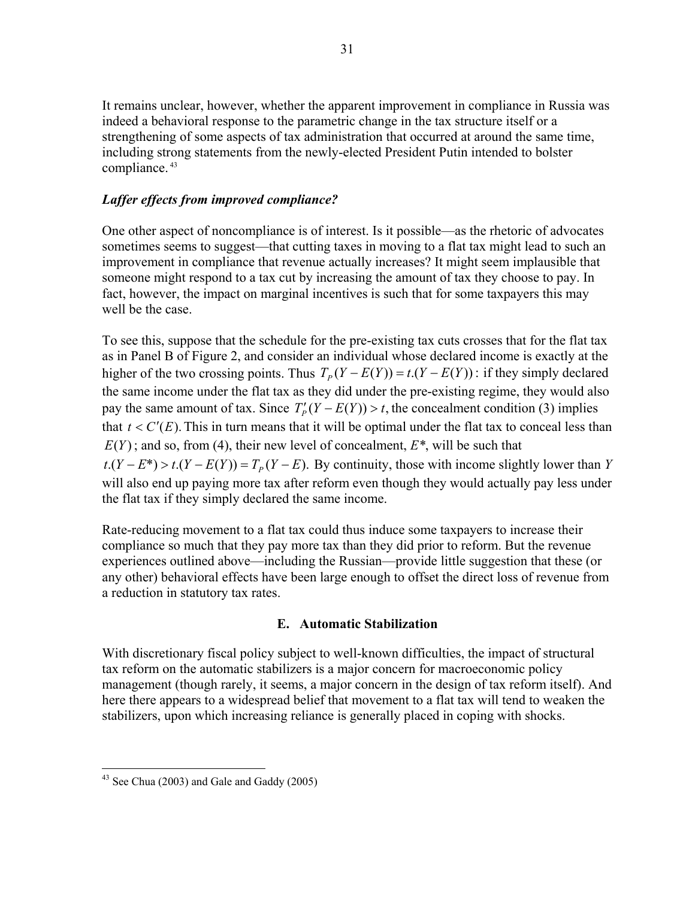It remains unclear, however, whether the apparent improvement in compliance in Russia was indeed a behavioral response to the parametric change in the tax structure itself or a strengthening of some aspects of tax administration that occurred at around the same time, including strong statements from the newly-elected President Putin intended to bolster compliance.[43]

### *Laffer effects from improved compliance?*

One other aspect of noncompliance is of interest. Is it possible—as the rhetoric of advocates sometimes seems to suggest—that cutting taxes in moving to a flat tax might lead to such an improvement in compliance that revenue actually increases? It might seem implausible that someone might respond to a tax cut by increasing the amount of tax they choose to pay. In fact, however, the impact on marginal incentives is such that for some taxpayers this may well be the case.

To see this, suppose that the schedule for the pre-existing tax cuts crosses that for the flat tax as in Panel B of Figure 2, and consider an individual whose declared income is exactly at the higher of the two crossing points. Thus $T_P(Y - E(Y)) = t.(Y - E(Y))$: if they simply declared the same income under the flat tax as they did under the pre-existing regime, they would also pay the same amount of tax. Since $T'_P(Y - E(Y)) > t$, the concealment condition (3) implies that $t < C'(E)$. This in turn means that it will be optimal under the flat tax to conceal less than $E(Y)$; and so, from (4), their new level of concealment, $E^*$, will be such that $t.(Y - E^*) > t.(Y - E(Y)) = T_P(Y - E)$. By continuity, those with income slightly lower than $Y$ will also end up paying more tax after reform even though they would actually pay less under the flat tax if they simply declared the same income.

Rate-reducing movement to a flat tax could thus induce some taxpayers to increase their compliance so much that they pay more tax than they did prior to reform. But the revenue experiences outlined above—including the Russian—provide little suggestion that these (or any other) behavioral effects have been large enough to offset the direct loss of revenue from a reduction in statutory tax rates.

## E. Automatic Stabilization

With discretionary fiscal policy subject to well-known difficulties, the impact of structural tax reform on the automatic stabilizers is a major concern for macroeconomic policy management (though rarely, it seems, a major concern in the design of tax reform itself). And here there appears to a widespread belief that movement to a flat tax will tend to weaken the stabilizers, upon which increasing reliance is generally placed in coping with shocks.

---

[43] See Chua (2003) and Gale and Gaddy (2005)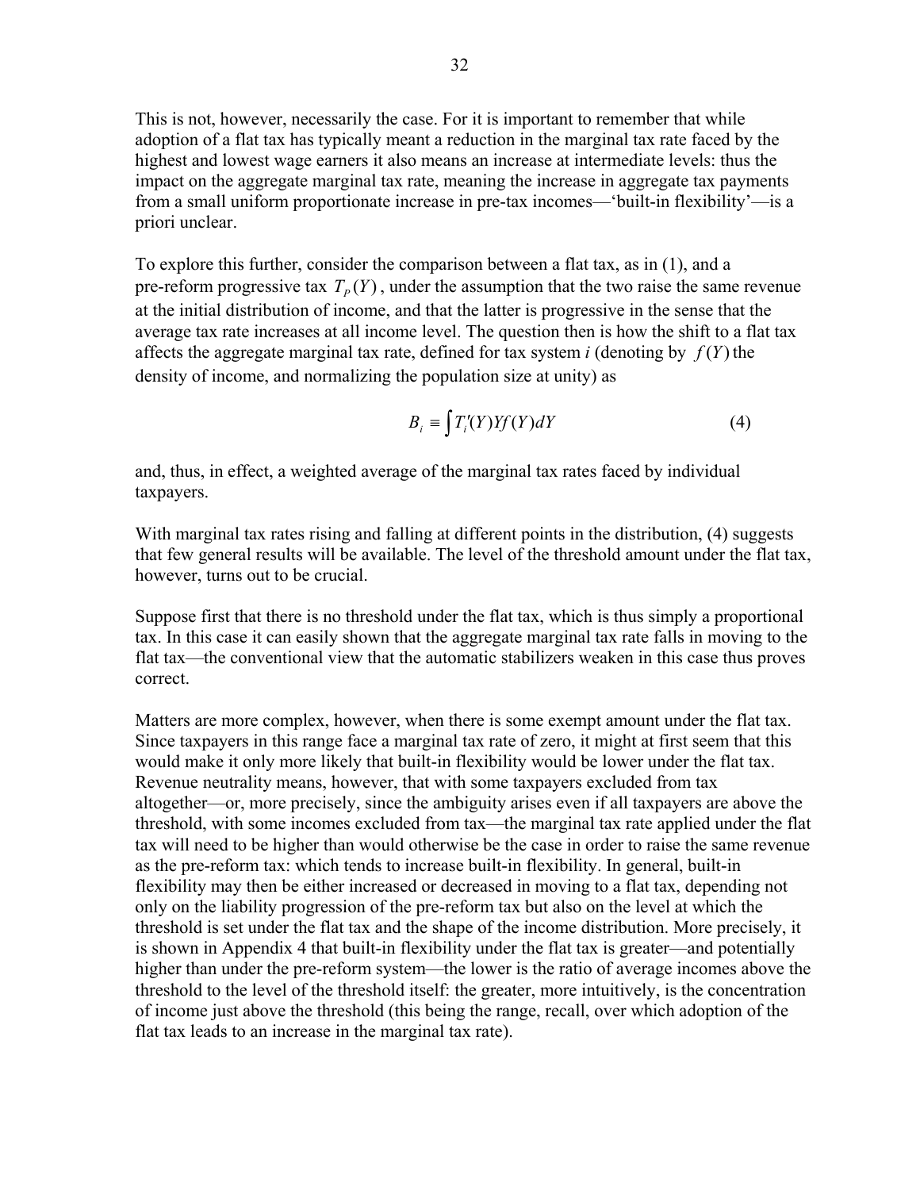This is not, however, necessarily the case. For it is important to remember that while adoption of a flat tax has typically meant a reduction in the marginal tax rate faced by the highest and lowest wage earners it also means an increase at intermediate levels: thus the impact on the aggregate marginal tax rate, meaning the increase in aggregate tax payments from a small uniform proportionate increase in pre-tax incomes—'built-in flexibility'—is a priori unclear.

To explore this further, consider the comparison between a flat tax, as in (1), and a pre-reform progressive tax $T_P(Y)$, under the assumption that the two raise the same revenue at the initial distribution of income, and that the latter is progressive in the sense that the average tax rate increases at all income level. The question then is how the shift to a flat tax affects the aggregate marginal tax rate, defined for tax system *i* (denoting by $f(Y)$ the density of income, and normalizing the population size at unity) as

$$B_i \equiv \int T_i'(Y) Y f(Y) dY \tag{4}$$

and, thus, in effect, a weighted average of the marginal tax rates faced by individual taxpayers.

With marginal tax rates rising and falling at different points in the distribution, (4) suggests that few general results will be available. The level of the threshold amount under the flat tax, however, turns out to be crucial.

Suppose first that there is no threshold under the flat tax, which is thus simply a proportional tax. In this case it can easily shown that the aggregate marginal tax rate falls in moving to the flat tax—the conventional view that the automatic stabilizers weaken in this case thus proves correct.

Matters are more complex, however, when there is some exempt amount under the flat tax. Since taxpayers in this range face a marginal tax rate of zero, it might at first seem that this would make it only more likely that built-in flexibility would be lower under the flat tax. Revenue neutrality means, however, that with some taxpayers excluded from tax altogether—or, more precisely, since the ambiguity arises even if all taxpayers are above the threshold, with some incomes excluded from tax—the marginal tax rate applied under the flat tax will need to be higher than would otherwise be the case in order to raise the same revenue as the pre-reform tax: which tends to increase built-in flexibility. In general, built-in flexibility may then be either increased or decreased in moving to a flat tax, depending not only on the liability progression of the pre-reform tax but also on the level at which the threshold is set under the flat tax and the shape of the income distribution. More precisely, it is shown in Appendix 4 that built-in flexibility under the flat tax is greater—and potentially higher than under the pre-reform system—the lower is the ratio of average incomes above the threshold to the level of the threshold itself: the greater, more intuitively, is the concentration of income just above the threshold (this being the range, recall, over which adoption of the flat tax leads to an increase in the marginal tax rate).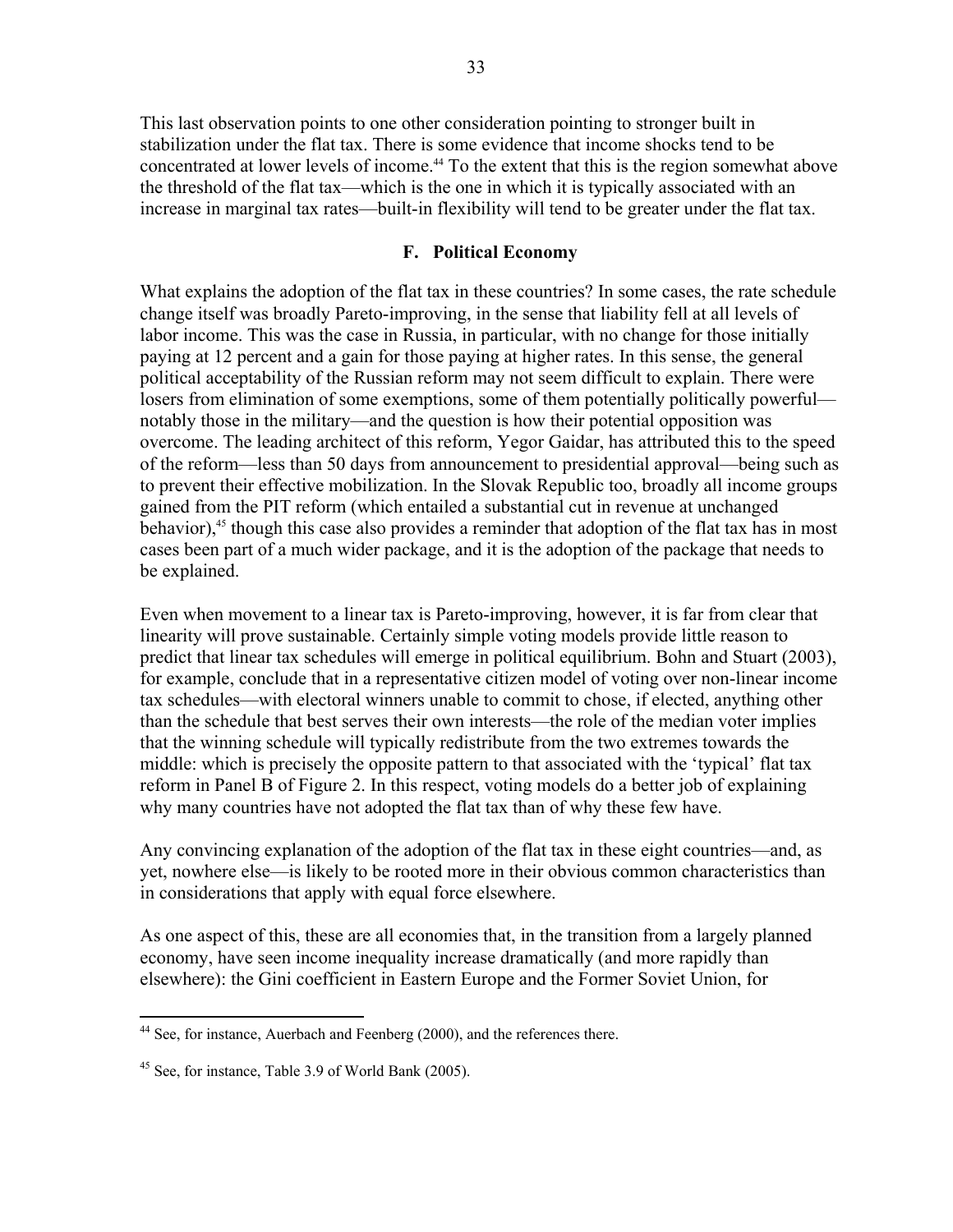This last observation points to one other consideration pointing to stronger built in stabilization under the flat tax. There is some evidence that income shocks tend to be concentrated at lower levels of income.[44] To the extent that this is the region somewhat above the threshold of the flat tax—which is the one in which it is typically associated with an increase in marginal tax rates—built-in flexibility will tend to be greater under the flat tax.

### F. Political Economy

What explains the adoption of the flat tax in these countries? In some cases, the rate schedule change itself was broadly Pareto-improving, in the sense that liability fell at all levels of labor income. This was the case in Russia, in particular, with no change for those initially paying at 12 percent and a gain for those paying at higher rates. In this sense, the general political acceptability of the Russian reform may not seem difficult to explain. There were losers from elimination of some exemptions, some of them potentially politically powerful—notably those in the military—and the question is how their potential opposition was overcome. The leading architect of this reform, Yegor Gaidar, has attributed this to the speed of the reform—less than 50 days from announcement to presidential approval—being such as to prevent their effective mobilization. In the Slovak Republic too, broadly all income groups gained from the PIT reform (which entailed a substantial cut in revenue at unchanged behavior),[45] though this case also provides a reminder that adoption of the flat tax has in most cases been part of a much wider package, and it is the adoption of the package that needs to be explained.

Even when movement to a linear tax is Pareto-improving, however, it is far from clear that linearity will prove sustainable. Certainly simple voting models provide little reason to predict that linear tax schedules will emerge in political equilibrium. Bohn and Stuart (2003), for example, conclude that in a representative citizen model of voting over non-linear income tax schedules—with electoral winners unable to commit to chose, if elected, anything other than the schedule that best serves their own interests—the role of the median voter implies that the winning schedule will typically redistribute from the two extremes towards the middle: which is precisely the opposite pattern to that associated with the 'typical' flat tax reform in Panel B of Figure 2. In this respect, voting models do a better job of explaining why many countries have not adopted the flat tax than of why these few have.

Any convincing explanation of the adoption of the flat tax in these eight countries—and, as yet, nowhere else—is likely to be rooted more in their obvious common characteristics than in considerations that apply with equal force elsewhere.

As one aspect of this, these are all economies that, in the transition from a largely planned economy, have seen income inequality increase dramatically (and more rapidly than elsewhere): the Gini coefficient in Eastern Europe and the Former Soviet Union, for

---

[44] See, for instance, Auerbach and Feenberg (2000), and the references there.

[45] See, for instance, Table 3.9 of World Bank (2005).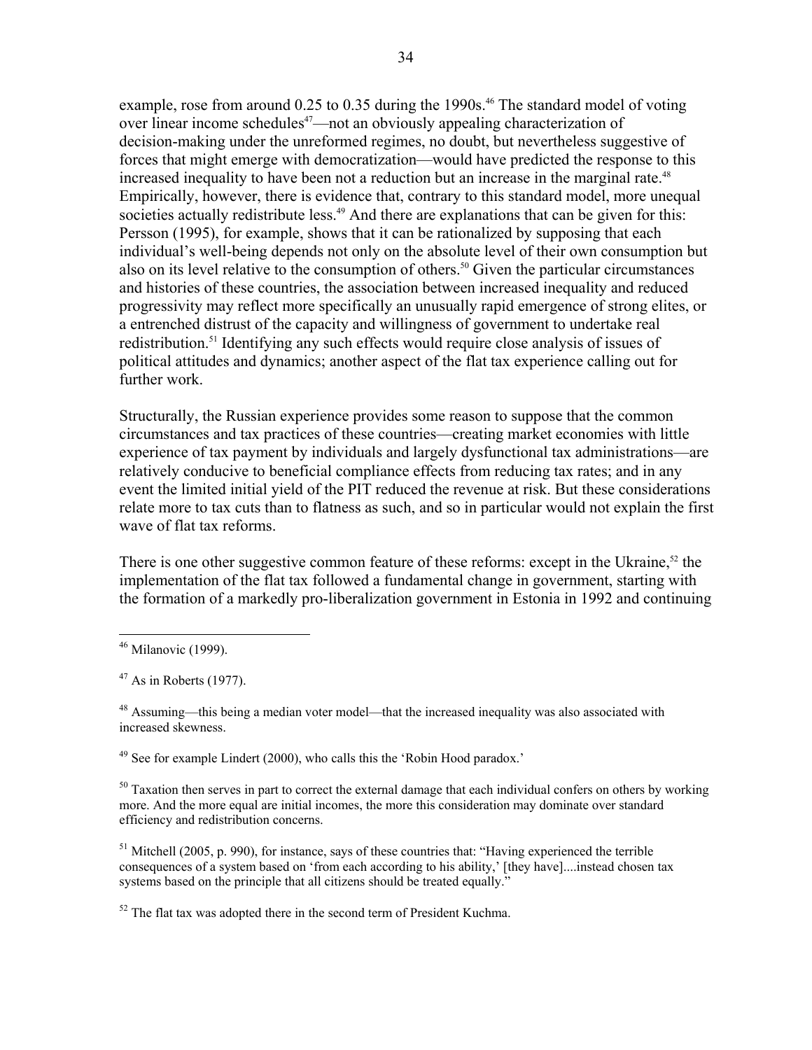example, rose from around 0.25 to 0.35 during the 1990s.[46] The standard model of voting over linear income schedules[47]—not an obviously appealing characterization of decision-making under the unreformed regimes, no doubt, but nevertheless suggestive of forces that might emerge with democratization—would have predicted the response to this increased inequality to have been not a reduction but an increase in the marginal rate.[48] Empirically, however, there is evidence that, contrary to this standard model, more unequal societies actually redistribute less.[49] And there are explanations that can be given for this: Persson (1995), for example, shows that it can be rationalized by supposing that each individual's well-being depends not only on the absolute level of their own consumption but also on its level relative to the consumption of others.[50] Given the particular circumstances and histories of these countries, the association between increased inequality and reduced progressivity may reflect more specifically an unusually rapid emergence of strong elites, or a entrenched distrust of the capacity and willingness of government to undertake real redistribution.[51] Identifying any such effects would require close analysis of issues of political attitudes and dynamics; another aspect of the flat tax experience calling out for further work.

Structurally, the Russian experience provides some reason to suppose that the common circumstances and tax practices of these countries—creating market economies with little experience of tax payment by individuals and largely dysfunctional tax administrations—are relatively conducive to beneficial compliance effects from reducing tax rates; and in any event the limited initial yield of the PIT reduced the revenue at risk. But these considerations relate more to tax cuts than to flatness as such, and so in particular would not explain the first wave of flat tax reforms.

There is one other suggestive common feature of these reforms: except in the Ukraine,[52] the implementation of the flat tax followed a fundamental change in government, starting with the formation of a markedly pro-liberalization government in Estonia in 1992 and continuing

---

[46] Milanovic (1999).

[47] As in Roberts (1977).

[48] Assuming—this being a median voter model—that the increased inequality was also associated with increased skewness.

[49] See for example Lindert (2000), who calls this the 'Robin Hood paradox.'

[50] Taxation then serves in part to correct the external damage that each individual confers on others by working more. And the more equal are initial incomes, the more this consideration may dominate over standard efficiency and redistribution concerns.

[51] Mitchell (2005, p. 990), for instance, says of these countries that: "Having experienced the terrible consequences of a system based on 'from each according to his ability,' [they have]....instead chosen tax systems based on the principle that all citizens should be treated equally."

[52] The flat tax was adopted there in the second term of President Kuchma.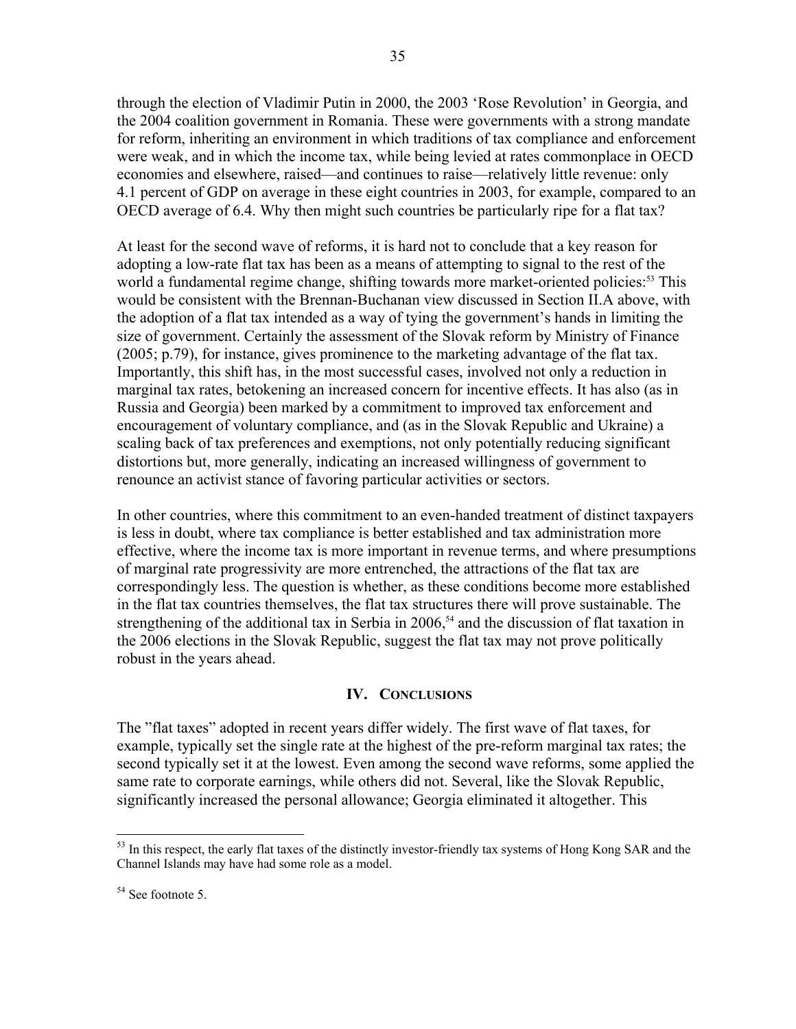through the election of Vladimir Putin in 2000, the 2003 'Rose Revolution' in Georgia, and the 2004 coalition government in Romania. These were governments with a strong mandate for reform, inheriting an environment in which traditions of tax compliance and enforcement were weak, and in which the income tax, while being levied at rates commonplace in OECD economies and elsewhere, raised—and continues to raise—relatively little revenue: only 4.1 percent of GDP on average in these eight countries in 2003, for example, compared to an OECD average of 6.4. Why then might such countries be particularly ripe for a flat tax?

At least for the second wave of reforms, it is hard not to conclude that a key reason for adopting a low-rate flat tax has been as a means of attempting to signal to the rest of the world a fundamental regime change, shifting towards more market-oriented policies:[53] This would be consistent with the Brennan-Buchanan view discussed in Section II.A above, with the adoption of a flat tax intended as a way of tying the government's hands in limiting the size of government. Certainly the assessment of the Slovak reform by Ministry of Finance (2005; p.79), for instance, gives prominence to the marketing advantage of the flat tax. Importantly, this shift has, in the most successful cases, involved not only a reduction in marginal tax rates, betokening an increased concern for incentive effects. It has also (as in Russia and Georgia) been marked by a commitment to improved tax enforcement and encouragement of voluntary compliance, and (as in the Slovak Republic and Ukraine) a scaling back of tax preferences and exemptions, not only potentially reducing significant distortions but, more generally, indicating an increased willingness of government to renounce an activist stance of favoring particular activities or sectors.

In other countries, where this commitment to an even-handed treatment of distinct taxpayers is less in doubt, where tax compliance is better established and tax administration more effective, where the income tax is more important in revenue terms, and where presumptions of marginal rate progressivity are more entrenched, the attractions of the flat tax are correspondingly less. The question is whether, as these conditions become more established in the flat tax countries themselves, the flat tax structures there will prove sustainable. The strengthening of the additional tax in Serbia in 2006,[54] and the discussion of flat taxation in the 2006 elections in the Slovak Republic, suggest the flat tax may not prove politically robust in the years ahead.

## IV. Conclusions

The "flat taxes" adopted in recent years differ widely. The first wave of flat taxes, for example, typically set the single rate at the highest of the pre-reform marginal tax rates; the second typically set it at the lowest. Even among the second wave reforms, some applied the same rate to corporate earnings, while others did not. Several, like the Slovak Republic, significantly increased the personal allowance; Georgia eliminated it altogether. This

---

[53] In this respect, the early flat taxes of the distinctly investor-friendly tax systems of Hong Kong SAR and the Channel Islands may have had some role as a model.

[54] See footnote 5.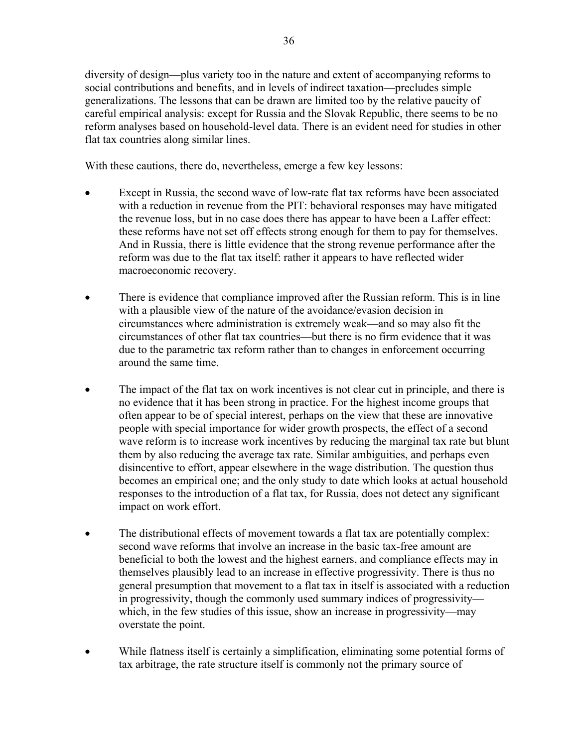diversity of design—plus variety too in the nature and extent of accompanying reforms to social contributions and benefits, and in levels of indirect taxation—precludes simple generalizations. The lessons that can be drawn are limited too by the relative paucity of careful empirical analysis: except for Russia and the Slovak Republic, there seems to be no reform analyses based on household-level data. There is an evident need for studies in other flat tax countries along similar lines.

With these cautions, there do, nevertheless, emerge a few key lessons:

- Except in Russia, the second wave of low-rate flat tax reforms have been associated with a reduction in revenue from the PIT: behavioral responses may have mitigated the revenue loss, but in no case does there has appear to have been a Laffer effect: these reforms have not set off effects strong enough for them to pay for themselves. And in Russia, there is little evidence that the strong revenue performance after the reform was due to the flat tax itself: rather it appears to have reflected wider macroeconomic recovery.

- There is evidence that compliance improved after the Russian reform. This is in line with a plausible view of the nature of the avoidance/evasion decision in circumstances where administration is extremely weak—and so may also fit the circumstances of other flat tax countries—but there is no firm evidence that it was due to the parametric tax reform rather than to changes in enforcement occurring around the same time.

- The impact of the flat tax on work incentives is not clear cut in principle, and there is no evidence that it has been strong in practice. For the highest income groups that often appear to be of special interest, perhaps on the view that these are innovative people with special importance for wider growth prospects, the effect of a second wave reform is to increase work incentives by reducing the marginal tax rate but blunt them by also reducing the average tax rate. Similar ambiguities, and perhaps even disincentive to effort, appear elsewhere in the wage distribution. The question thus becomes an empirical one; and the only study to date which looks at actual household responses to the introduction of a flat tax, for Russia, does not detect any significant impact on work effort.

- The distributional effects of movement towards a flat tax are potentially complex: second wave reforms that involve an increase in the basic tax-free amount are beneficial to both the lowest and the highest earners, and compliance effects may in themselves plausibly lead to an increase in effective progressivity. There is thus no general presumption that movement to a flat tax in itself is associated with a reduction in progressivity, though the commonly used summary indices of progressivity—which, in the few studies of this issue, show an increase in progressivity—may overstate the point.

- While flatness itself is certainly a simplification, eliminating some potential forms of tax arbitrage, the rate structure itself is commonly not the primary source of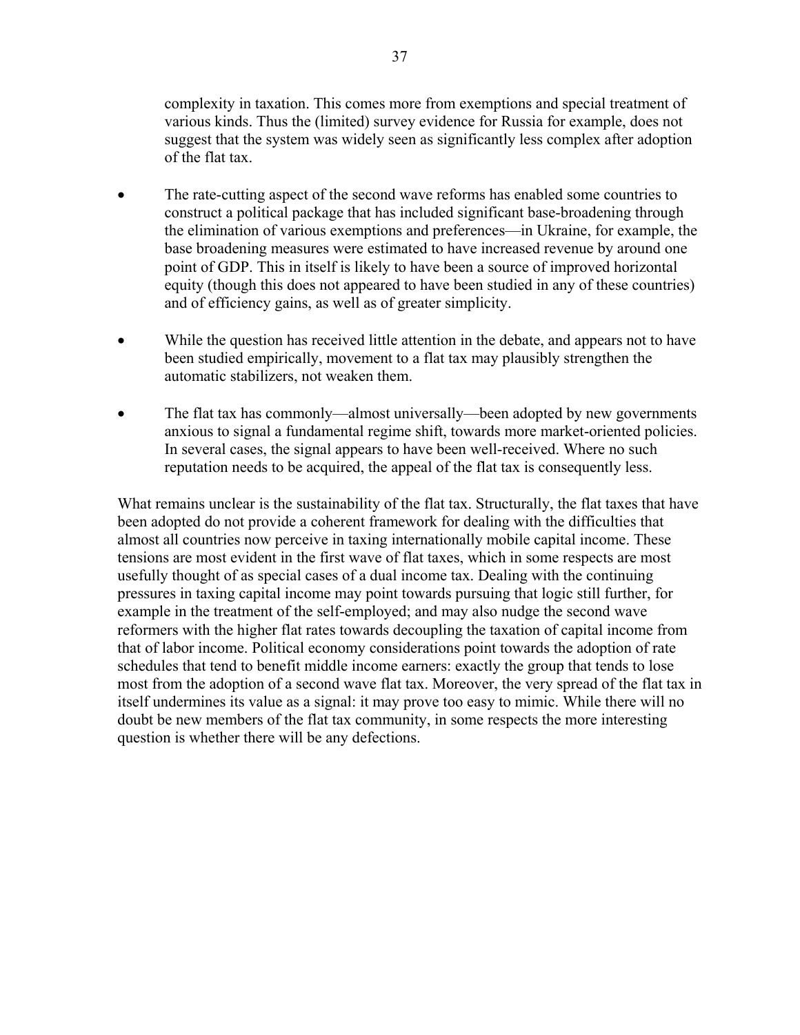complexity in taxation. This comes more from exemptions and special treatment of various kinds. Thus the (limited) survey evidence for Russia for example, does not suggest that the system was widely seen as significantly less complex after adoption of the flat tax.

- The rate-cutting aspect of the second wave reforms has enabled some countries to construct a political package that has included significant base-broadening through the elimination of various exemptions and preferences—in Ukraine, for example, the base broadening measures were estimated to have increased revenue by around one point of GDP. This in itself is likely to have been a source of improved horizontal equity (though this does not appeared to have been studied in any of these countries) and of efficiency gains, as well as of greater simplicity.

- While the question has received little attention in the debate, and appears not to have been studied empirically, movement to a flat tax may plausibly strengthen the automatic stabilizers, not weaken them.

- The flat tax has commonly—almost universally—been adopted by new governments anxious to signal a fundamental regime shift, towards more market-oriented policies. In several cases, the signal appears to have been well-received. Where no such reputation needs to be acquired, the appeal of the flat tax is consequently less.

What remains unclear is the sustainability of the flat tax. Structurally, the flat taxes that have been adopted do not provide a coherent framework for dealing with the difficulties that almost all countries now perceive in taxing internationally mobile capital income. These tensions are most evident in the first wave of flat taxes, which in some respects are most usefully thought of as special cases of a dual income tax. Dealing with the continuing pressures in taxing capital income may point towards pursuing that logic still further, for example in the treatment of the self-employed; and may also nudge the second wave reformers with the higher flat rates towards decoupling the taxation of capital income from that of labor income. Political economy considerations point towards the adoption of rate schedules that tend to benefit middle income earners: exactly the group that tends to lose most from the adoption of a second wave flat tax. Moreover, the very spread of the flat tax in itself undermines its value as a signal: it may prove too easy to mimic. While there will no doubt be new members of the flat tax community, in some respects the more interesting question is whether there will be any defections.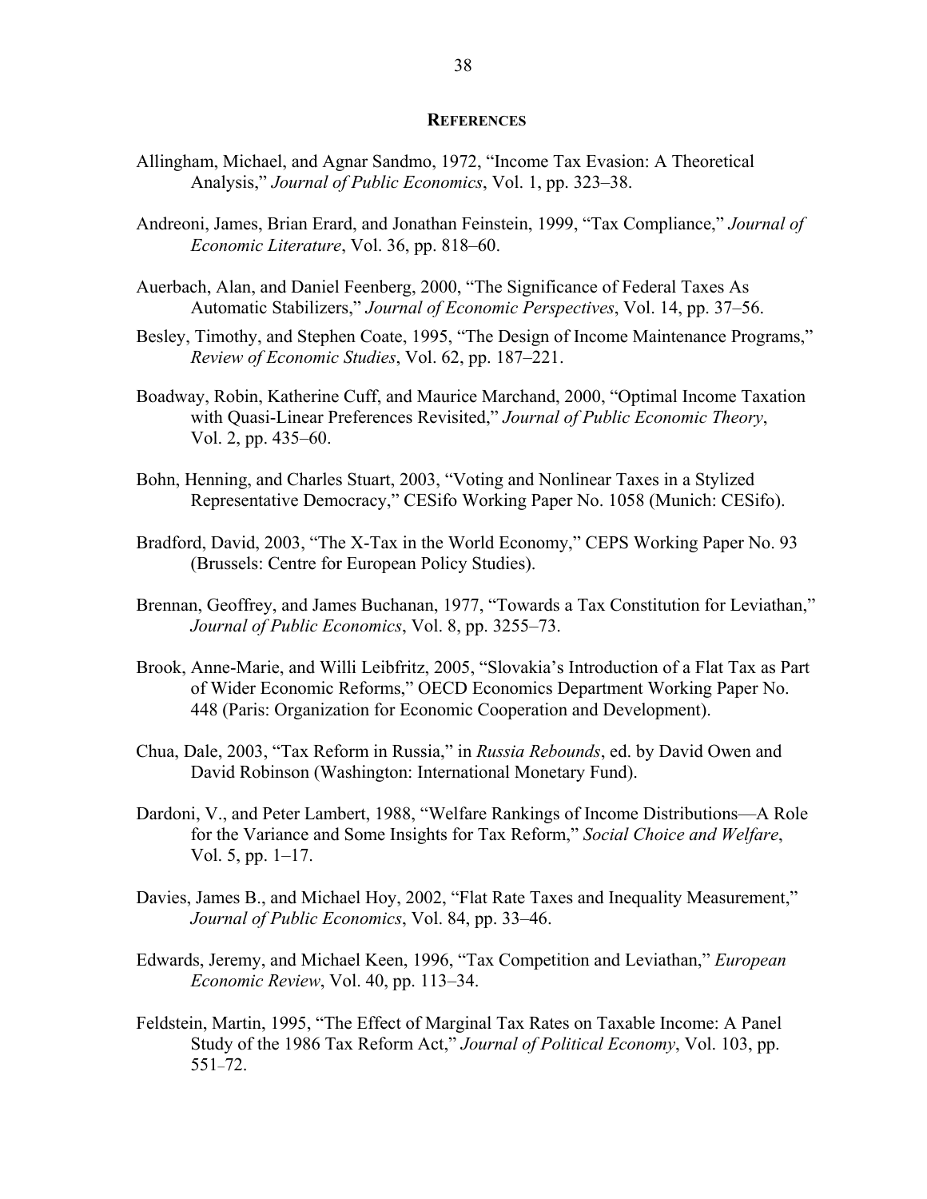## References

Allingham, Michael, and Agnar Sandmo, 1972, "Income Tax Evasion: A Theoretical Analysis," *Journal of Public Economics*, Vol. 1, pp. 323–38.

Andreoni, James, Brian Erard, and Jonathan Feinstein, 1999, "Tax Compliance," *Journal of Economic Literature*, Vol. 36, pp. 818–60.

Auerbach, Alan, and Daniel Feenberg, 2000, "The Significance of Federal Taxes As Automatic Stabilizers," *Journal of Economic Perspectives*, Vol. 14, pp. 37–56.

Besley, Timothy, and Stephen Coate, 1995, "The Design of Income Maintenance Programs," *Review of Economic Studies*, Vol. 62, pp. 187–221.

Boadway, Robin, Katherine Cuff, and Maurice Marchand, 2000, "Optimal Income Taxation with Quasi-Linear Preferences Revisited," *Journal of Public Economic Theory*, Vol. 2, pp. 435–60.

Bohn, Henning, and Charles Stuart, 2003, "Voting and Nonlinear Taxes in a Stylized Representative Democracy," CESifo Working Paper No. 1058 (Munich: CESifo).

Bradford, David, 2003, "The X-Tax in the World Economy," CEPS Working Paper No. 93 (Brussels: Centre for European Policy Studies).

Brennan, Geoffrey, and James Buchanan, 1977, "Towards a Tax Constitution for Leviathan," *Journal of Public Economics*, Vol. 8, pp. 3255–73.

Brook, Anne-Marie, and Willi Leibfritz, 2005, "Slovakia's Introduction of a Flat Tax as Part of Wider Economic Reforms," OECD Economics Department Working Paper No. 448 (Paris: Organization for Economic Cooperation and Development).

Chua, Dale, 2003, "Tax Reform in Russia," in *Russia Rebounds*, ed. by David Owen and David Robinson (Washington: International Monetary Fund).

Dardoni, V., and Peter Lambert, 1988, "Welfare Rankings of Income Distributions—A Role for the Variance and Some Insights for Tax Reform," *Social Choice and Welfare*, Vol. 5, pp. 1–17.

Davies, James B., and Michael Hoy, 2002, "Flat Rate Taxes and Inequality Measurement," *Journal of Public Economics*, Vol. 84, pp. 33–46.

Edwards, Jeremy, and Michael Keen, 1996, "Tax Competition and Leviathan," *European Economic Review*, Vol. 40, pp. 113–34.

Feldstein, Martin, 1995, "The Effect of Marginal Tax Rates on Taxable Income: A Panel Study of the 1986 Tax Reform Act," *Journal of Political Economy*, Vol. 103, pp. 551–72.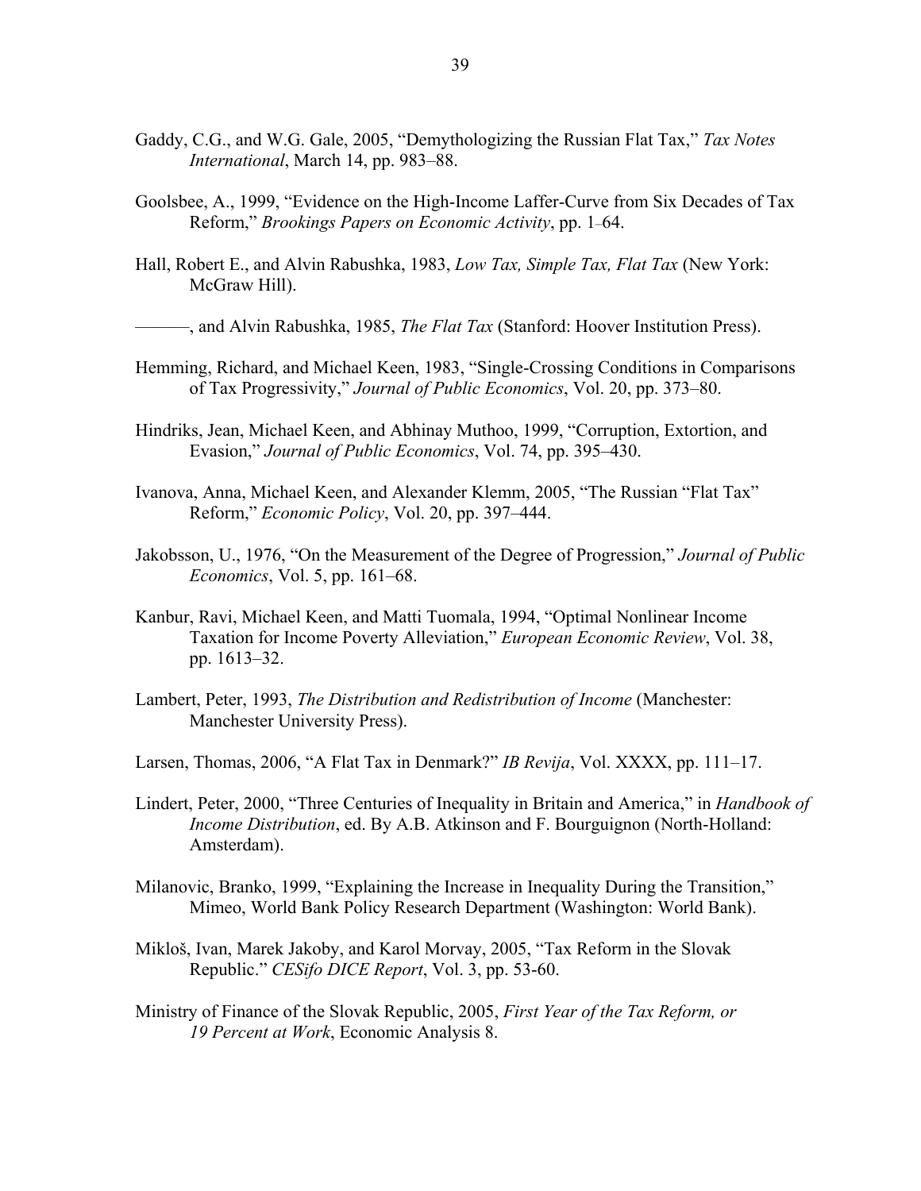Gaddy, C.G., and W.G. Gale, 2005, "Demythologizing the Russian Flat Tax," *Tax Notes International*, March 14, pp. 983–88.

Goolsbee, A., 1999, "Evidence on the High-Income Laffer-Curve from Six Decades of Tax Reform," *Brookings Papers on Economic Activity*, pp. 1–64.

Hall, Robert E., and Alvin Rabushka, 1983, *Low Tax, Simple Tax, Flat Tax* (New York: McGraw Hill).

———, and Alvin Rabushka, 1985, *The Flat Tax* (Stanford: Hoover Institution Press).

Hemming, Richard, and Michael Keen, 1983, "Single-Crossing Conditions in Comparisons of Tax Progressivity," *Journal of Public Economics*, Vol. 20, pp. 373–80.

Hindriks, Jean, Michael Keen, and Abhinay Muthoo, 1999, "Corruption, Extortion, and Evasion," *Journal of Public Economics*, Vol. 74, pp. 395–430.

Ivanova, Anna, Michael Keen, and Alexander Klemm, 2005, "The Russian "Flat Tax" Reform," *Economic Policy*, Vol. 20, pp. 397–444.

Jakobsson, U., 1976, "On the Measurement of the Degree of Progression," *Journal of Public Economics*, Vol. 5, pp. 161–68.

Kanbur, Ravi, Michael Keen, and Matti Tuomala, 1994, "Optimal Nonlinear Income Taxation for Income Poverty Alleviation," *European Economic Review*, Vol. 38, pp. 1613–32.

Lambert, Peter, 1993, *The Distribution and Redistribution of Income* (Manchester: Manchester University Press).

Larsen, Thomas, 2006, "A Flat Tax in Denmark?" *IB Revija*, Vol. XXXX, pp. 111–17.

Lindert, Peter, 2000, "Three Centuries of Inequality in Britain and America," in *Handbook of Income Distribution*, ed. By A.B. Atkinson and F. Bourguignon (North-Holland: Amsterdam).

Milanovic, Branko, 1999, "Explaining the Increase in Inequality During the Transition," Mimeo, World Bank Policy Research Department (Washington: World Bank).

Mikloš, Ivan, Marek Jakoby, and Karol Morvay, 2005, "Tax Reform in the Slovak Republic." *CESifo DICE Report*, Vol. 3, pp. 53-60.

Ministry of Finance of the Slovak Republic, 2005, *First Year of the Tax Reform, or 19 Percent at Work*, Economic Analysis 8.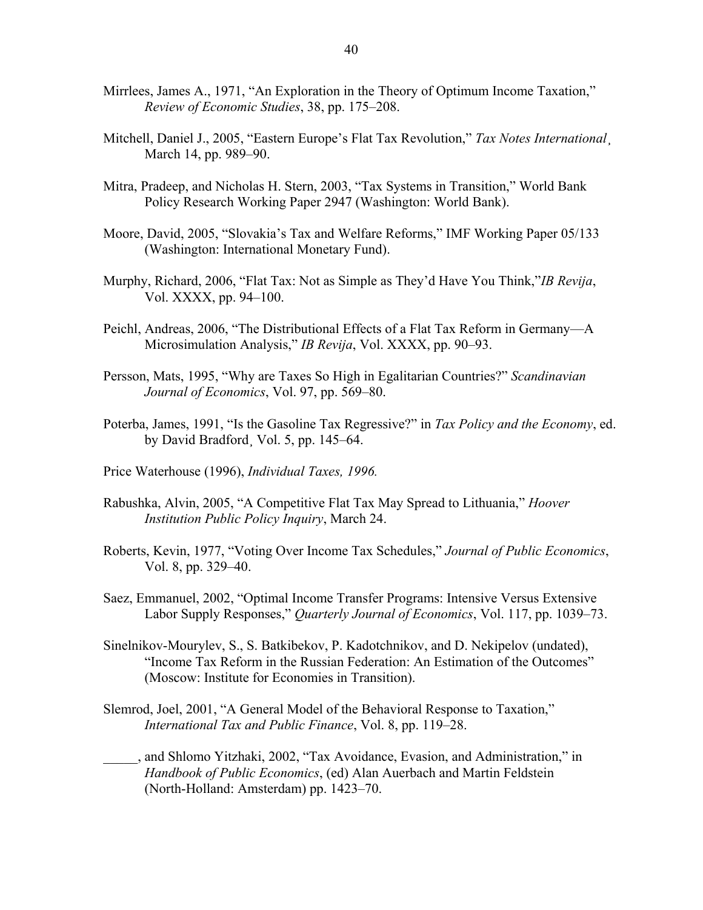Mirrlees, James A., 1971, "An Exploration in the Theory of Optimum Income Taxation," *Review of Economic Studies*, 38, pp. 175–208.

Mitchell, Daniel J., 2005, "Eastern Europe's Flat Tax Revolution," *Tax Notes International*¸ March 14, pp. 989–90.

Mitra, Pradeep, and Nicholas H. Stern, 2003, "Tax Systems in Transition," World Bank Policy Research Working Paper 2947 (Washington: World Bank).

Moore, David, 2005, "Slovakia's Tax and Welfare Reforms," IMF Working Paper 05/133 (Washington: International Monetary Fund).

Murphy, Richard, 2006, "Flat Tax: Not as Simple as They'd Have You Think,"*IB Revija*, Vol. XXXX, pp. 94–100.

Peichl, Andreas, 2006, "The Distributional Effects of a Flat Tax Reform in Germany—A Microsimulation Analysis," *IB Revija*, Vol. XXXX, pp. 90–93.

Persson, Mats, 1995, "Why are Taxes So High in Egalitarian Countries?" *Scandinavian Journal of Economics*, Vol. 97, pp. 569–80.

Poterba, James, 1991, "Is the Gasoline Tax Regressive?" in *Tax Policy and the Economy*, ed. by David Bradford¸ Vol. 5, pp. 145–64.

Price Waterhouse (1996), *Individual Taxes, 1996.*

Rabushka, Alvin, 2005, "A Competitive Flat Tax May Spread to Lithuania," *Hoover Institution Public Policy Inquiry*, March 24.

Roberts, Kevin, 1977, "Voting Over Income Tax Schedules," *Journal of Public Economics*, Vol. 8, pp. 329–40.

Saez, Emmanuel, 2002, "Optimal Income Transfer Programs: Intensive Versus Extensive Labor Supply Responses," *Quarterly Journal of Economics*, Vol. 117, pp. 1039–73.

Sinelnikov-Mourylev, S., S. Batkibekov, P. Kadotchnikov, and D. Nekipelov (undated), "Income Tax Reform in the Russian Federation: An Estimation of the Outcomes" (Moscow: Institute for Economies in Transition).

Slemrod, Joel, 2001, "A General Model of the Behavioral Response to Taxation," *International Tax and Public Finance*, Vol. 8, pp. 119–28.

_____, and Shlomo Yitzhaki, 2002, "Tax Avoidance, Evasion, and Administration," in *Handbook of Public Economics*, (ed) Alan Auerbach and Martin Feldstein (North-Holland: Amsterdam) pp. 1423–70.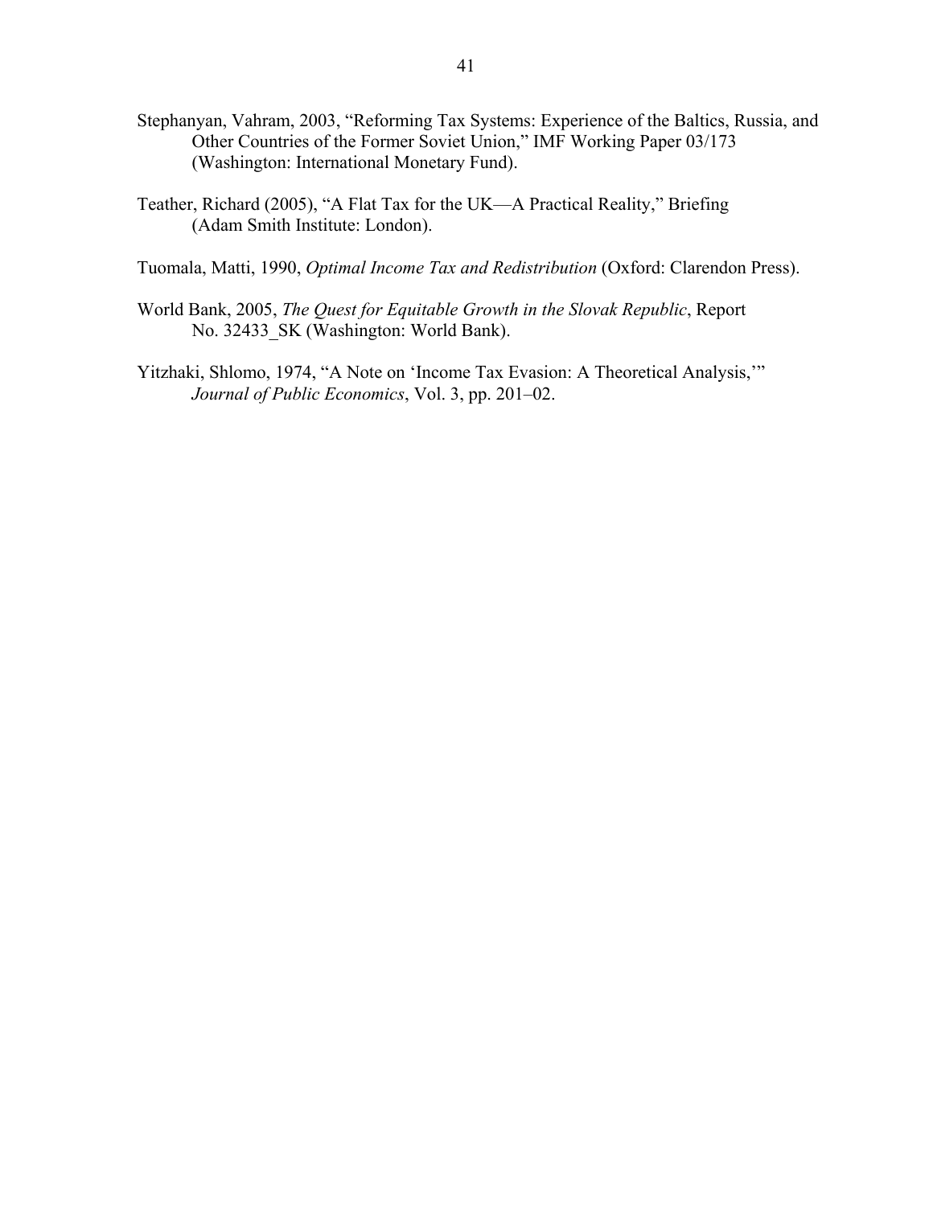Stephanyan, Vahram, 2003, "Reforming Tax Systems: Experience of the Baltics, Russia, and Other Countries of the Former Soviet Union," IMF Working Paper 03/173 (Washington: International Monetary Fund).

Teather, Richard (2005), "A Flat Tax for the UK—A Practical Reality," Briefing (Adam Smith Institute: London).

Tuomala, Matti, 1990, *Optimal Income Tax and Redistribution* (Oxford: Clarendon Press).

World Bank, 2005, *The Quest for Equitable Growth in the Slovak Republic*, Report No. 32433_SK (Washington: World Bank).

Yitzhaki, Shlomo, 1974, "A Note on 'Income Tax Evasion: A Theoretical Analysis,'" *Journal of Public Economics*, Vol. 3, pp. 201–02.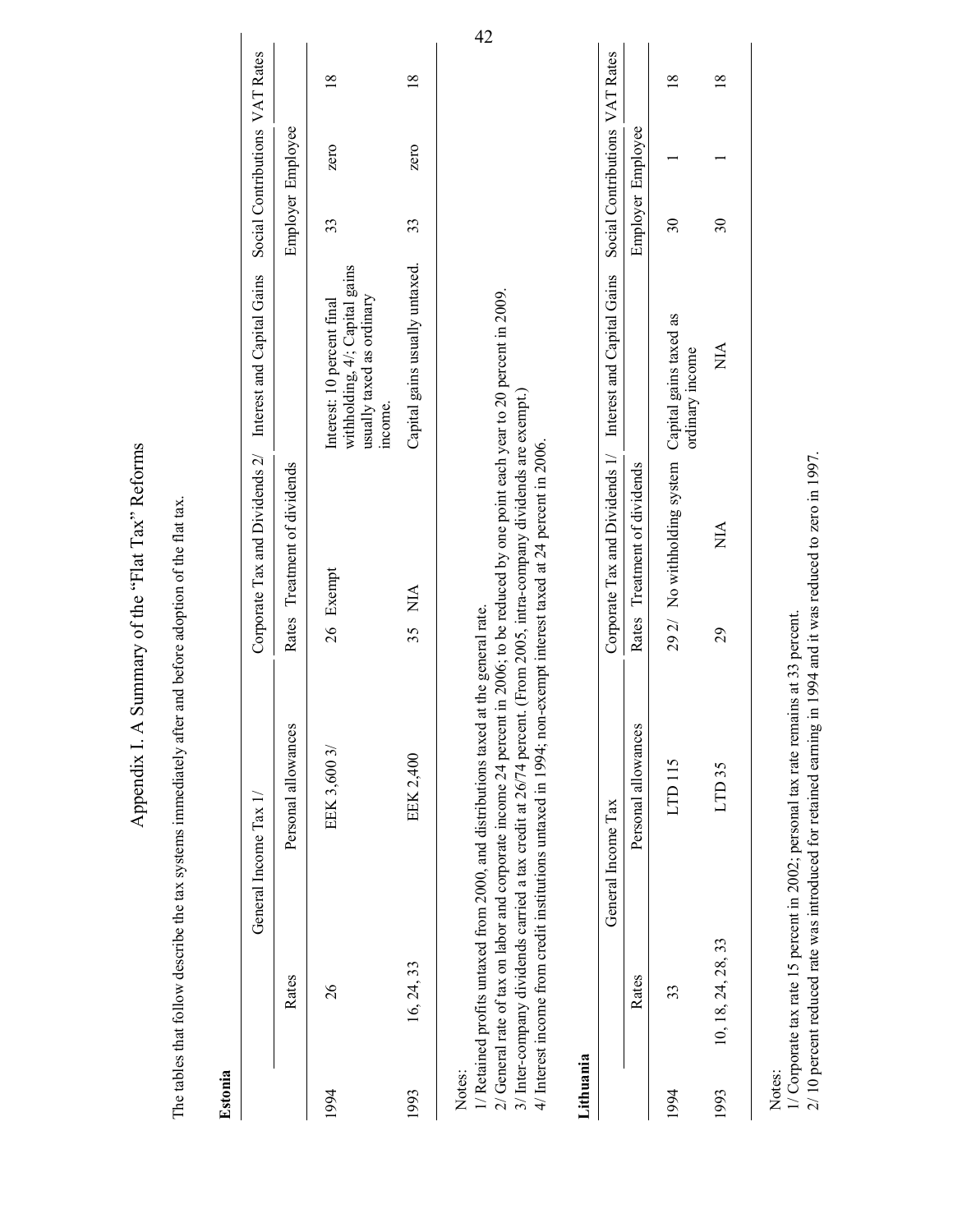# Appendix I. A Summary of the "Flat Tax" Reforms

The tables that follow describe the tax systems immediately after and before adoption of the flat tax.

**Estonia**

| | General Income Tax 1/ | | Corporate Tax and Dividends 2/ | | Interest and Capital Gains | Social Contributions | | VAT Rates |
|---|---|---|---|---|---|---|---|---|
| | Rates | Personal allowances | Rates | Treatment of dividends | | Employer | Employee | |
| 1994 | 26 | EEK 3,600 3/ | 26 | Exempt | Interest: 10 percent final withholding, 4/; Capital gains usually taxed as ordinary income. | 33 | zero | 18 |
| 1993 | 16, 24, 33 | EEK 2,400 | 35 | NIA | Capital gains usually untaxed. | 33 | zero | 18 |

Notes:
1/ Retained profits untaxed from 2000, and distributions taxed at the general rate.
2/ General rate of tax on labor and corporate income 24 percent in 2006; to be reduced by one point each year to 20 percent in 2009.
3/ Inter-company dividends carried a tax credit at 26/74 percent. (From 2005, intra-company dividends are exempt.)
4/ Interest income from credit institutions untaxed in 1994; non-exempt interest taxed at 24 percent in 2006.

**Lithuania**

| | General Income Tax | | Corporate Tax and Dividends 1/ | | Interest and Capital Gains | Social Contributions | | VAT Rates |
|---|---|---|---|---|---|---|---|---|
| | Rates | Personal allowances | Rates | Treatment of dividends | | Employer | Employee | |
| 1994 | 33 | LTD 115 | 29 2/ | No withholding system | Capital gains taxed as ordinary income | 30 | 1 | 18 |
| 1993 | 10, 18, 24, 28, 33 | LTD 35 | 29 | NIA | NIA | 30 | 1 | 18 |

Notes:
1/ Corporate tax rate 15 percent in 2002; personal tax rate remains at 33 percent.
2/ 10 percent reduced rate was introduced for retained earning in 1994 and it was reduced to zero in 1997.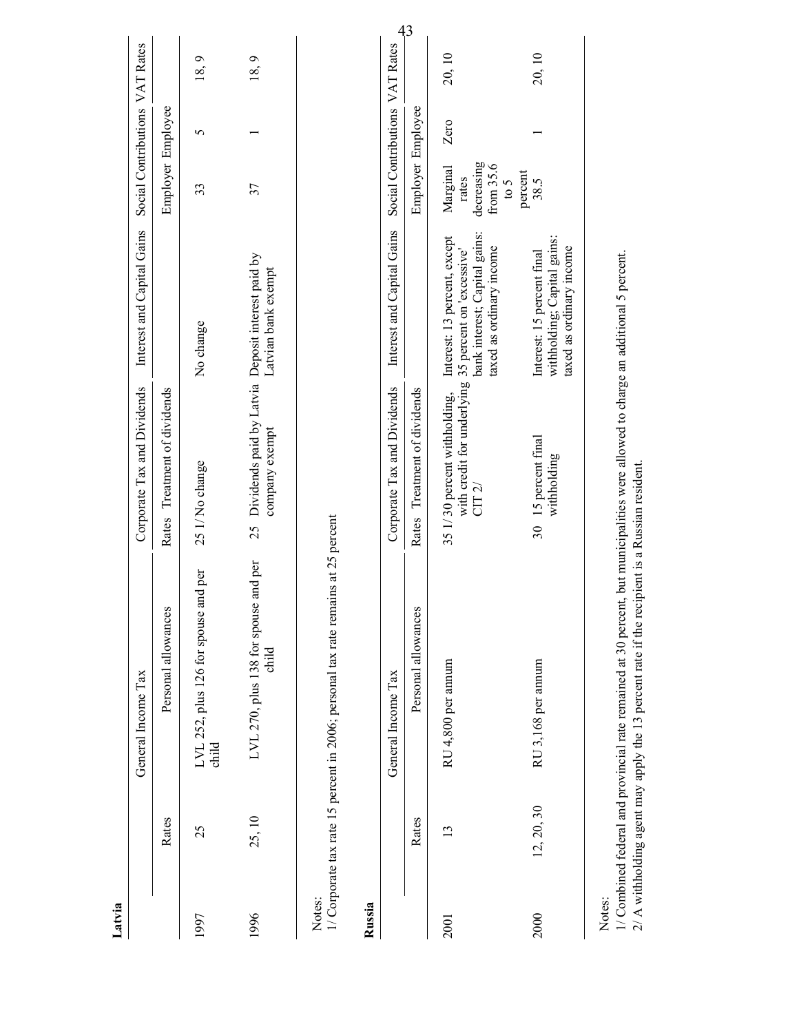**Latvia**

| | General Income Tax | | Corporate Tax and Dividends | | Interest and Capital Gains | Social Contributions | | VAT Rates |
|---|---|---|---|---|---|---|---|---|
| | Rates | Personal allowances | Rates | Treatment of dividends | | Employer | Employee | |
| 1997 | 25 | LVL 252, plus 126 for spouse and per child | 25 1/ | No change | No change | 33 | 5 | 18, 9 |
| 1996 | 25, 10 | LVL 270, plus 138 for spouse and per child | 25 | Dividends paid by Latvia company exempt | Deposit interest paid by Latvian bank exempt | 37 | 1 | 18, 9 |

Notes:
1/ Corporate tax rate 15 percent in 2006; personal tax rate remains at 25 percent

**Russia**

| | General Income Tax | | Corporate Tax and Dividends | | Interest and Capital Gains | Social Contributions | | VAT Rates |
|---|---|---|---|---|---|---|---|---|
| | Rates | Personal allowances | Rates | Treatment of dividends | | Employer | Employee | |
| 2001 | 13 | RU 4,800 per annum | 35 1/ | 30 percent withholding, with credit for underlying CIT 2/ | Interest: 13 percent, except 35 percent on 'excessive' bank interest; Capital gains: taxed as ordinary income | Marginal rates decreasing from 35.6 to 5 percent | Zero | 20, 10 |
| 2000 | 12, 20, 30 | RU 3,168 per annum | 30 | 15 percent final withholding | Interest: 15 percent final withholding; Capital gains: taxed as ordinary income | 38.5 | 1 | 20, 10 |

Notes:
1/ Combined federal and provincial rate remained at 30 percent, but municipalities were allowed to charge an additional 5 percent.
2/ A withholding agent may apply the 13 percent rate if the recipient is a Russian resident.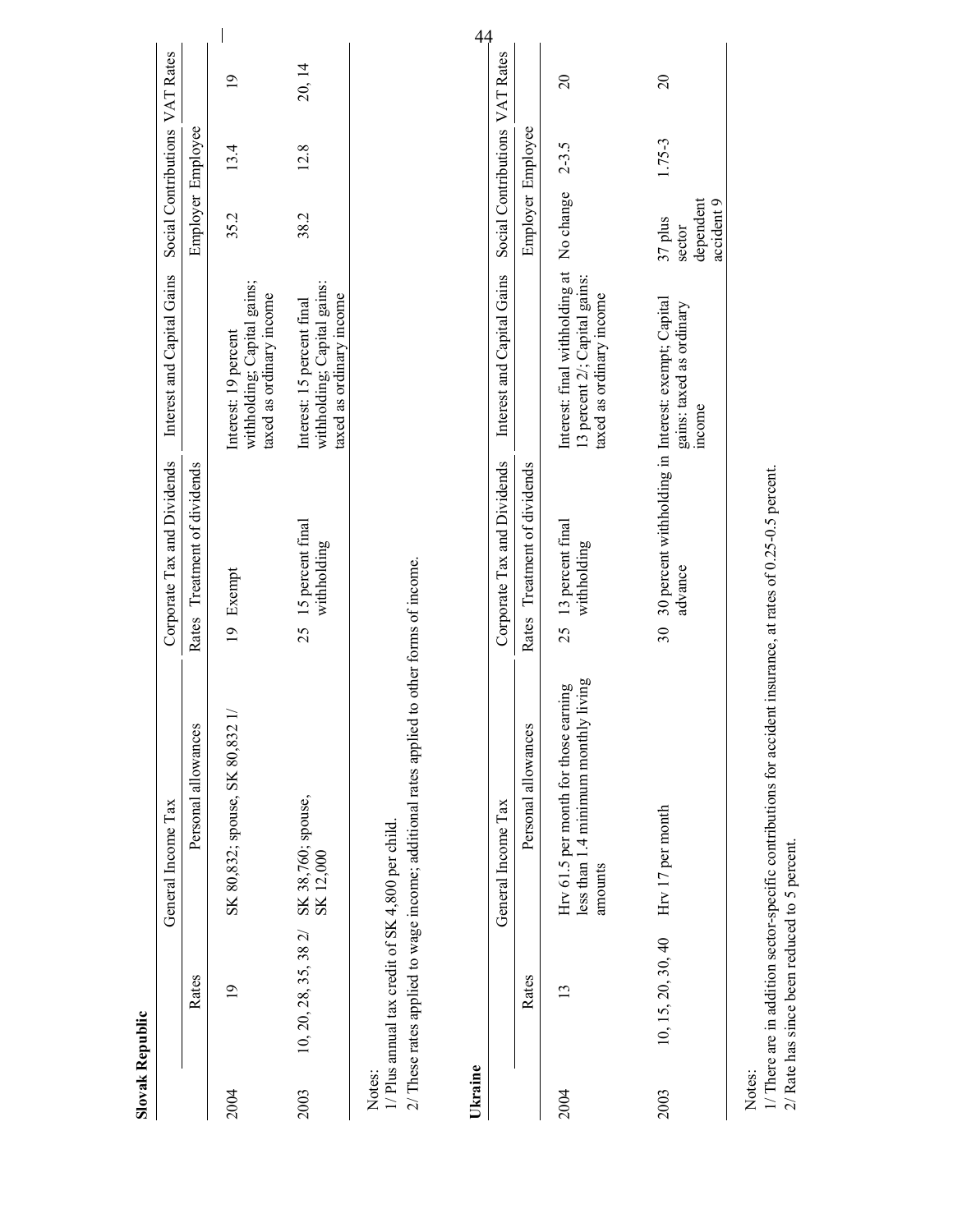**Slovak Republic**

| | General Income Tax | | Corporate Tax and Dividends | | Interest and Capital Gains | Social Contributions | | VAT Rates |
|---|---|---|---|---|---|---|---|---|
| | Rates | Personal allowances | Rates | Treatment of dividends | | Employer | Employee | |
| 2004 | 19 | SK 80,832; spouse, SK 80,832 1/ | 19 | Exempt | Interest: 19 percent withholding; Capital gains; taxed as ordinary income | 35.2 | 13.4 | 19 |
| 2003 | 10, 20, 28, 35, 38 2/ | SK 38,760; spouse, SK 12,000 | 25 | 15 percent final withholding | Interest: 15 percent final withholding; Capital gains: taxed as ordinary income | 38.2 | 12.8 | 20, 14 |

Notes:
1/ Plus annual tax credit of SK 4,800 per child.
2/ These rates applied to wage income; additional rates applied to other forms of income.

**Ukraine**

| | General Income Tax | | Corporate Tax and Dividends | | Interest and Capital Gains | Social Contributions | | VAT Rates |
|---|---|---|---|---|---|---|---|---|
| | Rates | Personal allowances | Rates | Treatment of dividends | | Employer | Employee | |
| 2004 | 13 | Hrv 61.5 per month for those earning less than 1.4 minimum monthly living amounts | 25 | 13 percent final withholding | Interest: final withholding at 13 percent 2/; Capital gains: taxed as ordinary income | No change | 2-3.5 | 20 |
| 2003 | 10, 15, 20, 30, 40 | Hrv 17 per month | 30 | 30 percent withholding in advance | Interest: exempt; Capital gains: taxed as ordinary income | 37 plus sector dependent accident 9 | 1.75-3 | 20 |

Notes:
1/ There are in addition sector-specific contributions for accident insurance, at rates of 0.25-0.5 percent.
2/ Rate has since been reduced to 5 percent.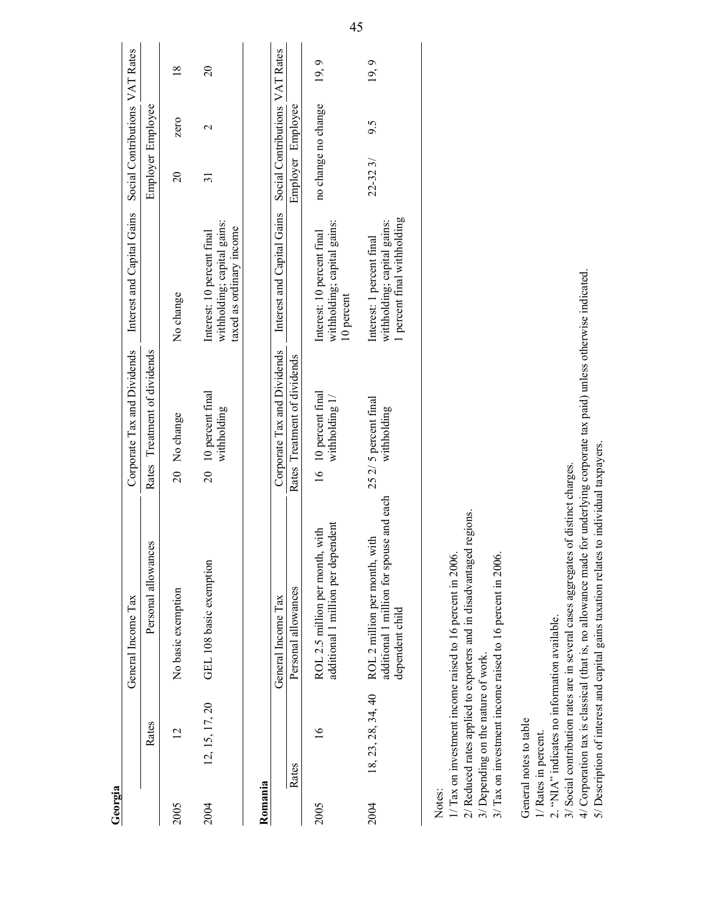**Georgia**

| | General Income Tax | | Corporate Tax and Dividends | | Interest and Capital Gains | Social Contributions | | VAT Rates |
|---|---|---|---|---|---|---|---|---|
| | Rates | Personal allowances | Rates | Treatment of dividends | | Employer | Employee | |
| 2005 | 12 | No basic exemption | 20 | No change | No change | 20 | zero | 18 |
| 2004 | 12, 15, 17, 20 | GEL 108 basic exemption | 20 | 10 percent final withholding | Interest: 10 percent final withholding; capital gains: taxed as ordinary income | 31 | 2 | 20 |

**Romania**

| | General Income Tax | | Corporate Tax and Dividends | | Interest and Capital Gains | Social Contributions | | VAT Rates |
|---|---|---|---|---|---|---|---|---|
| | Rates | Personal allowances | Rates | Treatment of dividends | | Employer | Employee | |
| 2005 | 16 | ROL 2.5 million per month, with additional 1 million per dependent | 16 | 10 percent final withholding 1/ | Interest: 10 percent final withholding; capital gains: 10 percent | no change | no change | 19, 9 |
| 2004 | 18, 23, 28, 34, 40 | ROL 2 million per month, with additional 1 million for spouse and each dependent child | 25 2/ | 5 percent final withholding | Interest: 1 percent final withholding; capital gains: 1 percent final withholding | 22-32 3/ | 9.5 | 19, 9 |

Notes:
1/ Tax on investment income raised to 16 percent in 2006.
2/ Reduced rates applied to exporters and in disadvantaged regions.
3/ Depending on the nature of work.
3/ Tax on investment income raised to 16 percent in 2006.

General notes to table
1/ Rates in percent.
2. "NIA" indicates no information available.
3/ Social contribution rates are in several cases aggregates of distinct charges.
4/ Corporation tax is classical (that is, no allowance made for underlying corporate tax paid) unless otherwise indicated.
5/ Description of interest and capital gains taxation relates to individual taxpayers.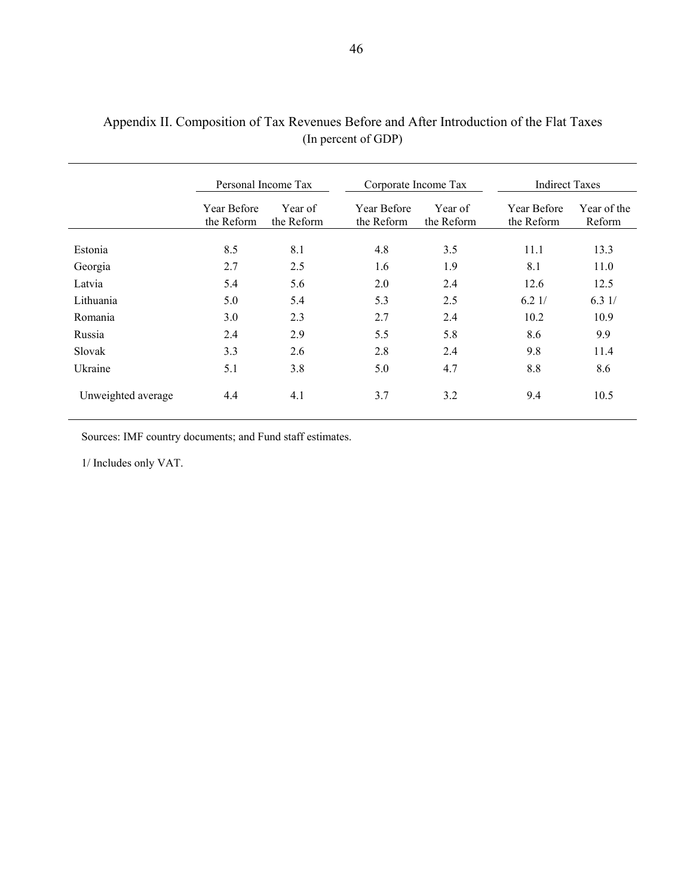Appendix II. Composition of Tax Revenues Before and After Introduction of the Flat Taxes
(In percent of GDP)

| | Personal Income Tax | | Corporate Income Tax | | Indirect Taxes | |
|---|---|---|---|---|---|---|
| | Year Before the Reform | Year of the Reform | Year Before the Reform | Year of the Reform | Year Before the Reform | Year of the Reform |
| Estonia | 8.5 | 8.1 | 4.8 | 3.5 | 11.1 | 13.3 |
| Georgia | 2.7 | 2.5 | 1.6 | 1.9 | 8.1 | 11.0 |
| Latvia | 5.4 | 5.6 | 2.0 | 2.4 | 12.6 | 12.5 |
| Lithuania | 5.0 | 5.4 | 5.3 | 2.5 | 6.2 1/ | 6.3 1/ |
| Romania | 3.0 | 2.3 | 2.7 | 2.4 | 10.2 | 10.9 |
| Russia | 2.4 | 2.9 | 5.5 | 5.8 | 8.6 | 9.9 |
| Slovak | 3.3 | 2.6 | 2.8 | 2.4 | 9.8 | 11.4 |
| Ukraine | 5.1 | 3.8 | 5.0 | 4.7 | 8.8 | 8.6 |
| Unweighted average | 4.4 | 4.1 | 3.7 | 3.2 | 9.4 | 10.5 |

Sources: IMF country documents; and Fund staff estimates.

1/ Includes only VAT.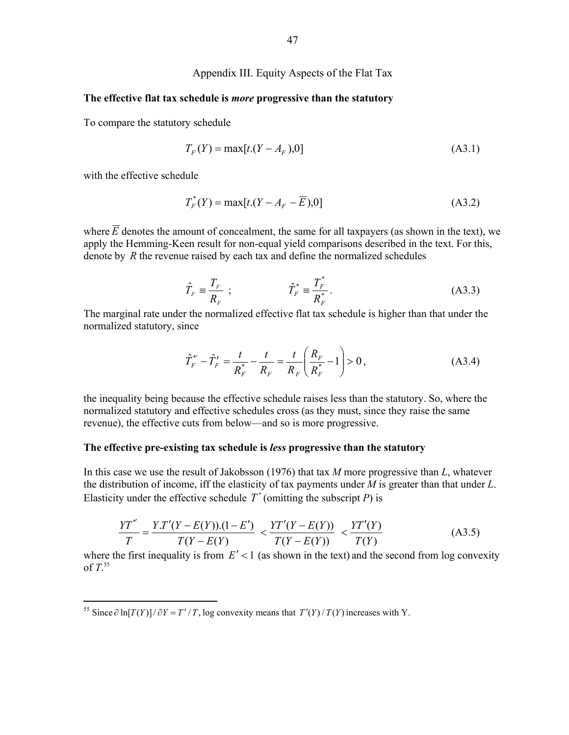## Appendix III. Equity Aspects of the Flat Tax

**The effective flat tax schedule is *more* progressive than the statutory**

To compare the statutory schedule

$$T_F(Y) = \max[t.(Y - A_F),0] \tag{A3.1}$$

with the effective schedule

$$T_F^*(Y) = \max[t.(Y - A_F - \overline{E}),0] \tag{A3.2}$$

where $\overline{E}$ denotes the amount of concealment, the same for all taxpayers (as shown in the text), we apply the Hemming-Keen result for non-equal yield comparisons described in the text. For this, denote by $R$ the revenue raised by each tax and define the normalized schedules

$$\hat{T}_F \equiv \frac{T_F}{R_F} \; ; \qquad \hat{T}_F^* \equiv \frac{T_F^*}{R_F^*} . \tag{A3.3}$$

The marginal rate under the normalized effective flat tax schedule is higher than that under the normalized statutory, since

$$\hat{T}_F^{*\prime} - \hat{T}_F^{\prime} = \frac{t}{R_F^*} - \frac{t}{R_F} = \frac{t}{R_F}\left(\frac{R_F}{R_F^*} - 1\right) > 0 , \tag{A3.4}$$

the inequality being because the effective schedule raises less than the statutory. So, where the normalized statutory and effective schedules cross (as they must, since they raise the same revenue), the effective cuts from below—and so is more progressive.

**The effective pre-existing tax schedule is *less* progressive than the statutory**

In this case we use the result of Jakobsson (1976) that tax *M* more progressive than *L*, whatever the distribution of income, iff the elasticity of tax payments under *M* is greater than that under *L*. Elasticity under the effective schedule $T^*$ (omitting the subscript *P*) is

$$\frac{YT^{*\prime}}{T} = \frac{Y.T'(Y - E(Y)).(1 - E')}{T(Y - E(Y)} < \frac{YT'(Y - E(Y))}{T(Y - E(Y))} < \frac{YT'(Y)}{T(Y)} \tag{A3.5}$$

where the first inequality is from $E' < 1$ (as shown in the text) and the second from log convexity of *T*.[55]

[55] Since $\partial \ln[T(Y)] / \partial Y = T'/T$, log convexity means that $T'(Y)/T(Y)$ increases with Y.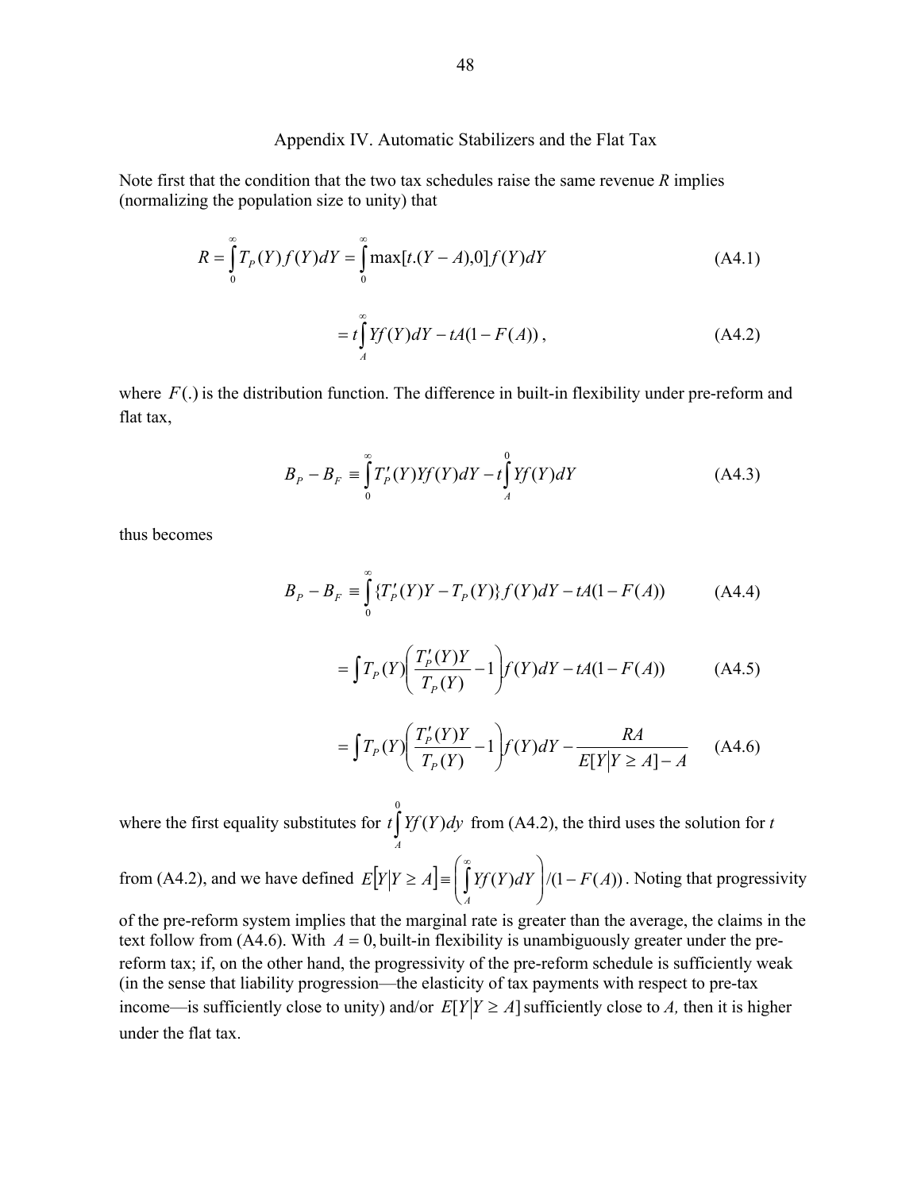## Appendix IV. Automatic Stabilizers and the Flat Tax

Note first that the condition that the two tax schedules raise the same revenue $R$ implies (normalizing the population size to unity) that

$$R = \int_0^\infty T_P(Y) f(Y) dY = \int_0^\infty \max[t.(Y - A), 0] f(Y) dY \tag{A4.1}$$

$$= t \int_A^\infty Y f(Y) dY - tA(1 - F(A)), \tag{A4.2}$$

where $F(.)$ is the distribution function. The difference in built-in flexibility under pre-reform and flat tax,

$$B_P - B_F \equiv \int_0^\infty T_P'(Y) Y f(Y) dY - t \int_A^0 Y f(Y) dY \tag{A4.3}$$

thus becomes

$$B_P - B_F \equiv \int_0^\infty \{T_P'(Y) Y - T_P(Y)\} f(Y) dY - tA(1 - F(A)) \tag{A4.4}$$

$$= \int T_P(Y) \left( \frac{T_P'(Y) Y}{T_P(Y)} - 1 \right) f(Y) dY - tA(1 - F(A)) \tag{A4.5}$$

$$= \int T_P(Y) \left( \frac{T_P'(Y) Y}{T_P(Y)} - 1 \right) f(Y) dY - \frac{RA}{E[Y | Y \geq A] - A} \tag{A4.6}$$

where the first equality substitutes for $t \int_A^0 Y f(Y) dy$ from (A4.2), the third uses the solution for $t$ from (A4.2), and we have defined $E[Y | Y \geq A] \equiv \left( \int_A^\infty Y f(Y) dY \right) / (1 - F(A))$. Noting that progressivity of the pre-reform system implies that the marginal rate is greater than the average, the claims in the text follow from (A4.6). With $A = 0$, built-in flexibility is unambiguously greater under the pre-reform tax; if, on the other hand, the progressivity of the pre-reform schedule is sufficiently weak (in the sense that liability progression—the elasticity of tax payments with respect to pre-tax income—is sufficiently close to unity) and/or $E[Y | Y \geq A]$ sufficiently close to $A$, then it is higher under the flat tax.